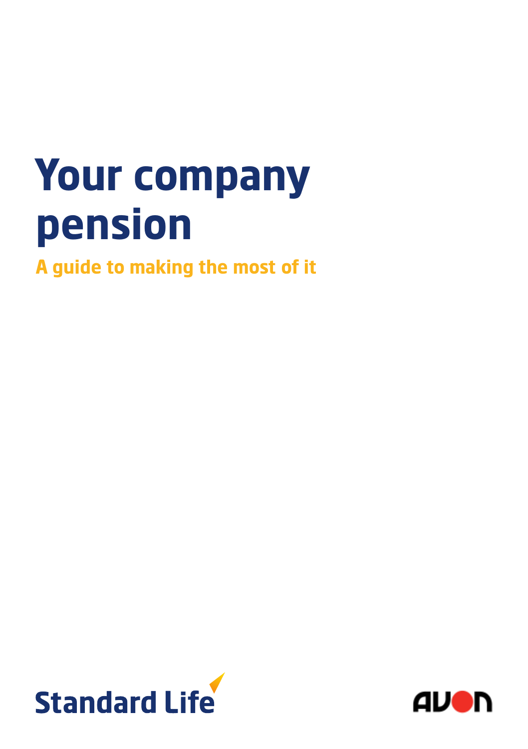# Your company pension

**A guide to making the most of it**

Standard Life

AVON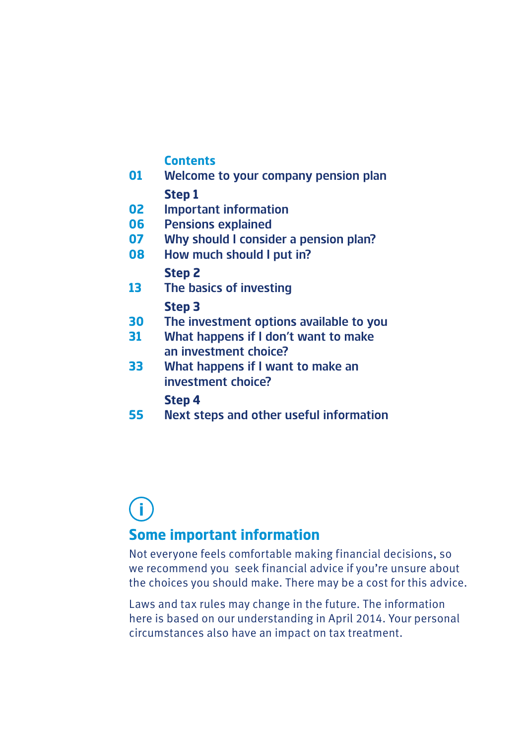## Contents

01 Welcome to your company pension plan

**Step 1**

02 Important information

06 Pensions explained

07 Why should I consider a pension plan?

08 How much should I put in?

**Step 2**

13 The basics of investing

**Step 3**

30 The investment options available to you

31 What happens if I don't want to make an investment choice?

33 What happens if I want to make an investment choice?

**Step 4**

55 Next steps and other useful information

## Some important information

Not everyone feels comfortable making financial decisions, so we recommend you seek financial advice if you're unsure about the choices you should make. There may be a cost for this advice.

Laws and tax rules may change in the future. The information here is based on our understanding in April 2014. Your personal circumstances also have an impact on tax treatment.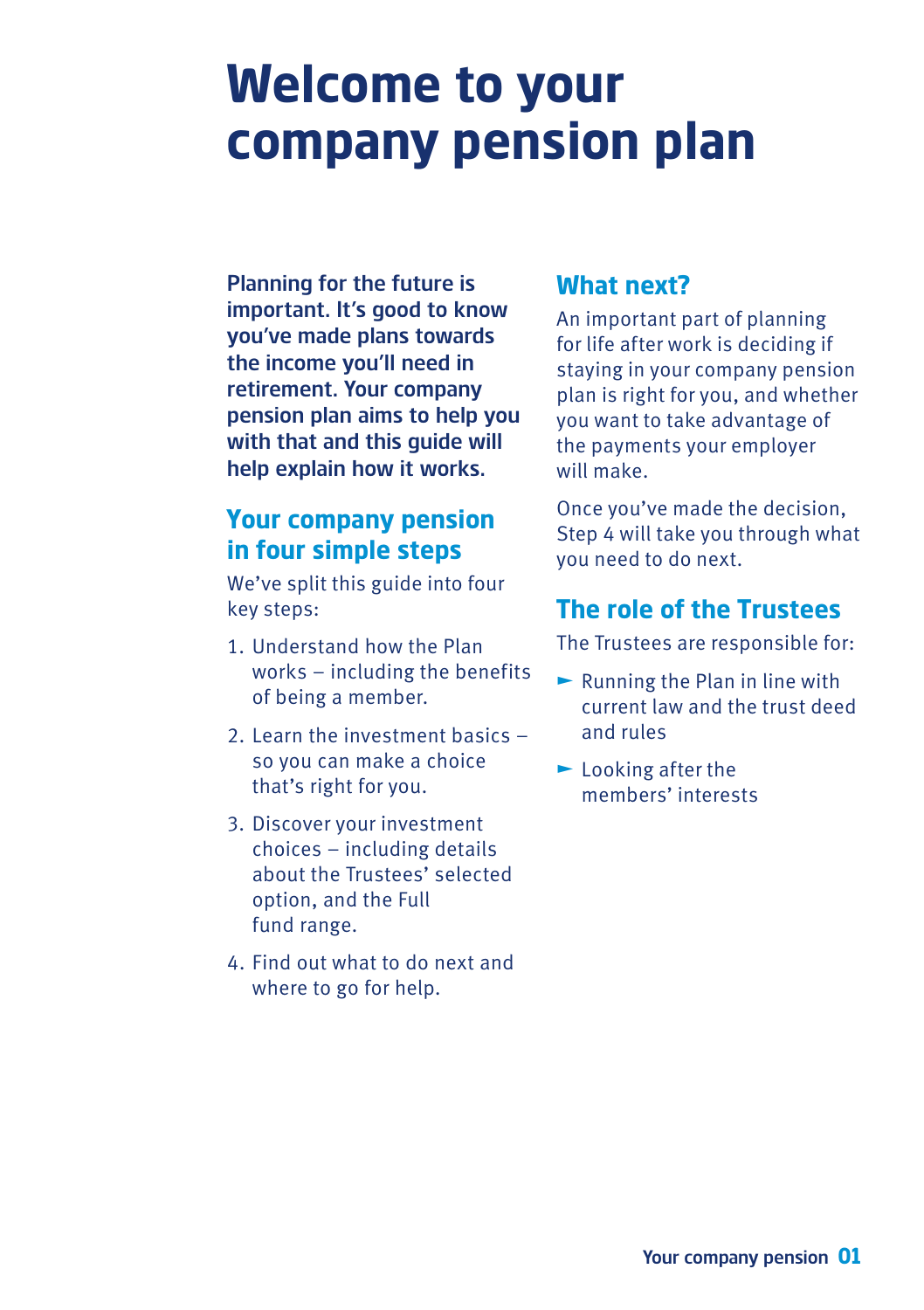# Welcome to your company pension plan

**Planning for the future is important. It's good to know you've made plans towards the income you'll need in retirement. Your company pension plan aims to help you with that and this guide will help explain how it works.**

## Your company pension in four simple steps

We've split this guide into four key steps:

1. Understand how the Plan works – including the benefits of being a member.
2. Learn the investment basics – so you can make a choice that's right for you.
3. Discover your investment choices – including details about the Trustees' selected option, and the Full fund range.
4. Find out what to do next and where to go for help.

## What next?

An important part of planning for life after work is deciding if staying in your company pension plan is right for you, and whether you want to take advantage of the payments your employer will make.

Once you've made the decision, Step 4 will take you through what you need to do next.

## The role of the Trustees

The Trustees are responsible for:

- Running the Plan in line with current law and the trust deed and rules
- Looking after the members' interests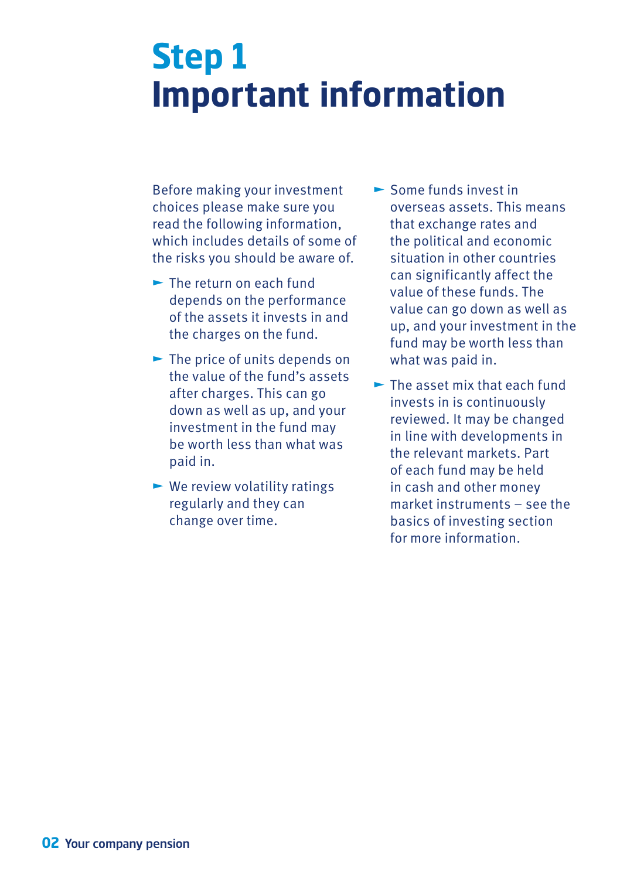# Step 1
# Important information

Before making your investment choices please make sure you read the following information, which includes details of some of the risks you should be aware of.

- The return on each fund depends on the performance of the assets it invests in and the charges on the fund.
- The price of units depends on the value of the fund's assets after charges. This can go down as well as up, and your investment in the fund may be worth less than what was paid in.
- We review volatility ratings regularly and they can change over time.
- Some funds invest in overseas assets. This means that exchange rates and the political and economic situation in other countries can significantly affect the value of these funds. The value can go down as well as up, and your investment in the fund may be worth less than what was paid in.
- The asset mix that each fund invests in is continuously reviewed. It may be changed in line with developments in the relevant markets. Part of each fund may be held in cash and other money market instruments – see the basics of investing section for more information.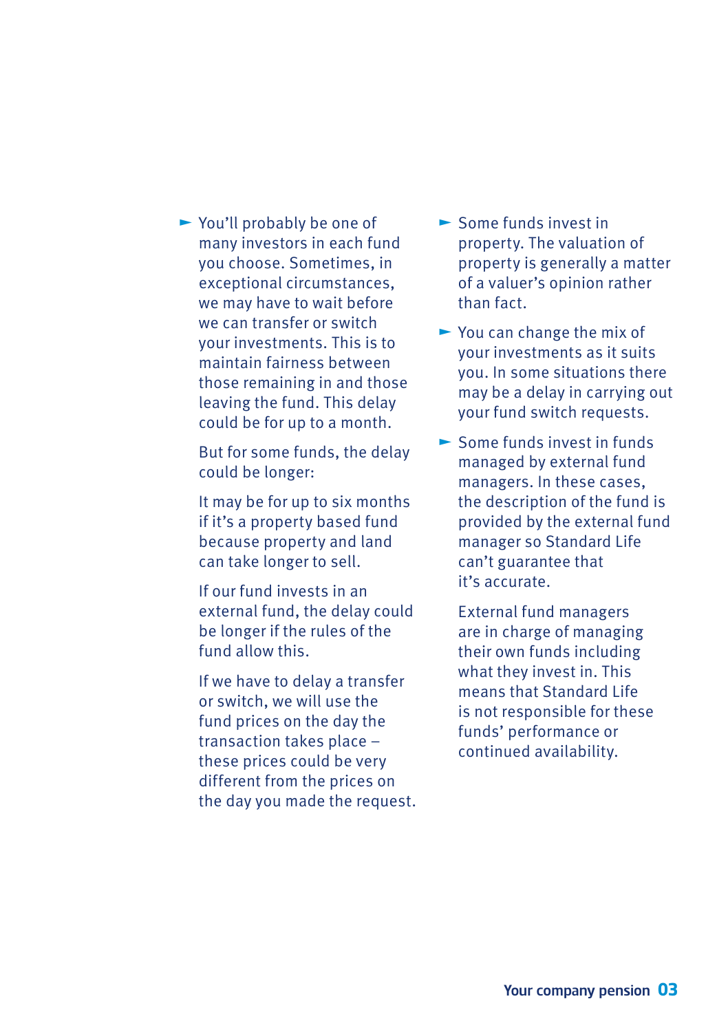- You'll probably be one of many investors in each fund you choose. Sometimes, in exceptional circumstances, we may have to wait before we can transfer or switch your investments. This is to maintain fairness between those remaining in and those leaving the fund. This delay could be for up to a month.

  But for some funds, the delay could be longer:

  It may be for up to six months if it's a property based fund because property and land can take longer to sell.

  If our fund invests in an external fund, the delay could be longer if the rules of the fund allow this.

  If we have to delay a transfer or switch, we will use the fund prices on the day the transaction takes place – these prices could be very different from the prices on the day you made the request.

- Some funds invest in property. The valuation of property is generally a matter of a valuer's opinion rather than fact.

- You can change the mix of your investments as it suits you. In some situations there may be a delay in carrying out your fund switch requests.

- Some funds invest in funds managed by external fund managers. In these cases, the description of the fund is provided by the external fund manager so Standard Life can't guarantee that it's accurate.

  External fund managers are in charge of managing their own funds including what they invest in. This means that Standard Life is not responsible for these funds' performance or continued availability.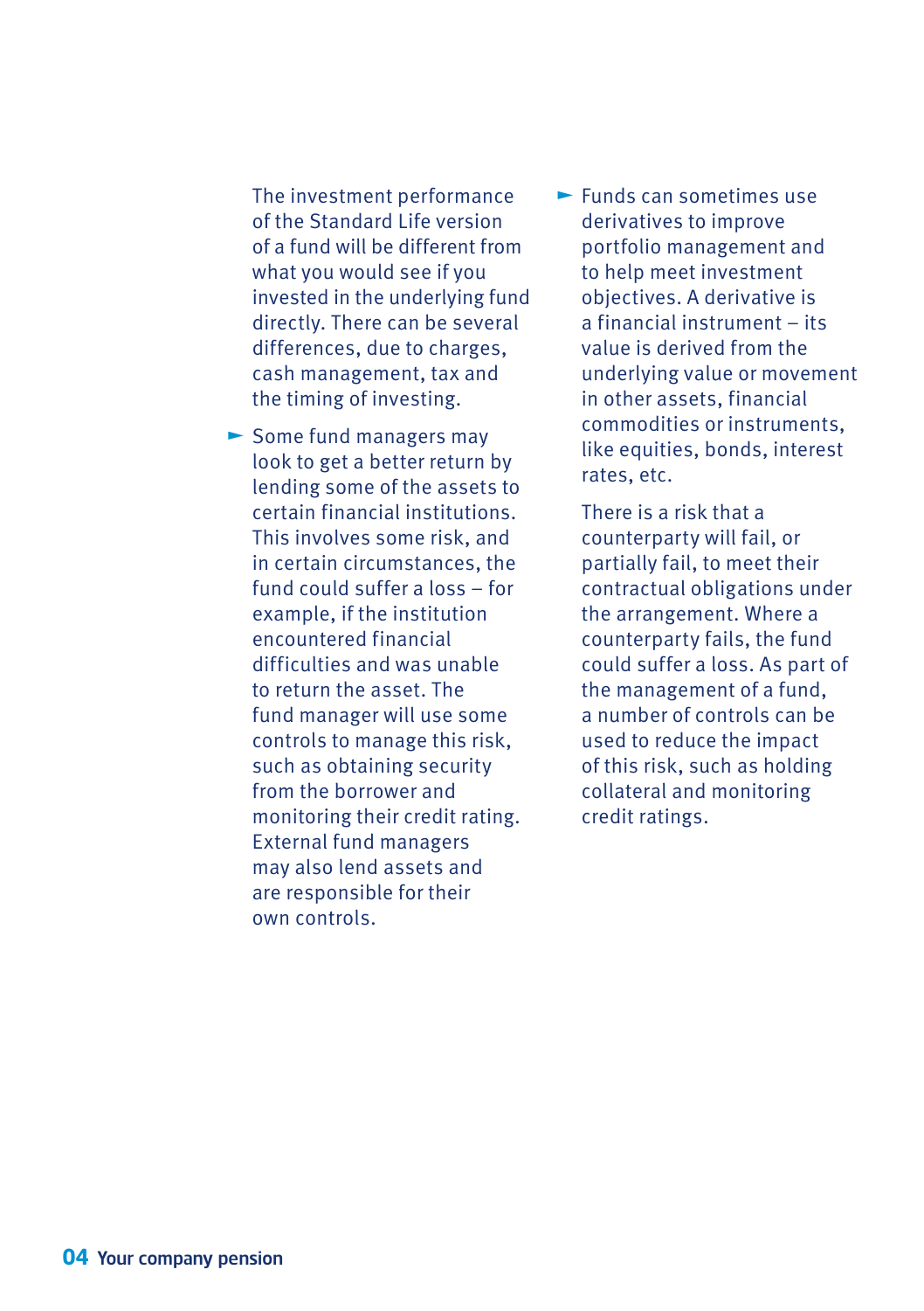The investment performance of the Standard Life version of a fund will be different from what you would see if you invested in the underlying fund directly. There can be several differences, due to charges, cash management, tax and the timing of investing.

- Some fund managers may look to get a better return by lending some of the assets to certain financial institutions. This involves some risk, and in certain circumstances, the fund could suffer a loss – for example, if the institution encountered financial difficulties and was unable to return the asset. The fund manager will use some controls to manage this risk, such as obtaining security from the borrower and monitoring their credit rating. External fund managers may also lend assets and are responsible for their own controls.

- Funds can sometimes use derivatives to improve portfolio management and to help meet investment objectives. A derivative is a financial instrument – its value is derived from the underlying value or movement in other assets, financial commodities or instruments, like equities, bonds, interest rates, etc.

  There is a risk that a counterparty will fail, or partially fail, to meet their contractual obligations under the arrangement. Where a counterparty fails, the fund could suffer a loss. As part of the management of a fund, a number of controls can be used to reduce the impact of this risk, such as holding collateral and monitoring credit ratings.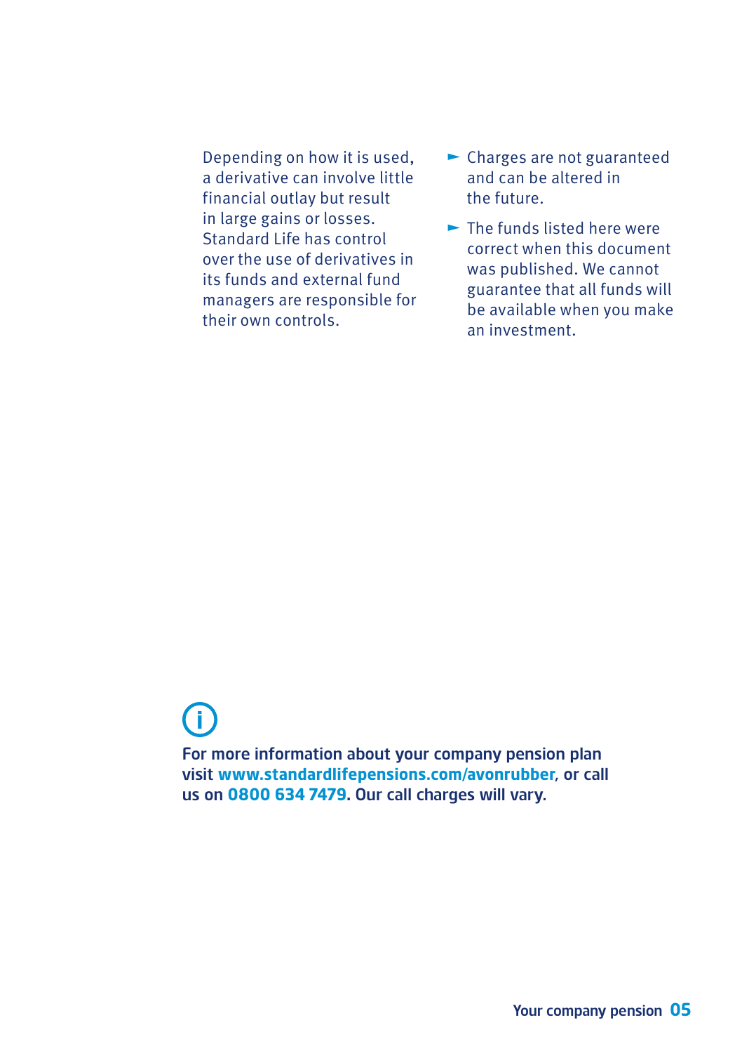Depending on how it is used, a derivative can involve little financial outlay but result in large gains or losses. Standard Life has control over the use of derivatives in its funds and external fund managers are responsible for their own controls.

- Charges are not guaranteed and can be altered in the future.
- The funds listed here were correct when this document was published. We cannot guarantee that all funds will be available when you make an investment.

**For more information about your company pension plan visit www.standardlifepensions.com/avonrubber, or call us on 0800 634 7479. Our call charges will vary.**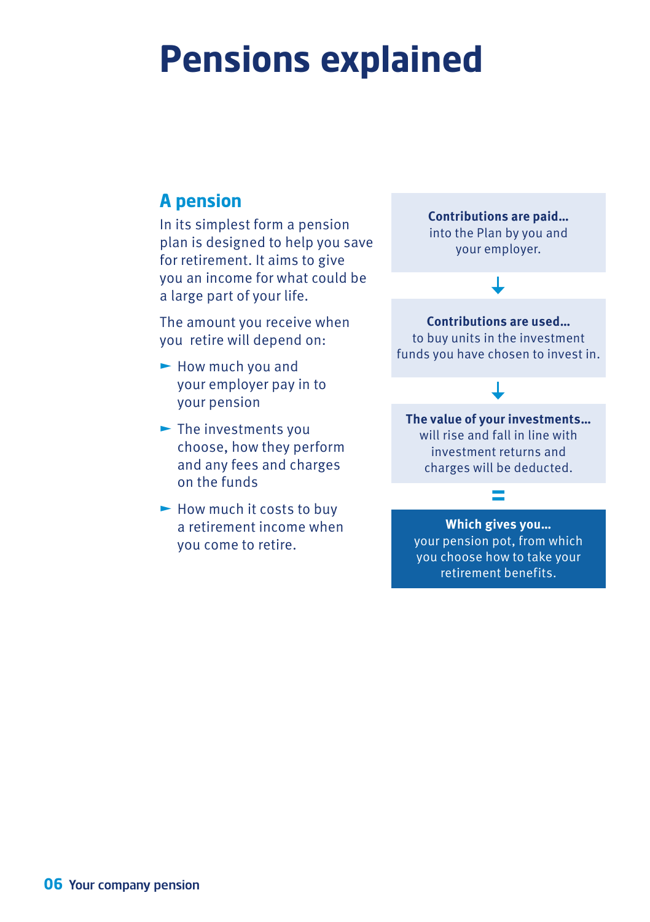# Pensions explained

## A pension

In its simplest form a pension plan is designed to help you save for retirement. It aims to give you an income for what could be a large part of your life.

The amount you receive when you retire will depend on:

- How much you and your employer pay in to your pension
- The investments you choose, how they perform and any fees and charges on the funds
- How much it costs to buy a retirement income when you come to retire.

**Contributions are paid…** into the Plan by you and your employer.

↓

**Contributions are used…** to buy units in the investment funds you have chosen to invest in.

↓

**The value of your investments…** will rise and fall in line with investment returns and charges will be deducted.

=

**Which gives you…** your pension pot, from which you choose how to take your retirement benefits.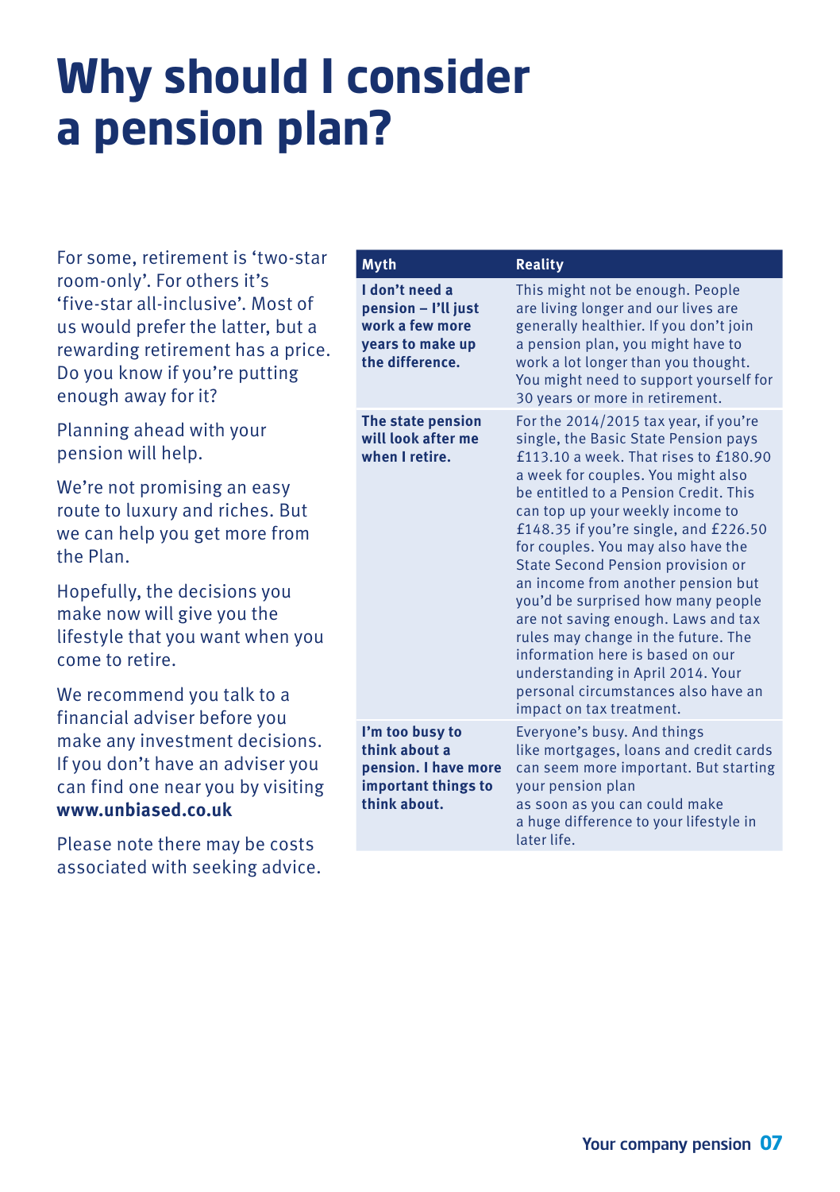# Why should I consider a pension plan?

For some, retirement is 'two-star room-only'. For others it's 'five-star all-inclusive'. Most of us would prefer the latter, but a rewarding retirement has a price. Do you know if you're putting enough away for it?

Planning ahead with your pension will help.

We're not promising an easy route to luxury and riches. But we can help you get more from the Plan.

Hopefully, the decisions you make now will give you the lifestyle that you want when you come to retire.

We recommend you talk to a financial adviser before you make any investment decisions. If you don't have an adviser you can find one near you by visiting **www.unbiased.co.uk**

Please note there may be costs associated with seeking advice.

| Myth | Reality |
| --- | --- |
| **I don't need a pension – I'll just work a few more years to make up the difference.** | This might not be enough. People are living longer and our lives are generally healthier. If you don't join a pension plan, you might have to work a lot longer than you thought. You might need to support yourself for 30 years or more in retirement. |
| **The state pension will look after me when I retire.** | For the 2014/2015 tax year, if you're single, the Basic State Pension pays £113.10 a week. That rises to £180.90 a week for couples. You might also be entitled to a Pension Credit. This can top up your weekly income to £148.35 if you're single, and £226.50 for couples. You may also have the State Second Pension provision or an income from another pension but you'd be surprised how many people are not saving enough. Laws and tax rules may change in the future. The information here is based on our understanding in April 2014. Your personal circumstances also have an impact on tax treatment. |
| **I'm too busy to think about a pension. I have more important things to think about.** | Everyone's busy. And things like mortgages, loans and credit cards can seem more important. But starting your pension plan as soon as you can could make a huge difference to your lifestyle in later life. |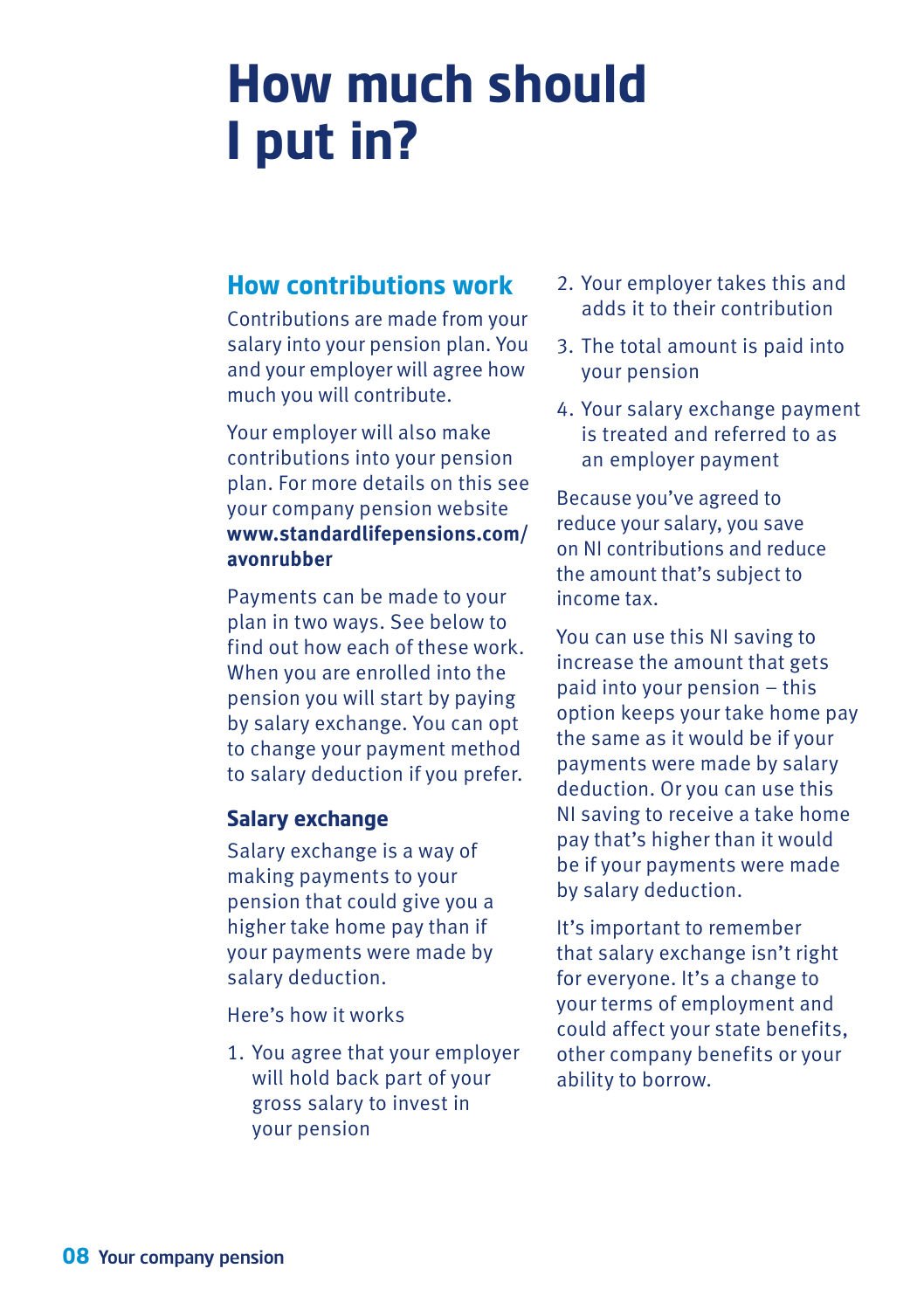# How much should I put in?

## How contributions work

Contributions are made from your salary into your pension plan. You and your employer will agree how much you will contribute.

Your employer will also make contributions into your pension plan. For more details on this see your company pension website **www.standardlifepensions.com/avonrubber**

Payments can be made to your plan in two ways. See below to find out how each of these work. When you are enrolled into the pension you will start by paying by salary exchange. You can opt to change your payment method to salary deduction if you prefer.

### Salary exchange

Salary exchange is a way of making payments to your pension that could give you a higher take home pay than if your payments were made by salary deduction.

Here's how it works

1. You agree that your employer will hold back part of your gross salary to invest in your pension
2. Your employer takes this and adds it to their contribution
3. The total amount is paid into your pension
4. Your salary exchange payment is treated and referred to as an employer payment

Because you've agreed to reduce your salary, you save on NI contributions and reduce the amount that's subject to income tax.

You can use this NI saving to increase the amount that gets paid into your pension – this option keeps your take home pay the same as it would be if your payments were made by salary deduction. Or you can use this NI saving to receive a take home pay that's higher than it would be if your payments were made by salary deduction.

It's important to remember that salary exchange isn't right for everyone. It's a change to your terms of employment and could affect your state benefits, other company benefits or your ability to borrow.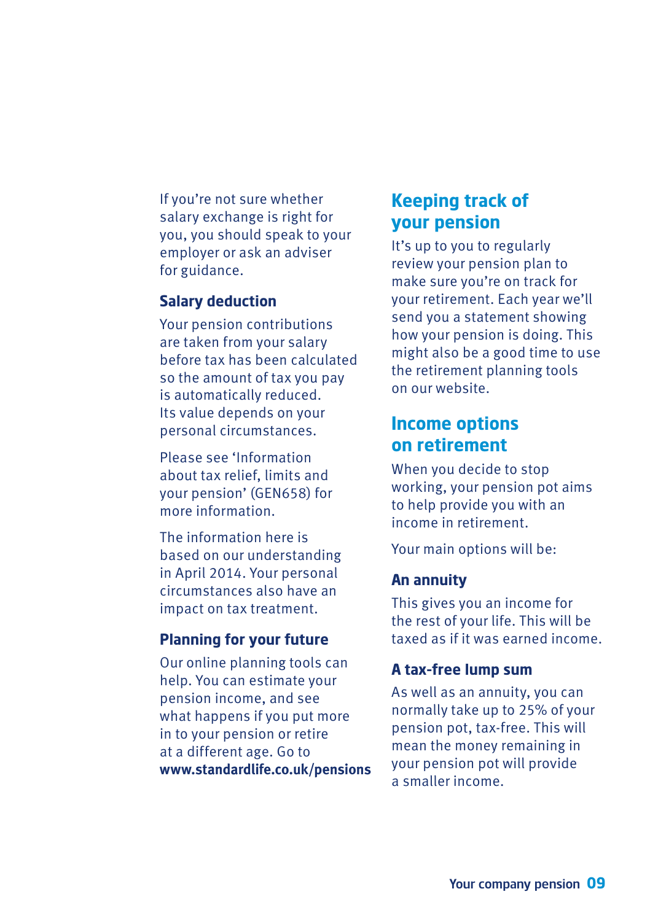If you're not sure whether salary exchange is right for you, you should speak to your employer or ask an adviser for guidance.

### Salary deduction

Your pension contributions are taken from your salary before tax has been calculated so the amount of tax you pay is automatically reduced. Its value depends on your personal circumstances.

Please see 'Information about tax relief, limits and your pension' (GEN658) for more information.

The information here is based on our understanding in April 2014. Your personal circumstances also have an impact on tax treatment.

### Planning for your future

Our online planning tools can help. You can estimate your pension income, and see what happens if you put more in to your pension or retire at a different age. Go to **www.standardlife.co.uk/pensions**

## Keeping track of your pension

It's up to you to regularly review your pension plan to make sure you're on track for your retirement. Each year we'll send you a statement showing how your pension is doing. This might also be a good time to use the retirement planning tools on our website.

## Income options on retirement

When you decide to stop working, your pension pot aims to help provide you with an income in retirement.

Your main options will be:

### An annuity

This gives you an income for the rest of your life. This will be taxed as if it was earned income.

### A tax-free lump sum

As well as an annuity, you can normally take up to 25% of your pension pot, tax-free. This will mean the money remaining in your pension pot will provide a smaller income.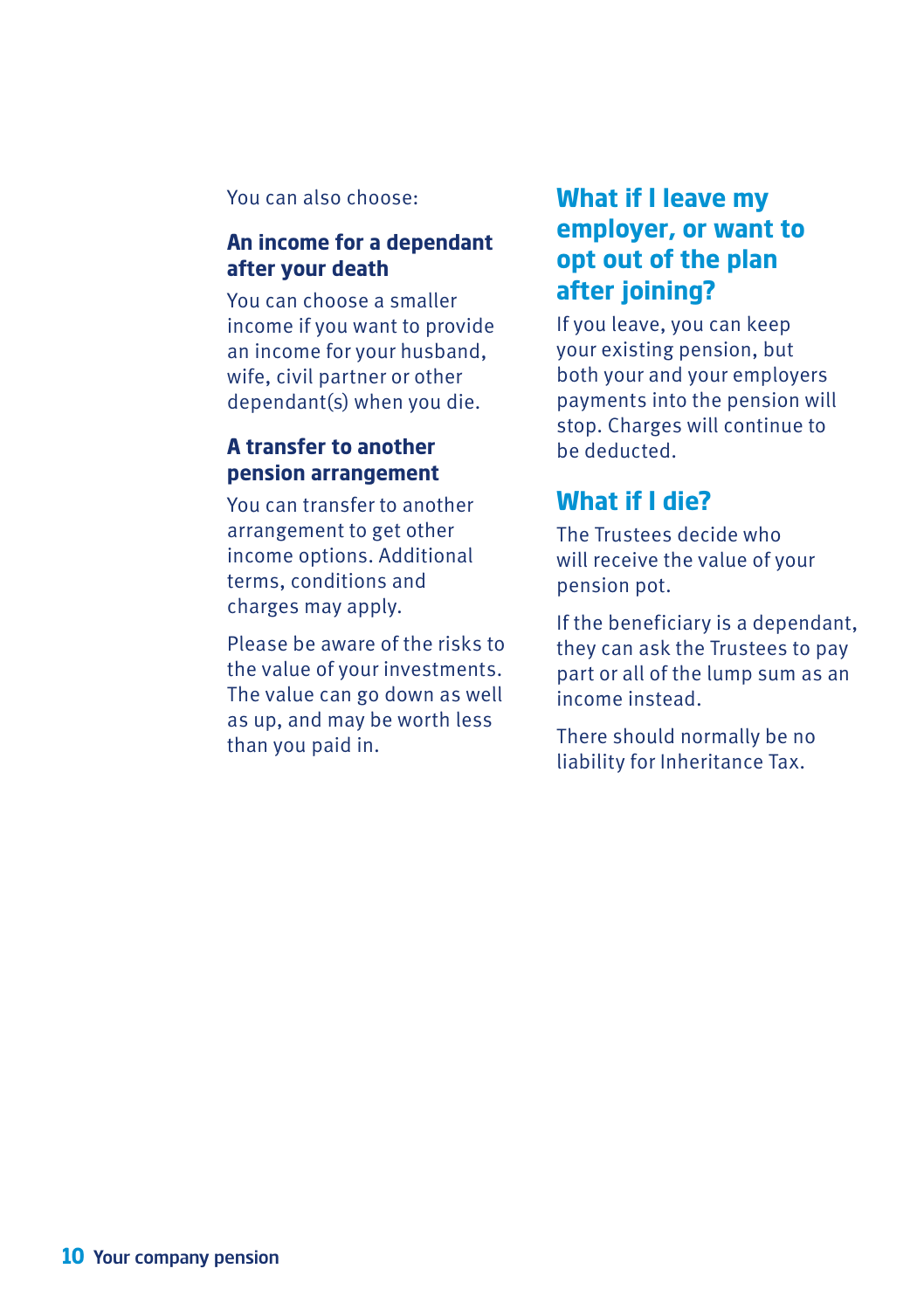You can also choose:

### An income for a dependant after your death

You can choose a smaller income if you want to provide an income for your husband, wife, civil partner or other dependant(s) when you die.

### A transfer to another pension arrangement

You can transfer to another arrangement to get other income options. Additional terms, conditions and charges may apply.

Please be aware of the risks to the value of your investments. The value can go down as well as up, and may be worth less than you paid in.

## What if I leave my employer, or want to opt out of the plan after joining?

If you leave, you can keep your existing pension, but both your and your employers payments into the pension will stop. Charges will continue to be deducted.

## What if I die?

The Trustees decide who will receive the value of your pension pot.

If the beneficiary is a dependant, they can ask the Trustees to pay part or all of the lump sum as an income instead.

There should normally be no liability for Inheritance Tax.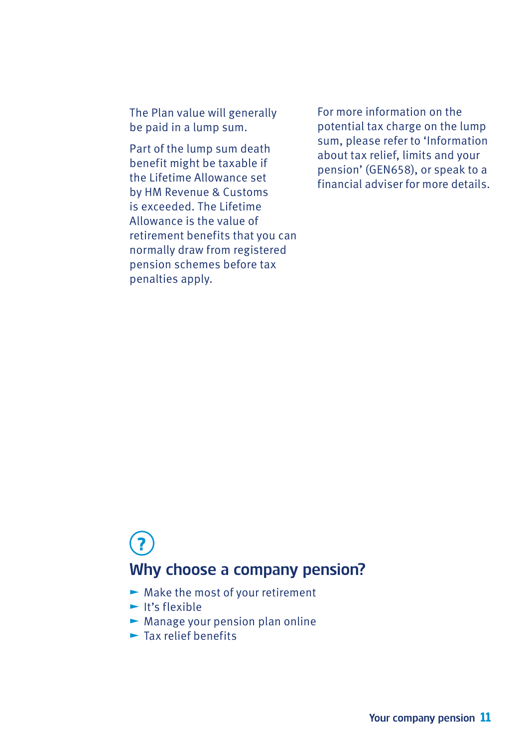The Plan value will generally be paid in a lump sum.

Part of the lump sum death benefit might be taxable if the Lifetime Allowance set by HM Revenue & Customs is exceeded. The Lifetime Allowance is the value of retirement benefits that you can normally draw from registered pension schemes before tax penalties apply.

For more information on the potential tax charge on the lump sum, please refer to 'Information about tax relief, limits and your pension' (GEN658), or speak to a financial adviser for more details.

## Why choose a company pension?

- Make the most of your retirement
- It's flexible
- Manage your pension plan online
- Tax relief benefits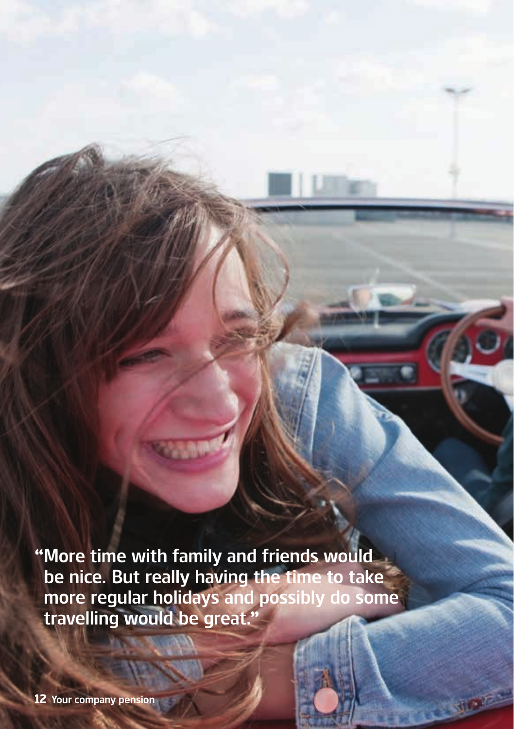"More time with family and friends would be nice. But really having the time to take more regular holidays and possibly do some travelling would be great."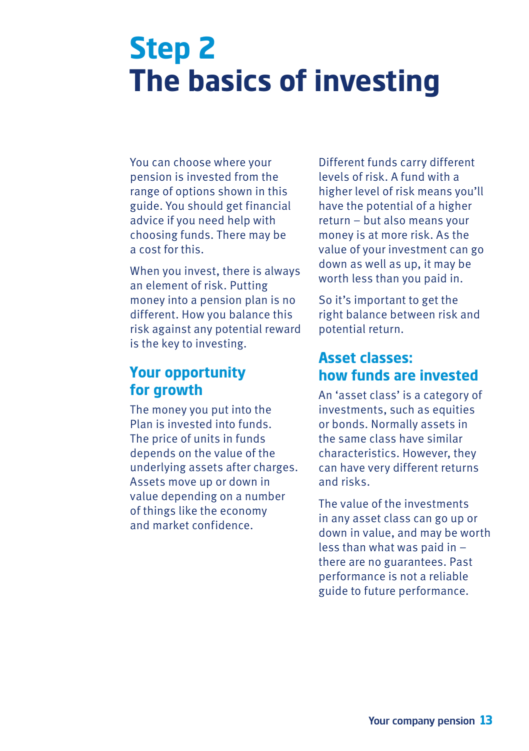# Step 2
# The basics of investing

You can choose where your pension is invested from the range of options shown in this guide. You should get financial advice if you need help with choosing funds. There may be a cost for this.

When you invest, there is always an element of risk. Putting money into a pension plan is no different. How you balance this risk against any potential reward is the key to investing.

## Your opportunity for growth

The money you put into the Plan is invested into funds. The price of units in funds depends on the value of the underlying assets after charges. Assets move up or down in value depending on a number of things like the economy and market confidence.

Different funds carry different levels of risk. A fund with a higher level of risk means you'll have the potential of a higher return – but also means your money is at more risk. As the value of your investment can go down as well as up, it may be worth less than you paid in.

So it's important to get the right balance between risk and potential return.

## Asset classes: how funds are invested

An 'asset class' is a category of investments, such as equities or bonds. Normally assets in the same class have similar characteristics. However, they can have very different returns and risks.

The value of the investments in any asset class can go up or down in value, and may be worth less than what was paid in – there are no guarantees. Past performance is not a reliable guide to future performance.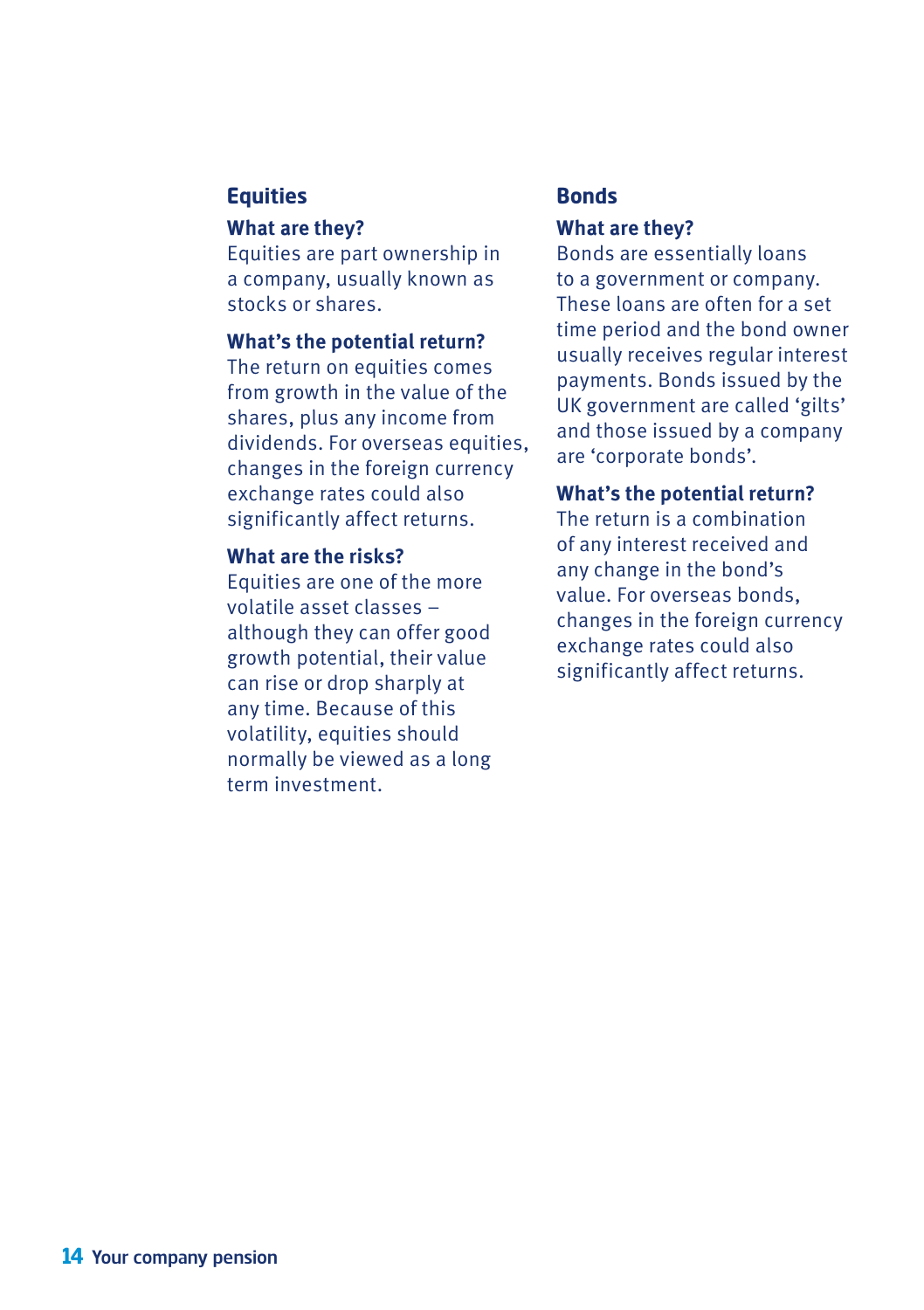## Equities

### What are they?

Equities are part ownership in a company, usually known as stocks or shares.

### What's the potential return?

The return on equities comes from growth in the value of the shares, plus any income from dividends. For overseas equities, changes in the foreign currency exchange rates could also significantly affect returns.

### What are the risks?

Equities are one of the more volatile asset classes – although they can offer good growth potential, their value can rise or drop sharply at any time. Because of this volatility, equities should normally be viewed as a long term investment.

## Bonds

### What are they?

Bonds are essentially loans to a government or company. These loans are often for a set time period and the bond owner usually receives regular interest payments. Bonds issued by the UK government are called 'gilts' and those issued by a company are 'corporate bonds'.

### What's the potential return?

The return is a combination of any interest received and any change in the bond's value. For overseas bonds, changes in the foreign currency exchange rates could also significantly affect returns.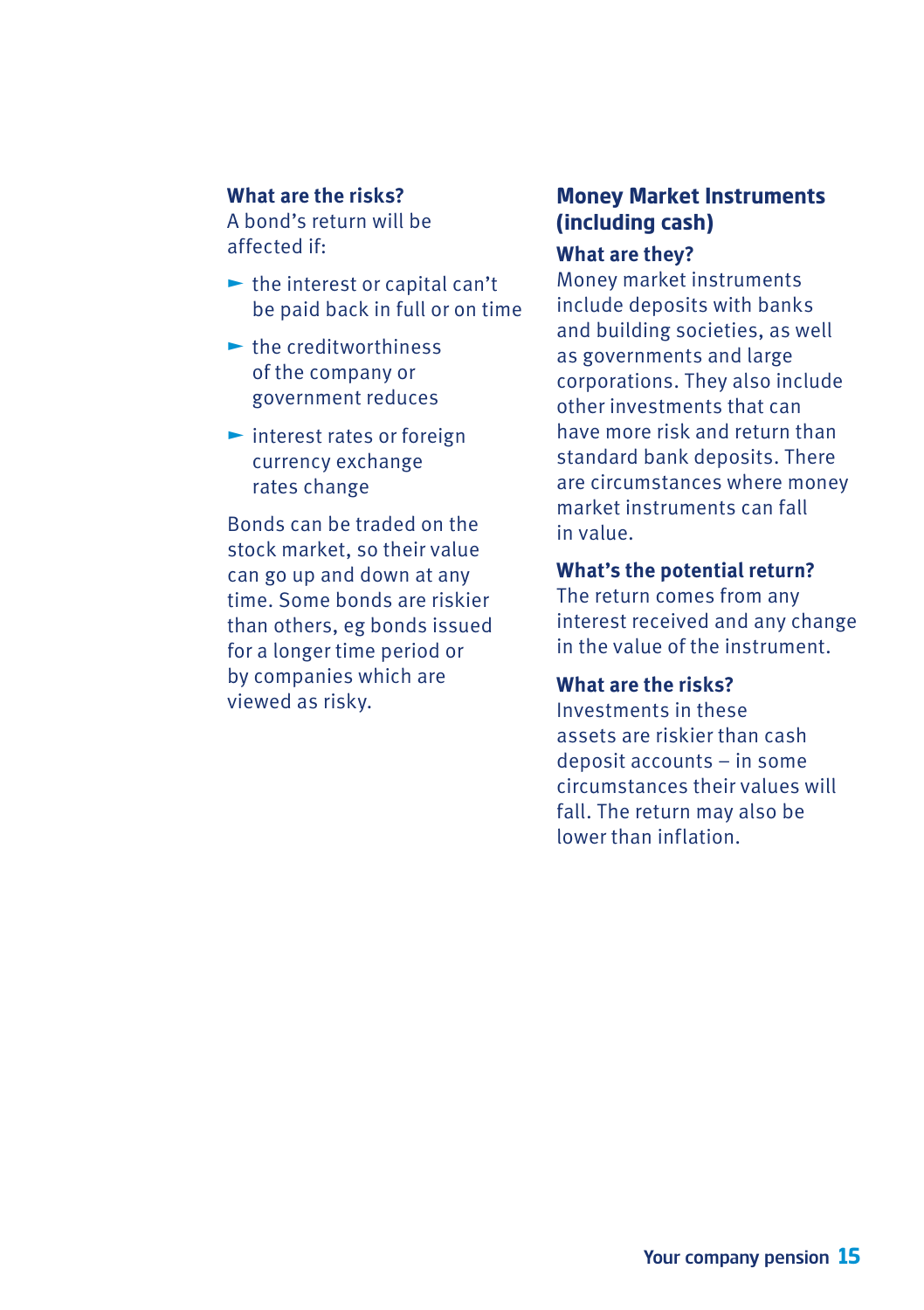### What are the risks?

A bond's return will be affected if:

- the interest or capital can't be paid back in full or on time
- the creditworthiness of the company or government reduces
- interest rates or foreign currency exchange rates change

Bonds can be traded on the stock market, so their value can go up and down at any time. Some bonds are riskier than others, eg bonds issued for a longer time period or by companies which are viewed as risky.

## Money Market Instruments (including cash)

### What are they?

Money market instruments include deposits with banks and building societies, as well as governments and large corporations. They also include other investments that can have more risk and return than standard bank deposits. There are circumstances where money market instruments can fall in value.

### What's the potential return?

The return comes from any interest received and any change in the value of the instrument.

### What are the risks?

Investments in these assets are riskier than cash deposit accounts – in some circumstances their values will fall. The return may also be lower than inflation.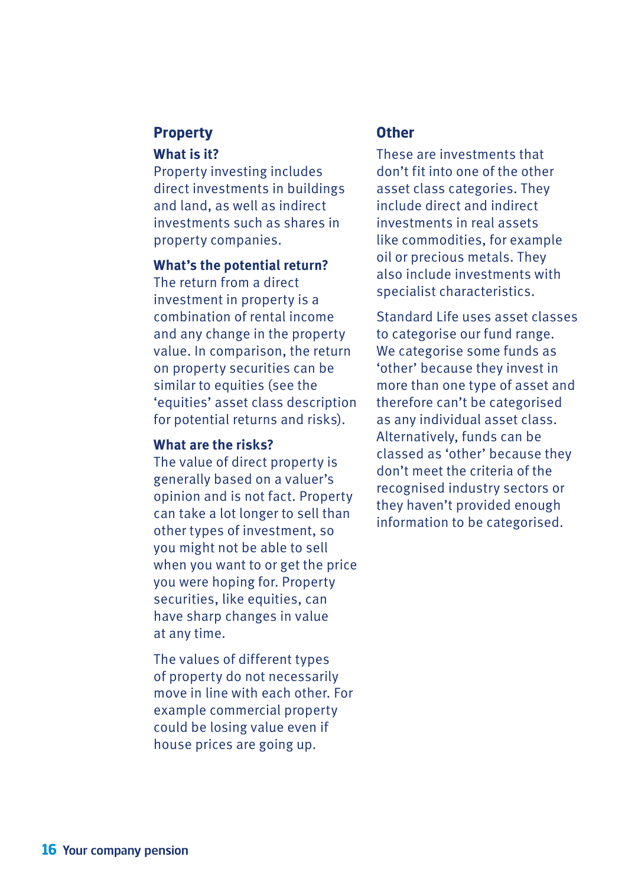## Property

### What is it?

Property investing includes direct investments in buildings and land, as well as indirect investments such as shares in property companies.

### What's the potential return?

The return from a direct investment in property is a combination of rental income and any change in the property value. In comparison, the return on property securities can be similar to equities (see the 'equities' asset class description for potential returns and risks).

### What are the risks?

The value of direct property is generally based on a valuer's opinion and is not fact. Property can take a lot longer to sell than other types of investment, so you might not be able to sell when you want to or get the price you were hoping for. Property securities, like equities, can have sharp changes in value at any time.

The values of different types of property do not necessarily move in line with each other. For example commercial property could be losing value even if house prices are going up.

## Other

These are investments that don't fit into one of the other asset class categories. They include direct and indirect investments in real assets like commodities, for example oil or precious metals. They also include investments with specialist characteristics.

Standard Life uses asset classes to categorise our fund range. We categorise some funds as 'other' because they invest in more than one type of asset and therefore can't be categorised as any individual asset class. Alternatively, funds can be classed as 'other' because they don't meet the criteria of the recognised industry sectors or they haven't provided enough information to be categorised.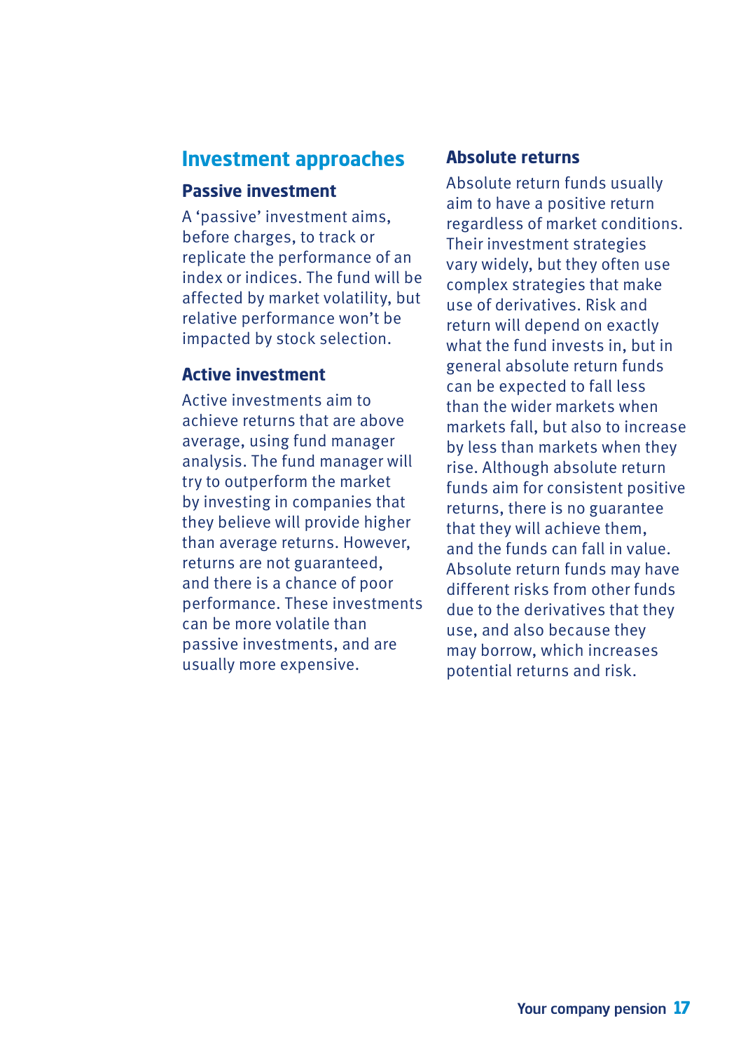## Investment approaches

### Passive investment

A 'passive' investment aims, before charges, to track or replicate the performance of an index or indices. The fund will be affected by market volatility, but relative performance won't be impacted by stock selection.

### Active investment

Active investments aim to achieve returns that are above average, using fund manager analysis. The fund manager will try to outperform the market by investing in companies that they believe will provide higher than average returns. However, returns are not guaranteed, and there is a chance of poor performance. These investments can be more volatile than passive investments, and are usually more expensive.

### Absolute returns

Absolute return funds usually aim to have a positive return regardless of market conditions. Their investment strategies vary widely, but they often use complex strategies that make use of derivatives. Risk and return will depend on exactly what the fund invests in, but in general absolute return funds can be expected to fall less than the wider markets when markets fall, but also to increase by less than markets when they rise. Although absolute return funds aim for consistent positive returns, there is no guarantee that they will achieve them, and the funds can fall in value. Absolute return funds may have different risks from other funds due to the derivatives that they use, and also because they may borrow, which increases potential returns and risk.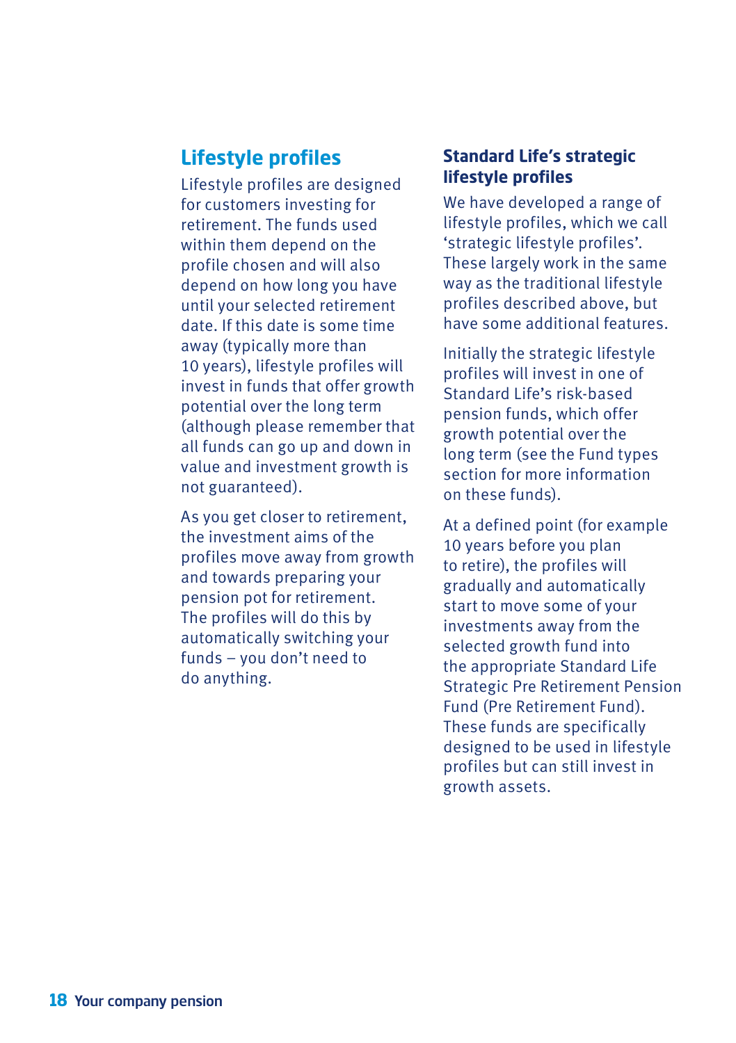## Lifestyle profiles

Lifestyle profiles are designed for customers investing for retirement. The funds used within them depend on the profile chosen and will also depend on how long you have until your selected retirement date. If this date is some time away (typically more than 10 years), lifestyle profiles will invest in funds that offer growth potential over the long term (although please remember that all funds can go up and down in value and investment growth is not guaranteed).

As you get closer to retirement, the investment aims of the profiles move away from growth and towards preparing your pension pot for retirement. The profiles will do this by automatically switching your funds – you don't need to do anything.

### Standard Life's strategic lifestyle profiles

We have developed a range of lifestyle profiles, which we call 'strategic lifestyle profiles'. These largely work in the same way as the traditional lifestyle profiles described above, but have some additional features.

Initially the strategic lifestyle profiles will invest in one of Standard Life's risk-based pension funds, which offer growth potential over the long term (see the Fund types section for more information on these funds).

At a defined point (for example 10 years before you plan to retire), the profiles will gradually and automatically start to move some of your investments away from the selected growth fund into the appropriate Standard Life Strategic Pre Retirement Pension Fund (Pre Retirement Fund). These funds are specifically designed to be used in lifestyle profiles but can still invest in growth assets.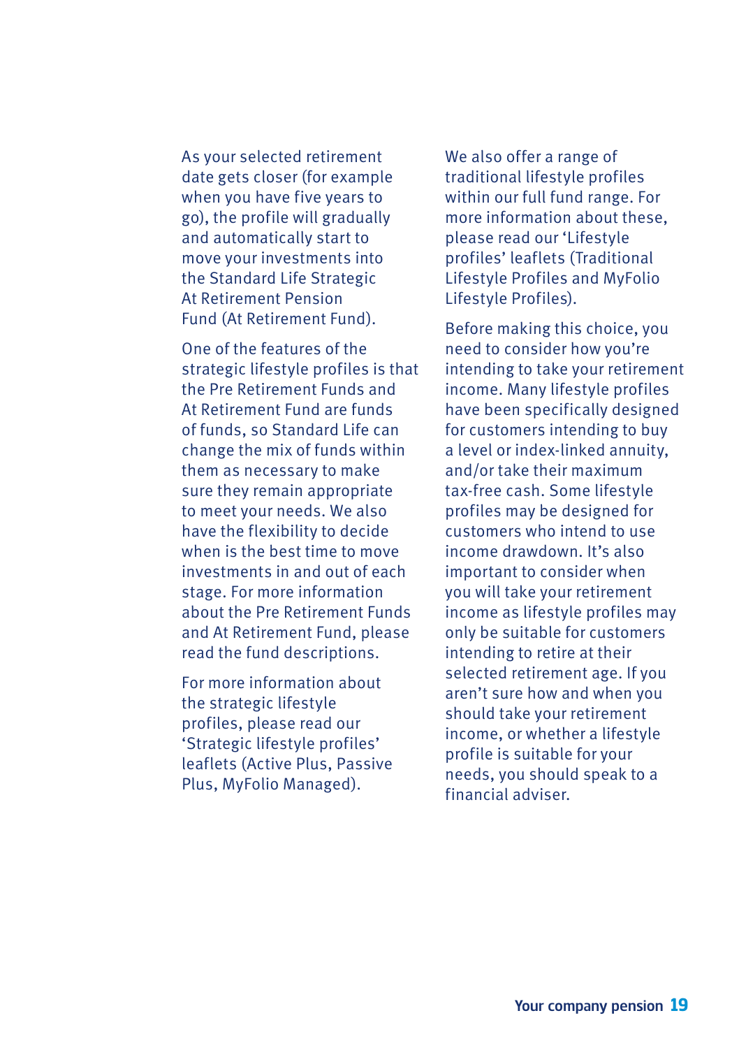As your selected retirement date gets closer (for example when you have five years to go), the profile will gradually and automatically start to move your investments into the Standard Life Strategic At Retirement Pension Fund (At Retirement Fund).

One of the features of the strategic lifestyle profiles is that the Pre Retirement Funds and At Retirement Fund are funds of funds, so Standard Life can change the mix of funds within them as necessary to make sure they remain appropriate to meet your needs. We also have the flexibility to decide when is the best time to move investments in and out of each stage. For more information about the Pre Retirement Funds and At Retirement Fund, please read the fund descriptions.

For more information about the strategic lifestyle profiles, please read our 'Strategic lifestyle profiles' leaflets (Active Plus, Passive Plus, MyFolio Managed).

We also offer a range of traditional lifestyle profiles within our full fund range. For more information about these, please read our 'Lifestyle profiles' leaflets (Traditional Lifestyle Profiles and MyFolio Lifestyle Profiles).

Before making this choice, you need to consider how you're intending to take your retirement income. Many lifestyle profiles have been specifically designed for customers intending to buy a level or index-linked annuity, and/or take their maximum tax-free cash. Some lifestyle profiles may be designed for customers who intend to use income drawdown. It's also important to consider when you will take your retirement income as lifestyle profiles may only be suitable for customers intending to retire at their selected retirement age. If you aren't sure how and when you should take your retirement income, or whether a lifestyle profile is suitable for your needs, you should speak to a financial adviser.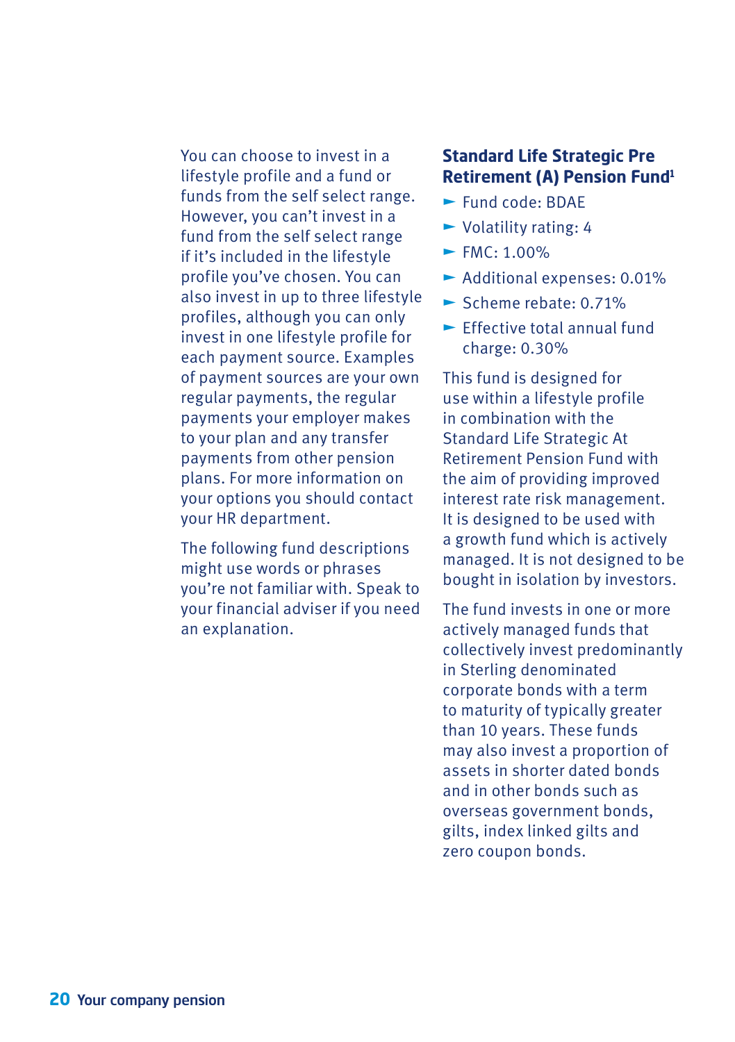You can choose to invest in a lifestyle profile and a fund or funds from the self select range. However, you can't invest in a fund from the self select range if it's included in the lifestyle profile you've chosen. You can also invest in up to three lifestyle profiles, although you can only invest in one lifestyle profile for each payment source. Examples of payment sources are your own regular payments, the regular payments your employer makes to your plan and any transfer payments from other pension plans. For more information on your options you should contact your HR department.

The following fund descriptions might use words or phrases you're not familiar with. Speak to your financial adviser if you need an explanation.

### Standard Life Strategic Pre Retirement (A) Pension Fund[1]

- Fund code: BDAE
- Volatility rating: 4
- FMC: 1.00%
- Additional expenses: 0.01%
- Scheme rebate: 0.71%
- Effective total annual fund charge: 0.30%

This fund is designed for use within a lifestyle profile in combination with the Standard Life Strategic At Retirement Pension Fund with the aim of providing improved interest rate risk management. It is designed to be used with a growth fund which is actively managed. It is not designed to be bought in isolation by investors.

The fund invests in one or more actively managed funds that collectively invest predominantly in Sterling denominated corporate bonds with a term to maturity of typically greater than 10 years. These funds may also invest a proportion of assets in shorter dated bonds and in other bonds such as overseas government bonds, gilts, index linked gilts and zero coupon bonds.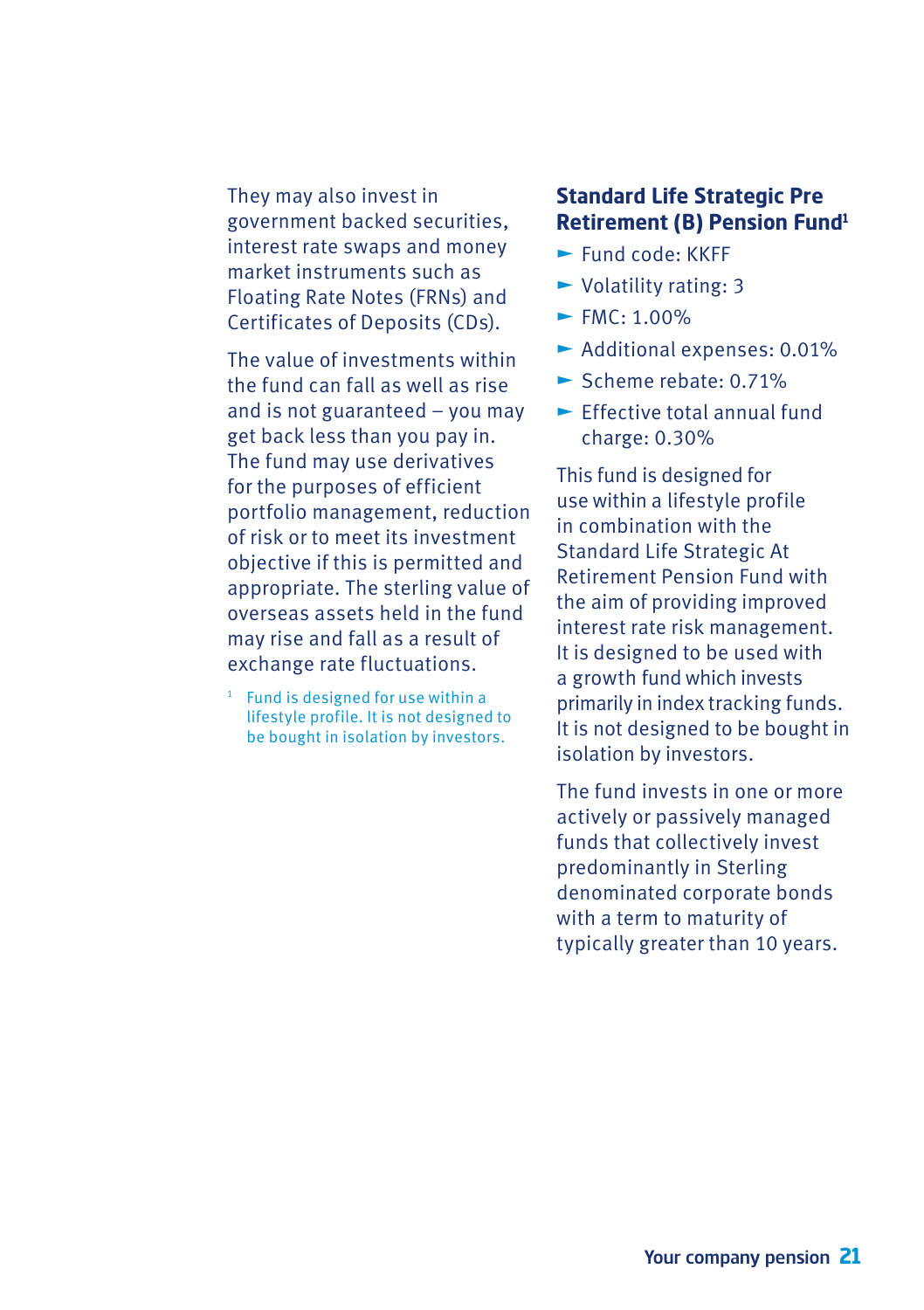They may also invest in government backed securities, interest rate swaps and money market instruments such as Floating Rate Notes (FRNs) and Certificates of Deposits (CDs).

The value of investments within the fund can fall as well as rise and is not guaranteed – you may get back less than you pay in. The fund may use derivatives for the purposes of efficient portfolio management, reduction of risk or to meet its investment objective if this is permitted and appropriate. The sterling value of overseas assets held in the fund may rise and fall as a result of exchange rate fluctuations.

[1] Fund is designed for use within a lifestyle profile. It is not designed to be bought in isolation by investors.

### Standard Life Strategic Pre Retirement (B) Pension Fund[1]

- Fund code: KKFF
- Volatility rating: 3
- FMC: 1.00%
- Additional expenses: 0.01%
- Scheme rebate: 0.71%
- Effective total annual fund charge: 0.30%

This fund is designed for use within a lifestyle profile in combination with the Standard Life Strategic At Retirement Pension Fund with the aim of providing improved interest rate risk management. It is designed to be used with a growth fund which invests primarily in index tracking funds. It is not designed to be bought in isolation by investors.

The fund invests in one or more actively or passively managed funds that collectively invest predominantly in Sterling denominated corporate bonds with a term to maturity of typically greater than 10 years.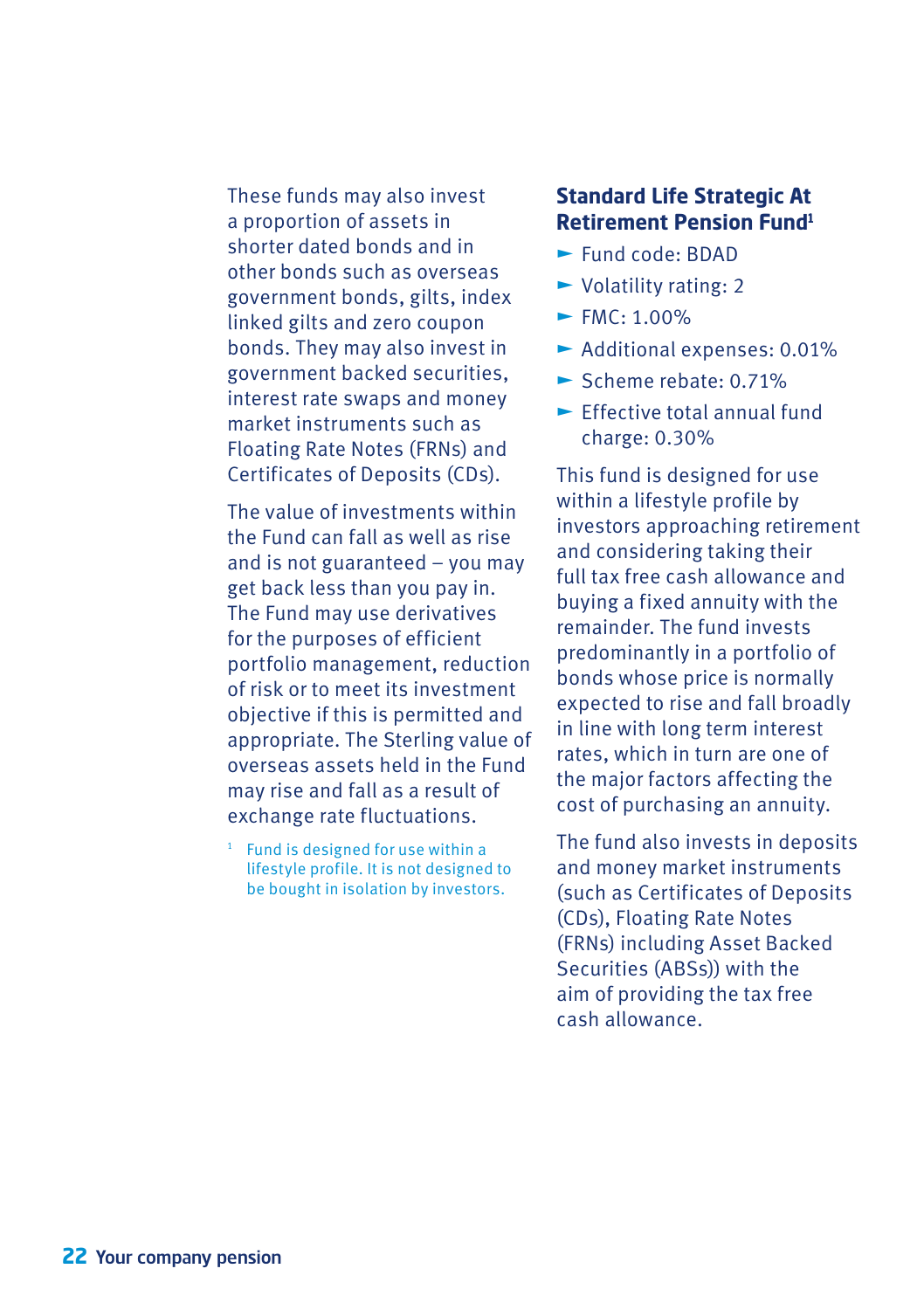These funds may also invest a proportion of assets in shorter dated bonds and in other bonds such as overseas government bonds, gilts, index linked gilts and zero coupon bonds. They may also invest in government backed securities, interest rate swaps and money market instruments such as Floating Rate Notes (FRNs) and Certificates of Deposits (CDs).

The value of investments within the Fund can fall as well as rise and is not guaranteed – you may get back less than you pay in. The Fund may use derivatives for the purposes of efficient portfolio management, reduction of risk or to meet its investment objective if this is permitted and appropriate. The Sterling value of overseas assets held in the Fund may rise and fall as a result of exchange rate fluctuations.

[1] Fund is designed for use within a lifestyle profile. It is not designed to be bought in isolation by investors.

## Standard Life Strategic At Retirement Pension Fund[1]

- Fund code: BDAD
- Volatility rating: 2
- FMC: 1.00%
- Additional expenses: 0.01%
- Scheme rebate: 0.71%
- Effective total annual fund charge: 0.30%

This fund is designed for use within a lifestyle profile by investors approaching retirement and considering taking their full tax free cash allowance and buying a fixed annuity with the remainder. The fund invests predominantly in a portfolio of bonds whose price is normally expected to rise and fall broadly in line with long term interest rates, which in turn are one of the major factors affecting the cost of purchasing an annuity.

The fund also invests in deposits and money market instruments (such as Certificates of Deposits (CDs), Floating Rate Notes (FRNs) including Asset Backed Securities (ABSs)) with the aim of providing the tax free cash allowance.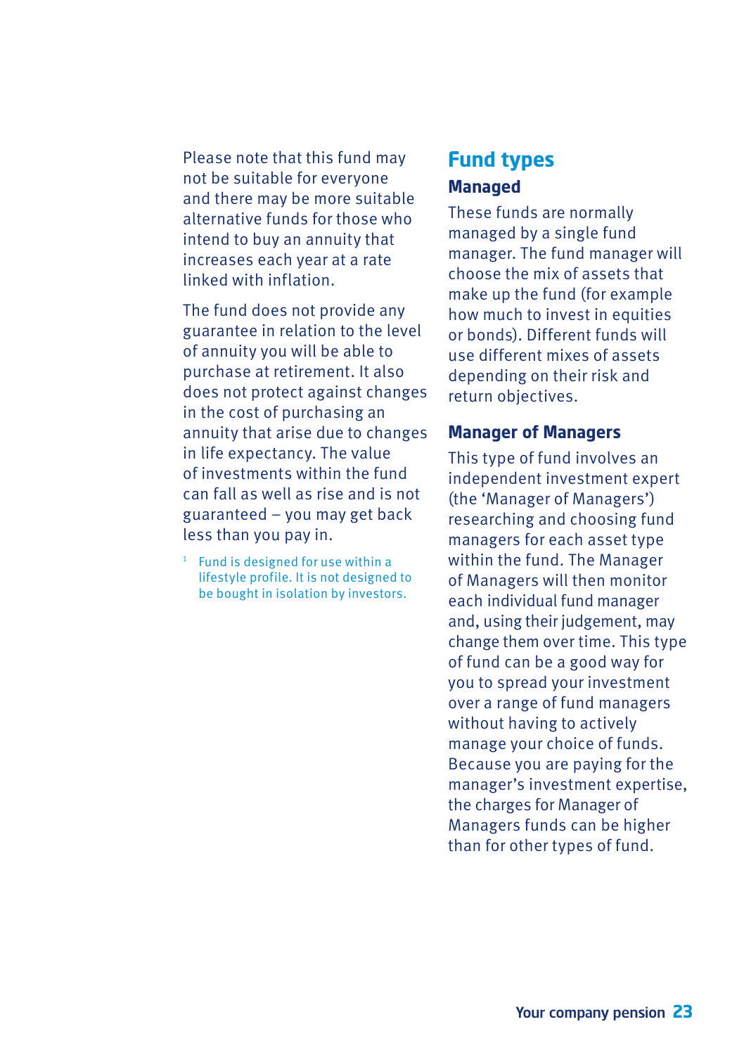Please note that this fund may not be suitable for everyone and there may be more suitable alternative funds for those who intend to buy an annuity that increases each year at a rate linked with inflation.

The fund does not provide any guarantee in relation to the level of annuity you will be able to purchase at retirement. It also does not protect against changes in the cost of purchasing an annuity that arise due to changes in life expectancy. The value of investments within the fund can fall as well as rise and is not guaranteed – you may get back less than you pay in.

[1] Fund is designed for use within a lifestyle profile. It is not designed to be bought in isolation by investors.

## Fund types

### Managed

These funds are normally managed by a single fund manager. The fund manager will choose the mix of assets that make up the fund (for example how much to invest in equities or bonds). Different funds will use different mixes of assets depending on their risk and return objectives.

### Manager of Managers

This type of fund involves an independent investment expert (the 'Manager of Managers') researching and choosing fund managers for each asset type within the fund. The Manager of Managers will then monitor each individual fund manager and, using their judgement, may change them over time. This type of fund can be a good way for you to spread your investment over a range of fund managers without having to actively manage your choice of funds. Because you are paying for the manager's investment expertise, the charges for Manager of Managers funds can be higher than for other types of fund.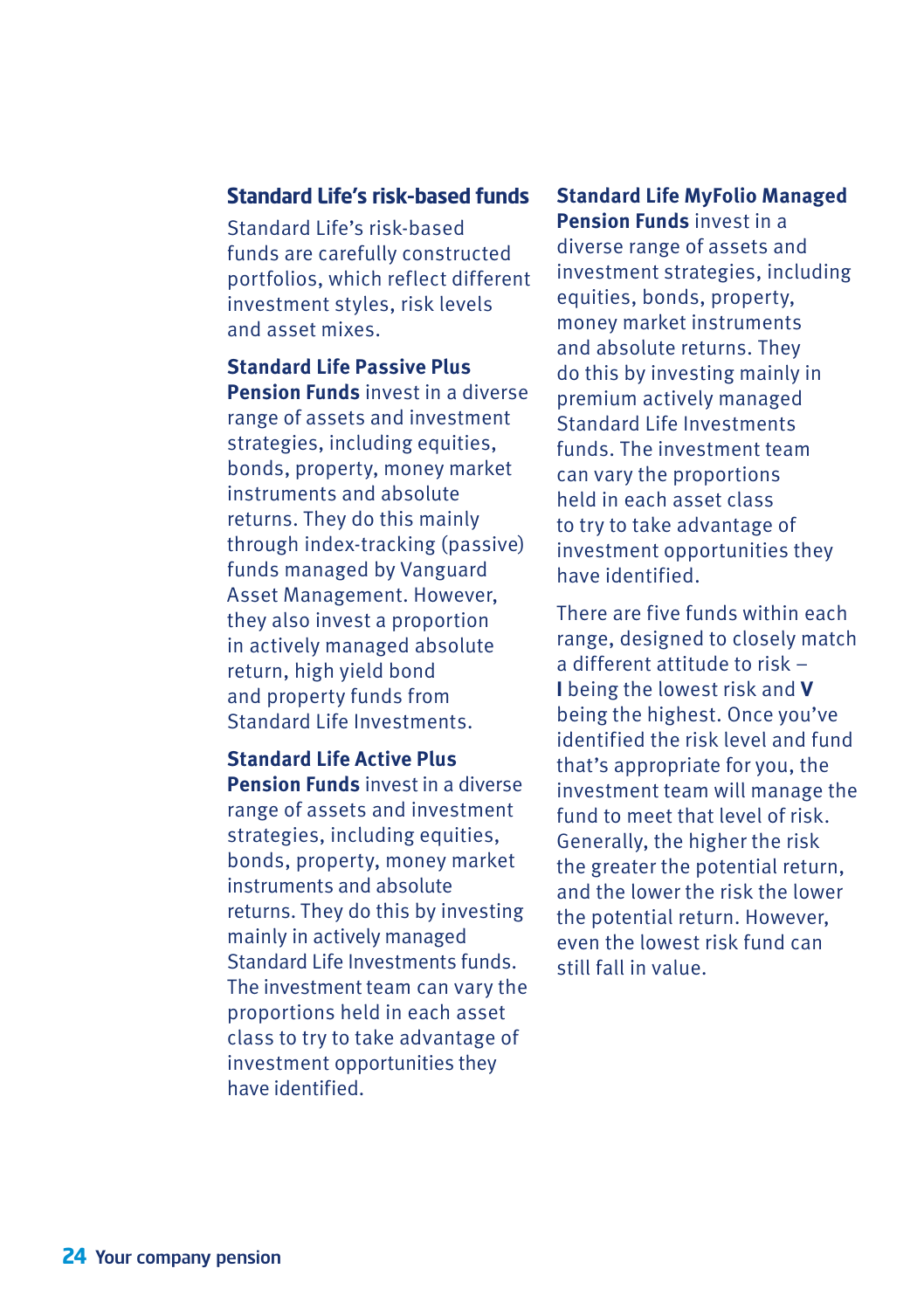## Standard Life's risk-based funds

Standard Life's risk-based funds are carefully constructed portfolios, which reflect different investment styles, risk levels and asset mixes.

**Standard Life Passive Plus Pension Funds** invest in a diverse range of assets and investment strategies, including equities, bonds, property, money market instruments and absolute returns. They do this mainly through index-tracking (passive) funds managed by Vanguard Asset Management. However, they also invest a proportion in actively managed absolute return, high yield bond and property funds from Standard Life Investments.

**Standard Life Active Plus Pension Funds** invest in a diverse range of assets and investment strategies, including equities, bonds, property, money market instruments and absolute returns. They do this by investing mainly in actively managed Standard Life Investments funds. The investment team can vary the proportions held in each asset class to try to take advantage of investment opportunities they have identified.

**Standard Life MyFolio Managed Pension Funds** invest in a diverse range of assets and investment strategies, including equities, bonds, property, money market instruments and absolute returns. They do this by investing mainly in premium actively managed Standard Life Investments funds. The investment team can vary the proportions held in each asset class to try to take advantage of investment opportunities they have identified.

There are five funds within each range, designed to closely match a different attitude to risk – **I** being the lowest risk and **V** being the highest. Once you've identified the risk level and fund that's appropriate for you, the investment team will manage the fund to meet that level of risk. Generally, the higher the risk the greater the potential return, and the lower the risk the lower the potential return. However, even the lowest risk fund can still fall in value.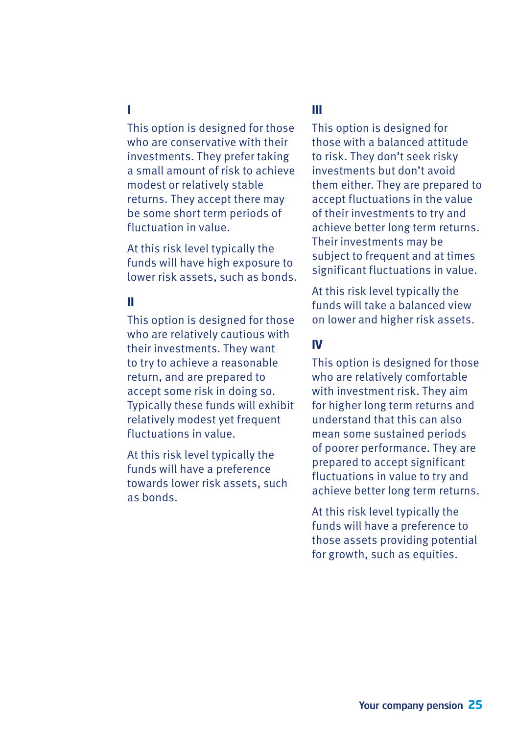## I

This option is designed for those who are conservative with their investments. They prefer taking a small amount of risk to achieve modest or relatively stable returns. They accept there may be some short term periods of fluctuation in value.

At this risk level typically the funds will have high exposure to lower risk assets, such as bonds.

## II

This option is designed for those who are relatively cautious with their investments. They want to try to achieve a reasonable return, and are prepared to accept some risk in doing so. Typically these funds will exhibit relatively modest yet frequent fluctuations in value.

At this risk level typically the funds will have a preference towards lower risk assets, such as bonds.

## III

This option is designed for those with a balanced attitude to risk. They don't seek risky investments but don't avoid them either. They are prepared to accept fluctuations in the value of their investments to try and achieve better long term returns. Their investments may be subject to frequent and at times significant fluctuations in value.

At this risk level typically the funds will take a balanced view on lower and higher risk assets.

## IV

This option is designed for those who are relatively comfortable with investment risk. They aim for higher long term returns and understand that this can also mean some sustained periods of poorer performance. They are prepared to accept significant fluctuations in value to try and achieve better long term returns.

At this risk level typically the funds will have a preference to those assets providing potential for growth, such as equities.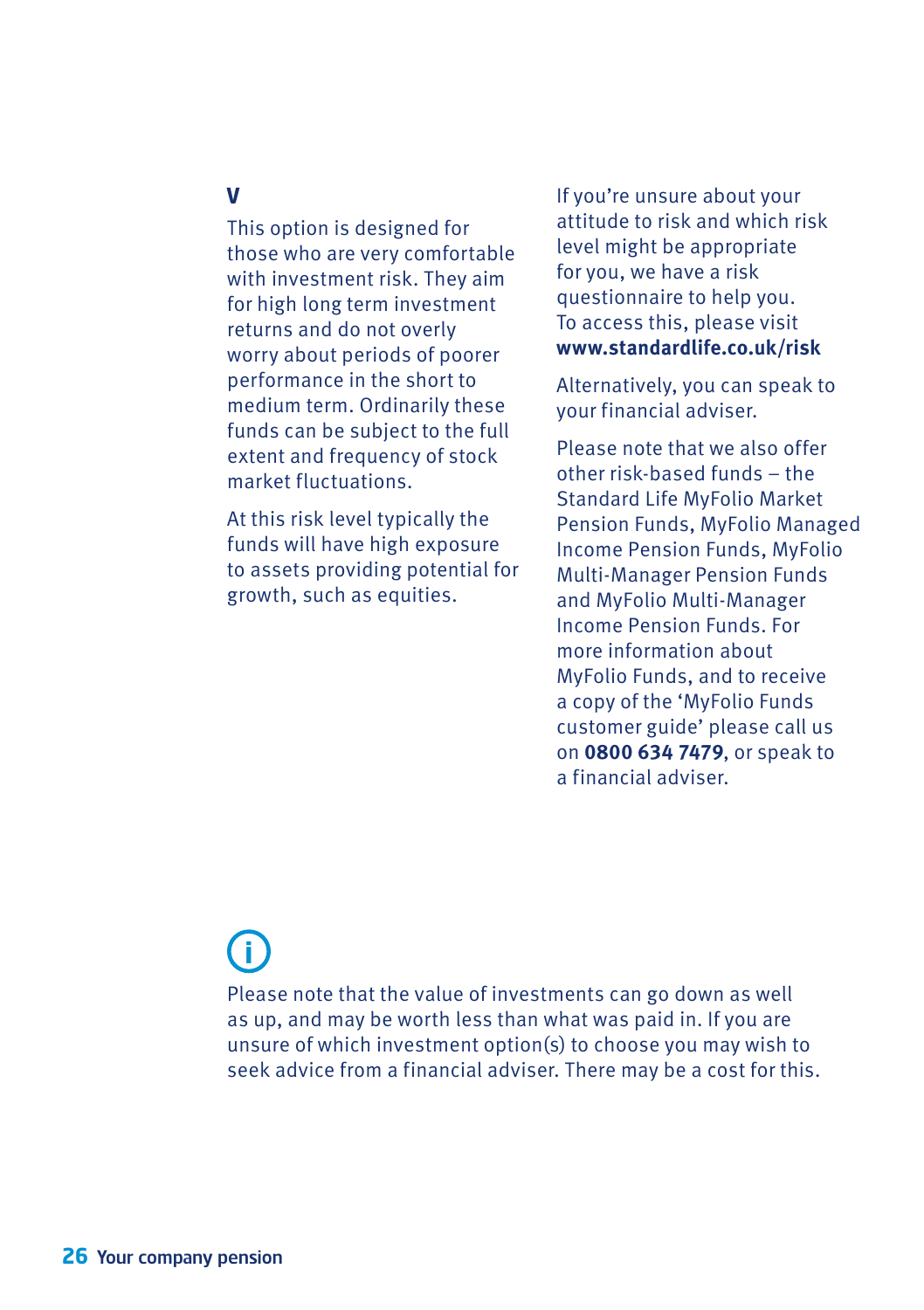**V**

This option is designed for those who are very comfortable with investment risk. They aim for high long term investment returns and do not overly worry about periods of poorer performance in the short to medium term. Ordinarily these funds can be subject to the full extent and frequency of stock market fluctuations.

At this risk level typically the funds will have high exposure to assets providing potential for growth, such as equities.

If you're unsure about your attitude to risk and which risk level might be appropriate for you, we have a risk questionnaire to help you. To access this, please visit **www.standardlife.co.uk/risk**

Alternatively, you can speak to your financial adviser.

Please note that we also offer other risk-based funds – the Standard Life MyFolio Market Pension Funds, MyFolio Managed Income Pension Funds, MyFolio Multi-Manager Pension Funds and MyFolio Multi-Manager Income Pension Funds. For more information about MyFolio Funds, and to receive a copy of the 'MyFolio Funds customer guide' please call us on **0800 634 7479**, or speak to a financial adviser.

Please note that the value of investments can go down as well as up, and may be worth less than what was paid in. If you are unsure of which investment option(s) to choose you may wish to seek advice from a financial adviser. There may be a cost for this.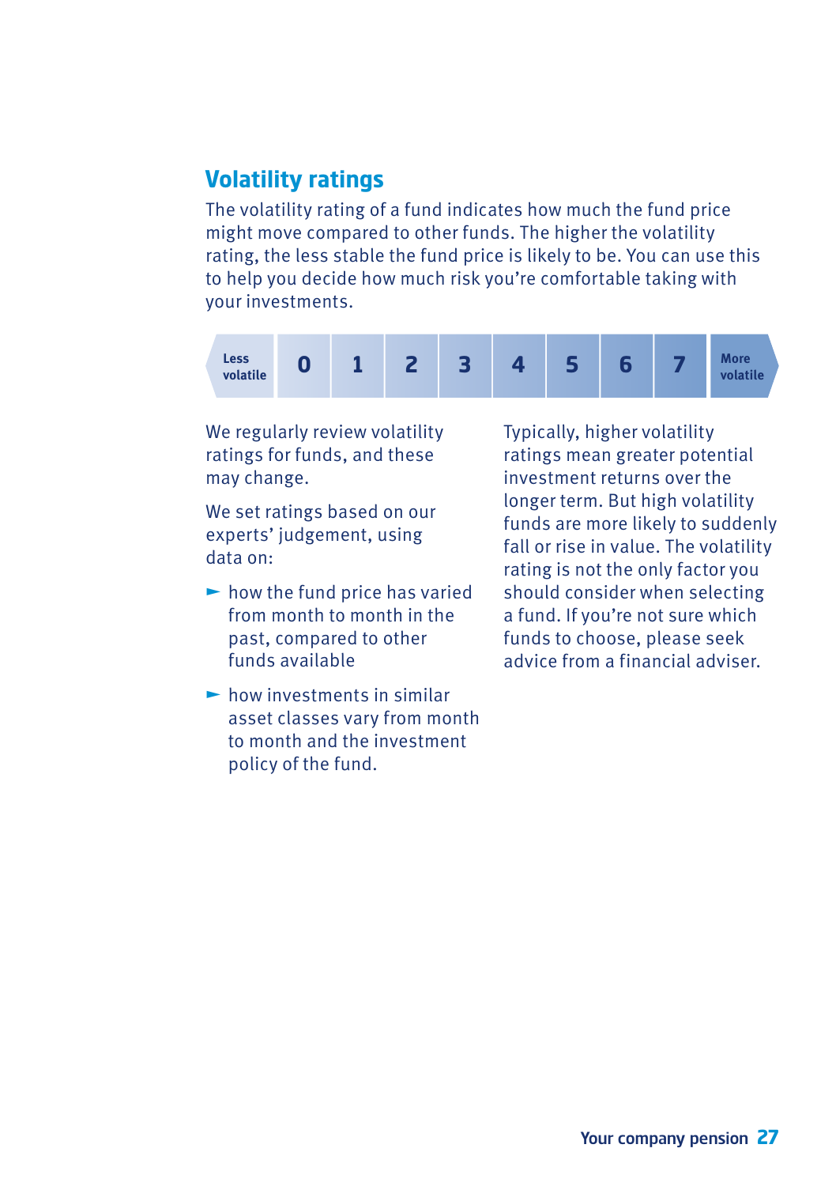## Volatility ratings

The volatility rating of a fund indicates how much the fund price might move compared to other funds. The higher the volatility rating, the less stable the fund price is likely to be. You can use this to help you decide how much risk you're comfortable taking with your investments.

Less volatile 0 1 2 3 4 5 6 7 More volatile

We regularly review volatility ratings for funds, and these may change.

We set ratings based on our experts' judgement, using data on:

- how the fund price has varied from month to month in the past, compared to other funds available
- how investments in similar asset classes vary from month to month and the investment policy of the fund.

Typically, higher volatility ratings mean greater potential investment returns over the longer term. But high volatility funds are more likely to suddenly fall or rise in value. The volatility rating is not the only factor you should consider when selecting a fund. If you're not sure which funds to choose, please seek advice from a financial adviser.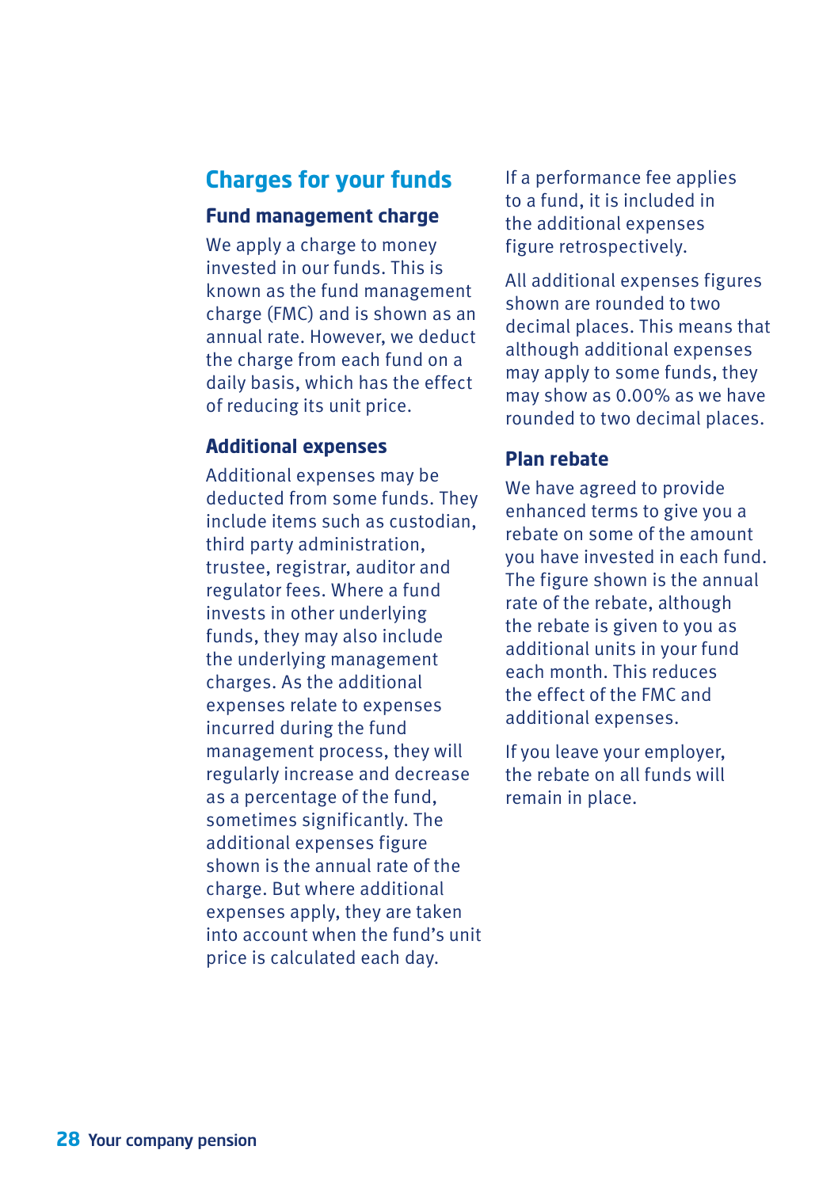## Charges for your funds

### Fund management charge

We apply a charge to money invested in our funds. This is known as the fund management charge (FMC) and is shown as an annual rate. However, we deduct the charge from each fund on a daily basis, which has the effect of reducing its unit price.

### Additional expenses

Additional expenses may be deducted from some funds. They include items such as custodian, third party administration, trustee, registrar, auditor and regulator fees. Where a fund invests in other underlying funds, they may also include the underlying management charges. As the additional expenses relate to expenses incurred during the fund management process, they will regularly increase and decrease as a percentage of the fund, sometimes significantly. The additional expenses figure shown is the annual rate of the charge. But where additional expenses apply, they are taken into account when the fund's unit price is calculated each day.

If a performance fee applies to a fund, it is included in the additional expenses figure retrospectively.

All additional expenses figures shown are rounded to two decimal places. This means that although additional expenses may apply to some funds, they may show as 0.00% as we have rounded to two decimal places.

### Plan rebate

We have agreed to provide enhanced terms to give you a rebate on some of the amount you have invested in each fund. The figure shown is the annual rate of the rebate, although the rebate is given to you as additional units in your fund each month. This reduces the effect of the FMC and additional expenses.

If you leave your employer, the rebate on all funds will remain in place.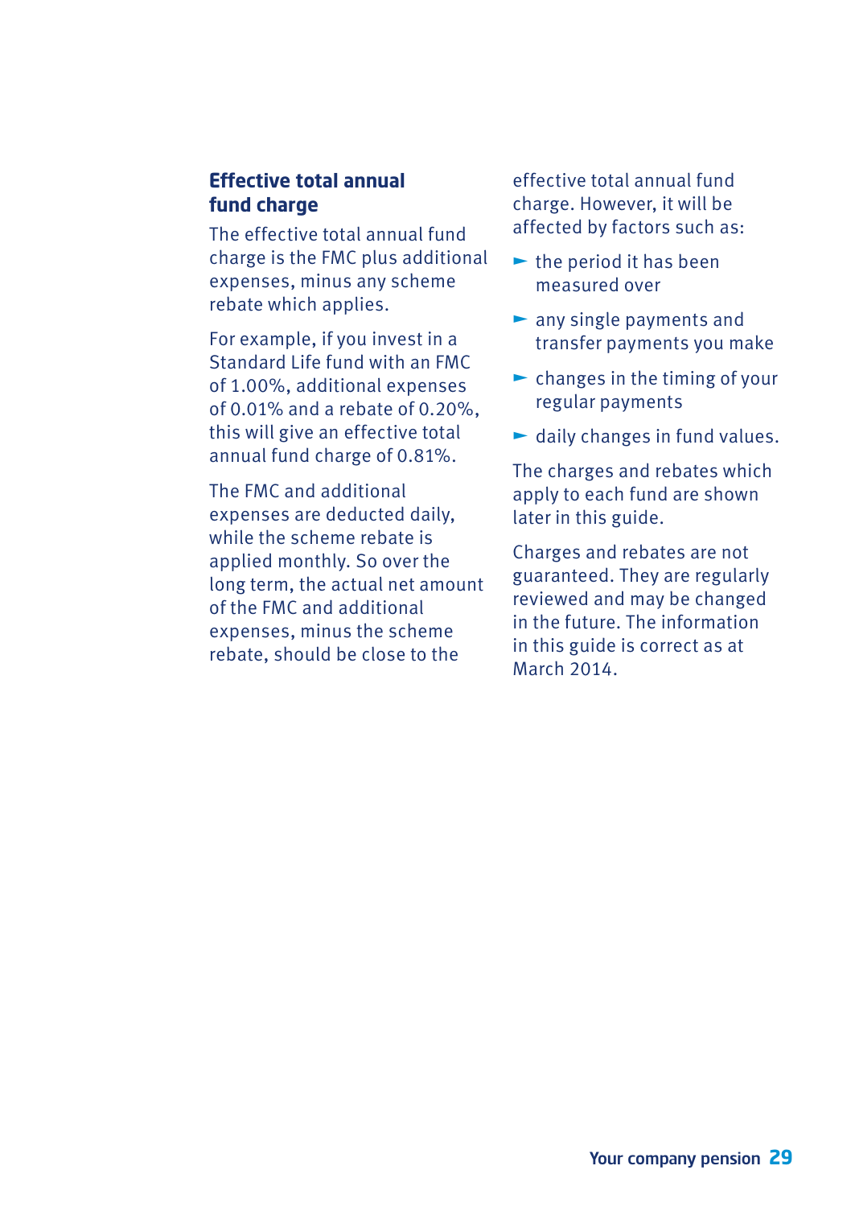## Effective total annual fund charge

The effective total annual fund charge is the FMC plus additional expenses, minus any scheme rebate which applies.

For example, if you invest in a Standard Life fund with an FMC of 1.00%, additional expenses of 0.01% and a rebate of 0.20%, this will give an effective total annual fund charge of 0.81%.

The FMC and additional expenses are deducted daily, while the scheme rebate is applied monthly. So over the long term, the actual net amount of the FMC and additional expenses, minus the scheme rebate, should be close to the effective total annual fund charge. However, it will be affected by factors such as:

- the period it has been measured over
- any single payments and transfer payments you make
- changes in the timing of your regular payments
- daily changes in fund values.

The charges and rebates which apply to each fund are shown later in this guide.

Charges and rebates are not guaranteed. They are regularly reviewed and may be changed in the future. The information in this guide is correct as at March 2014.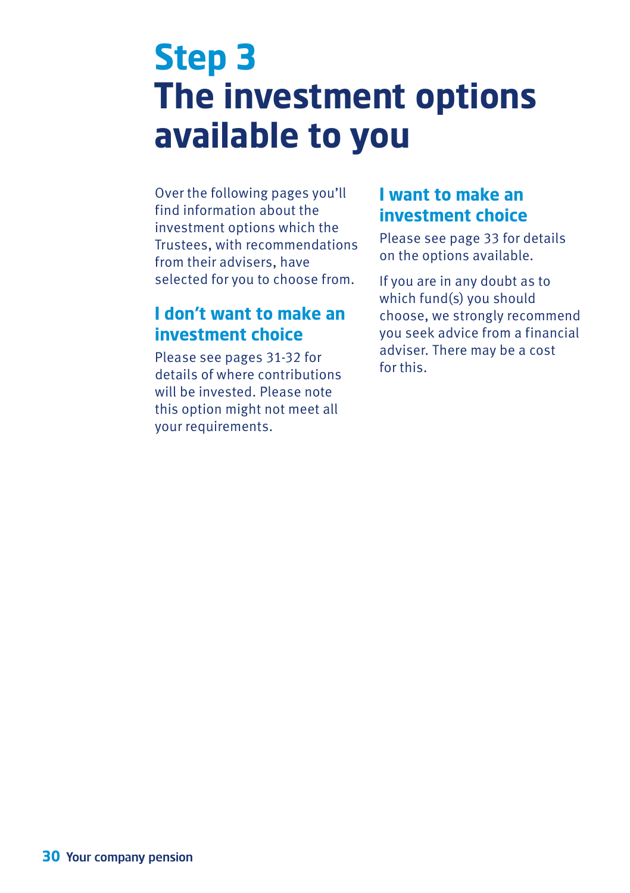# Step 3
# The investment options available to you

Over the following pages you'll find information about the investment options which the Trustees, with recommendations from their advisers, have selected for you to choose from.

## I don't want to make an investment choice

Please see pages 31-32 for details of where contributions will be invested. Please note this option might not meet all your requirements.

## I want to make an investment choice

Please see page 33 for details on the options available.

If you are in any doubt as to which fund(s) you should choose, we strongly recommend you seek advice from a financial adviser. There may be a cost for this.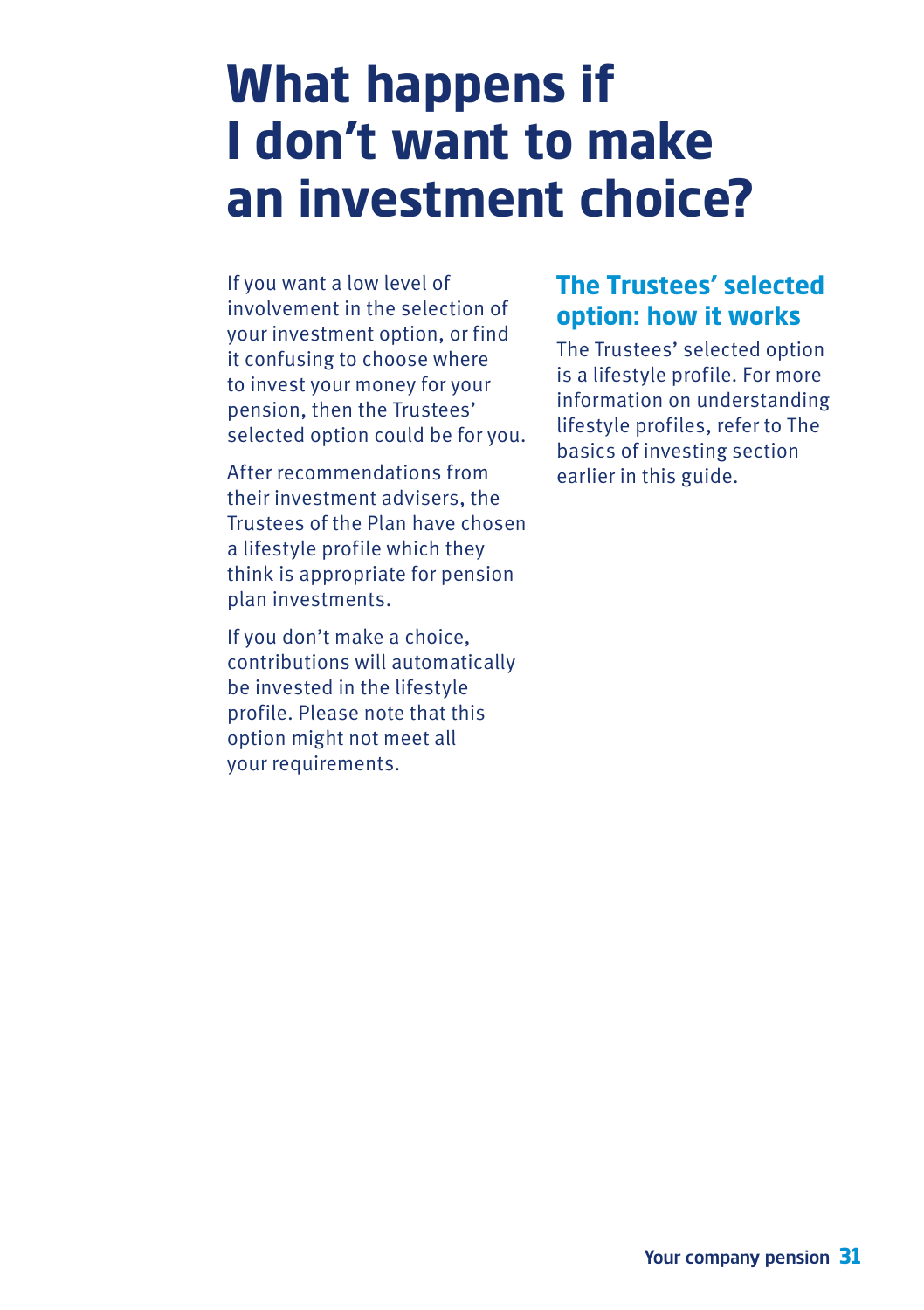# What happens if I don’t want to make an investment choice?

If you want a low level of involvement in the selection of your investment option, or find it confusing to choose where to invest your money for your pension, then the Trustees’ selected option could be for you.

After recommendations from their investment advisers, the Trustees of the Plan have chosen a lifestyle profile which they think is appropriate for pension plan investments.

If you don’t make a choice, contributions will automatically be invested in the lifestyle profile. Please note that this option might not meet all your requirements.

## The Trustees’ selected option: how it works

The Trustees’ selected option is a lifestyle profile. For more information on understanding lifestyle profiles, refer to The basics of investing section earlier in this guide.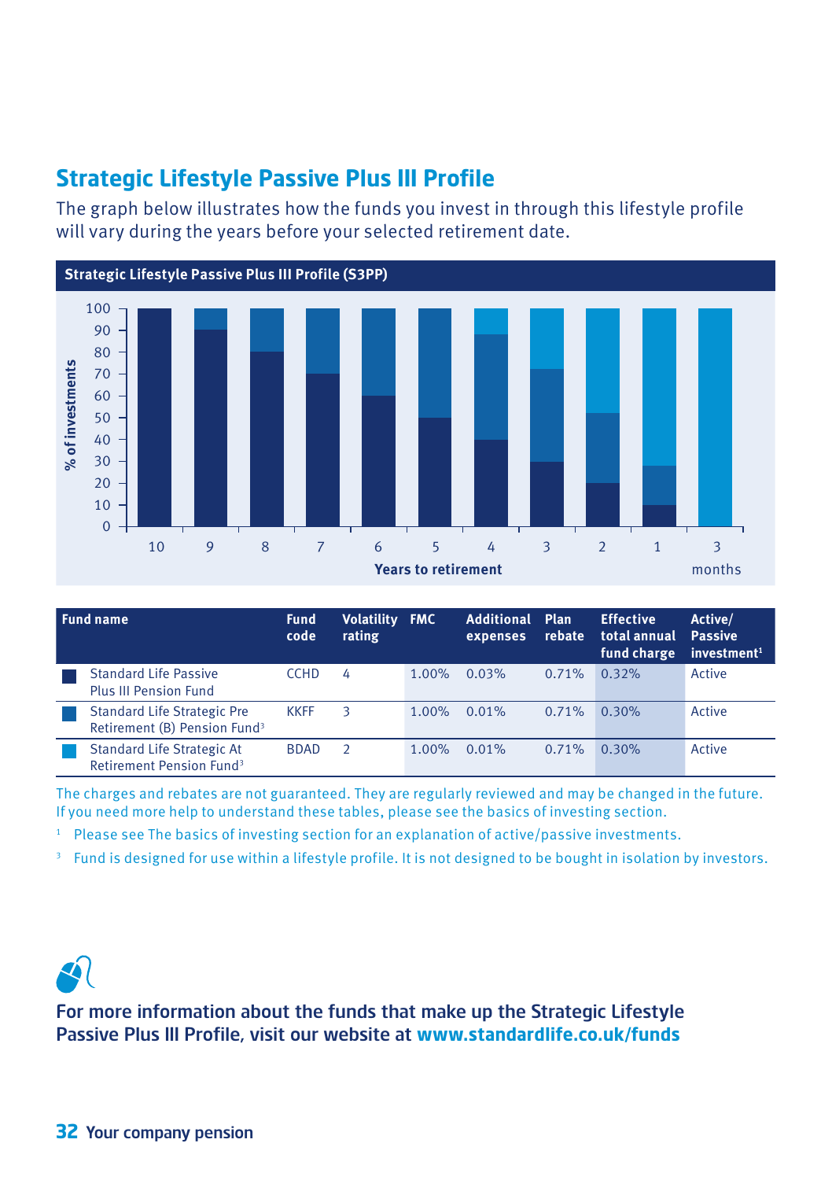## Strategic Lifestyle Passive Plus III Profile

The graph below illustrates how the funds you invest in through this lifestyle profile will vary during the years before your selected retirement date.

**Strategic Lifestyle Passive Plus III Profile (S3PP)**

% of investments

100
90
80
70
60
50
40
30
20
10
0

10 9 8 7 6 5 4 3 2 1 3 months

Years to retirement

| Fund name | Fund code | Volatility rating | FMC | Additional expenses | Plan rebate | Effective total annual fund charge | Active/ Passive investment[1] |
|---|---|---|---|---|---|---|---|
| Standard Life Passive Plus III Pension Fund | CCHD | 4 | 1.00% | 0.03% | 0.71% | 0.32% | Active |
| Standard Life Strategic Pre Retirement (B) Pension Fund[3] | KKFF | 3 | 1.00% | 0.01% | 0.71% | 0.30% | Active |
| Standard Life Strategic At Retirement Pension Fund[3] | BDAD | 2 | 1.00% | 0.01% | 0.71% | 0.30% | Active |

The charges and rebates are not guaranteed. They are regularly reviewed and may be changed in the future. If you need more help to understand these tables, please see the basics of investing section.

[1] Please see The basics of investing section for an explanation of active/passive investments.

[3] Fund is designed for use within a lifestyle profile. It is not designed to be bought in isolation by investors.

**For more information about the funds that make up the Strategic Lifestyle Passive Plus III Profile, visit our website at www.standardlife.co.uk/funds**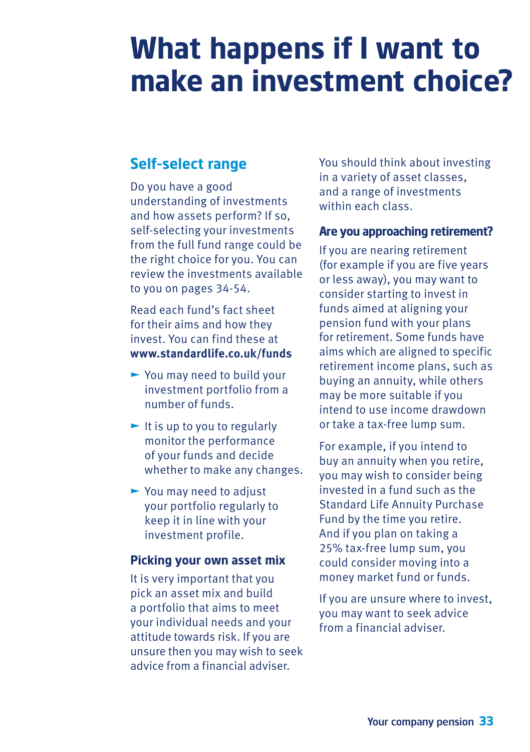# What happens if I want to make an investment choice?

## Self-select range

Do you have a good understanding of investments and how assets perform? If so, self-selecting your investments from the full fund range could be the right choice for you. You can review the investments available to you on pages 34-54.

Read each fund's fact sheet for their aims and how they invest. You can find these at **www.standardlife.co.uk/funds**

- You may need to build your investment portfolio from a number of funds.
- It is up to you to regularly monitor the performance of your funds and decide whether to make any changes.
- You may need to adjust your portfolio regularly to keep it in line with your investment profile.

### Picking your own asset mix

It is very important that you pick an asset mix and build a portfolio that aims to meet your individual needs and your attitude towards risk. If you are unsure then you may wish to seek advice from a financial adviser.

You should think about investing in a variety of asset classes, and a range of investments within each class.

### Are you approaching retirement?

If you are nearing retirement (for example if you are five years or less away), you may want to consider starting to invest in funds aimed at aligning your pension fund with your plans for retirement. Some funds have aims which are aligned to specific retirement income plans, such as buying an annuity, while others may be more suitable if you intend to use income drawdown or take a tax-free lump sum.

For example, if you intend to buy an annuity when you retire, you may wish to consider being invested in a fund such as the Standard Life Annuity Purchase Fund by the time you retire. And if you plan on taking a 25% tax-free lump sum, you could consider moving into a money market fund or funds.

If you are unsure where to invest, you may want to seek advice from a financial adviser.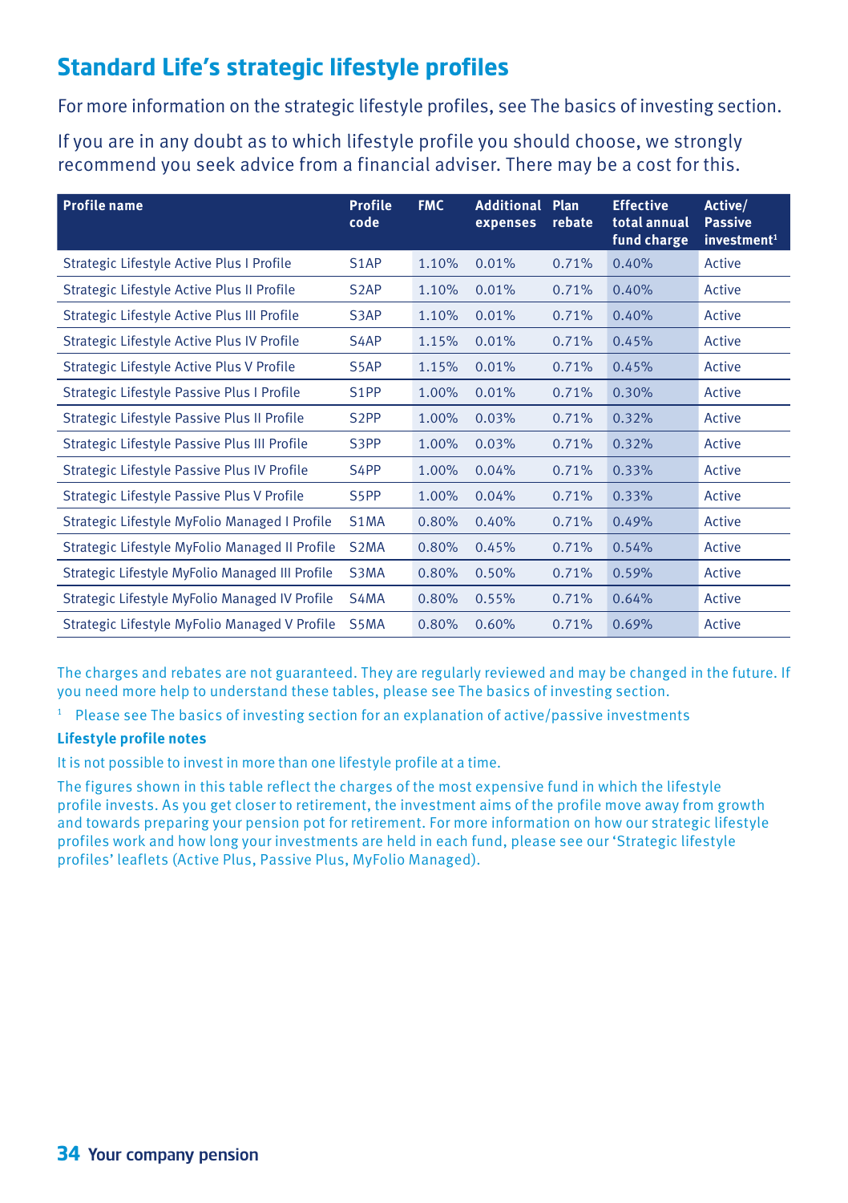# Standard Life's strategic lifestyle profiles

For more information on the strategic lifestyle profiles, see The basics of investing section.

If you are in any doubt as to which lifestyle profile you should choose, we strongly recommend you seek advice from a financial adviser. There may be a cost for this.

| Profile name | Profile code | FMC | Additional expenses | Plan rebate | Effective total annual fund charge | Active/ Passive investment[1] |
|---|---|---|---|---|---|---|
| Strategic Lifestyle Active Plus I Profile | S1AP | 1.10% | 0.01% | 0.71% | 0.40% | Active |
| Strategic Lifestyle Active Plus II Profile | S2AP | 1.10% | 0.01% | 0.71% | 0.40% | Active |
| Strategic Lifestyle Active Plus III Profile | S3AP | 1.10% | 0.01% | 0.71% | 0.40% | Active |
| Strategic Lifestyle Active Plus IV Profile | S4AP | 1.15% | 0.01% | 0.71% | 0.45% | Active |
| Strategic Lifestyle Active Plus V Profile | S5AP | 1.15% | 0.01% | 0.71% | 0.45% | Active |
| Strategic Lifestyle Passive Plus I Profile | S1PP | 1.00% | 0.01% | 0.71% | 0.30% | Active |
| Strategic Lifestyle Passive Plus II Profile | S2PP | 1.00% | 0.03% | 0.71% | 0.32% | Active |
| Strategic Lifestyle Passive Plus III Profile | S3PP | 1.00% | 0.03% | 0.71% | 0.32% | Active |
| Strategic Lifestyle Passive Plus IV Profile | S4PP | 1.00% | 0.04% | 0.71% | 0.33% | Active |
| Strategic Lifestyle Passive Plus V Profile | S5PP | 1.00% | 0.04% | 0.71% | 0.33% | Active |
| Strategic Lifestyle MyFolio Managed I Profile | S1MA | 0.80% | 0.40% | 0.71% | 0.49% | Active |
| Strategic Lifestyle MyFolio Managed II Profile | S2MA | 0.80% | 0.45% | 0.71% | 0.54% | Active |
| Strategic Lifestyle MyFolio Managed III Profile | S3MA | 0.80% | 0.50% | 0.71% | 0.59% | Active |
| Strategic Lifestyle MyFolio Managed IV Profile | S4MA | 0.80% | 0.55% | 0.71% | 0.64% | Active |
| Strategic Lifestyle MyFolio Managed V Profile | S5MA | 0.80% | 0.60% | 0.71% | 0.69% | Active |

The charges and rebates are not guaranteed. They are regularly reviewed and may be changed in the future. If you need more help to understand these tables, please see The basics of investing section.

[1] Please see The basics of investing section for an explanation of active/passive investments

**Lifestyle profile notes**

It is not possible to invest in more than one lifestyle profile at a time.

The figures shown in this table reflect the charges of the most expensive fund in which the lifestyle profile invests. As you get closer to retirement, the investment aims of the profile move away from growth and towards preparing your pension pot for retirement. For more information on how our strategic lifestyle profiles work and how long your investments are held in each fund, please see our 'Strategic lifestyle profiles' leaflets (Active Plus, Passive Plus, MyFolio Managed).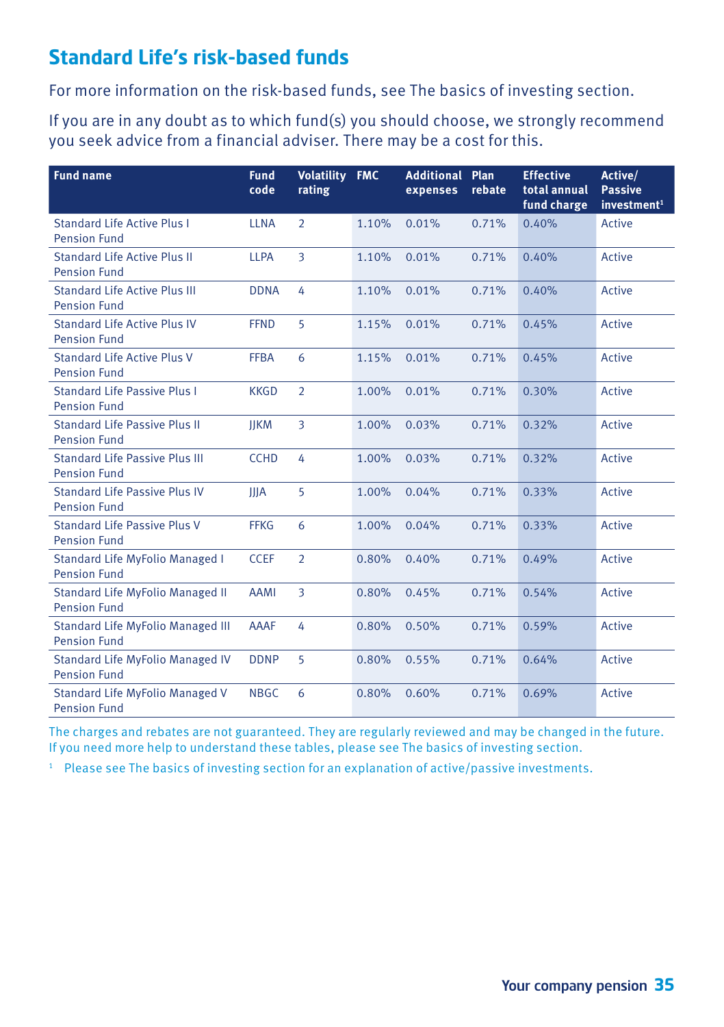## Standard Life's risk-based funds

For more information on the risk-based funds, see The basics of investing section.

If you are in any doubt as to which fund(s) you should choose, we strongly recommend you seek advice from a financial adviser. There may be a cost for this.

| Fund name | Fund code | Volatility rating | FMC | Additional expenses | Plan rebate | Effective total annual fund charge | Active/ Passive investment[1] |
|---|---|---|---|---|---|---|---|
| Standard Life Active Plus I Pension Fund | LLNA | 2 | 1.10% | 0.01% | 0.71% | 0.40% | Active |
| Standard Life Active Plus II Pension Fund | LLPA | 3 | 1.10% | 0.01% | 0.71% | 0.40% | Active |
| Standard Life Active Plus III Pension Fund | DDNA | 4 | 1.10% | 0.01% | 0.71% | 0.40% | Active |
| Standard Life Active Plus IV Pension Fund | FFND | 5 | 1.15% | 0.01% | 0.71% | 0.45% | Active |
| Standard Life Active Plus V Pension Fund | FFBA | 6 | 1.15% | 0.01% | 0.71% | 0.45% | Active |
| Standard Life Passive Plus I Pension Fund | KKGD | 2 | 1.00% | 0.01% | 0.71% | 0.30% | Active |
| Standard Life Passive Plus II Pension Fund | JJKM | 3 | 1.00% | 0.03% | 0.71% | 0.32% | Active |
| Standard Life Passive Plus III Pension Fund | CCHD | 4 | 1.00% | 0.03% | 0.71% | 0.32% | Active |
| Standard Life Passive Plus IV Pension Fund | JJJA | 5 | 1.00% | 0.04% | 0.71% | 0.33% | Active |
| Standard Life Passive Plus V Pension Fund | FFKG | 6 | 1.00% | 0.04% | 0.71% | 0.33% | Active |
| Standard Life MyFolio Managed I Pension Fund | CCEF | 2 | 0.80% | 0.40% | 0.71% | 0.49% | Active |
| Standard Life MyFolio Managed II Pension Fund | AAMI | 3 | 0.80% | 0.45% | 0.71% | 0.54% | Active |
| Standard Life MyFolio Managed III Pension Fund | AAAF | 4 | 0.80% | 0.50% | 0.71% | 0.59% | Active |
| Standard Life MyFolio Managed IV Pension Fund | DDNP | 5 | 0.80% | 0.55% | 0.71% | 0.64% | Active |
| Standard Life MyFolio Managed V Pension Fund | NBGC | 6 | 0.80% | 0.60% | 0.71% | 0.69% | Active |

The charges and rebates are not guaranteed. They are regularly reviewed and may be changed in the future. If you need more help to understand these tables, please see The basics of investing section.

[1] Please see The basics of investing section for an explanation of active/passive investments.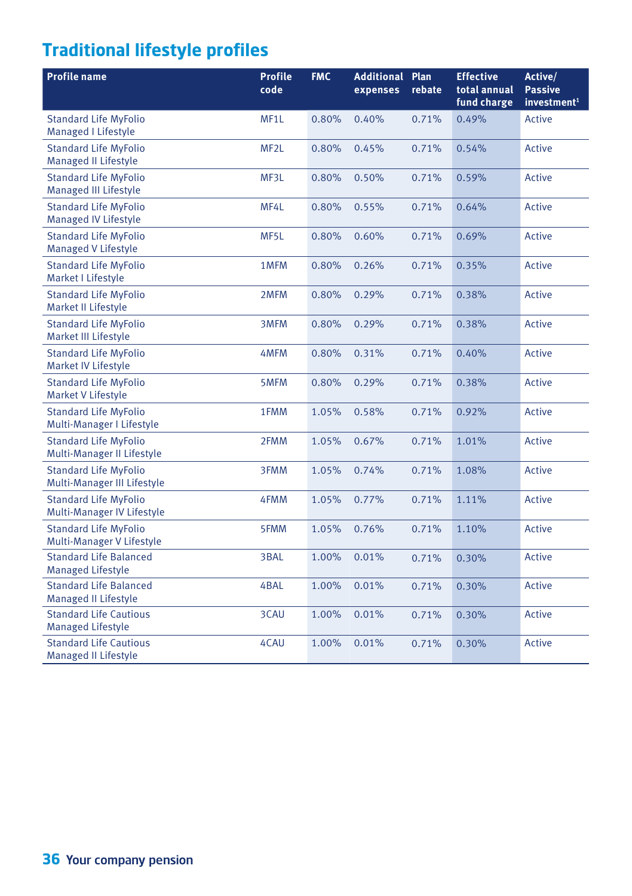## Traditional lifestyle profiles

| Profile name | Profile code | FMC | Additional expenses | Plan rebate | Effective total annual fund charge | Active/ Passive investment[1] |
|---|---|---|---|---|---|---|
| Standard Life MyFolio Managed I Lifestyle | MF1L | 0.80% | 0.40% | 0.71% | 0.49% | Active |
| Standard Life MyFolio Managed II Lifestyle | MF2L | 0.80% | 0.45% | 0.71% | 0.54% | Active |
| Standard Life MyFolio Managed III Lifestyle | MF3L | 0.80% | 0.50% | 0.71% | 0.59% | Active |
| Standard Life MyFolio Managed IV Lifestyle | MF4L | 0.80% | 0.55% | 0.71% | 0.64% | Active |
| Standard Life MyFolio Managed V Lifestyle | MF5L | 0.80% | 0.60% | 0.71% | 0.69% | Active |
| Standard Life MyFolio Market I Lifestyle | 1MFM | 0.80% | 0.26% | 0.71% | 0.35% | Active |
| Standard Life MyFolio Market II Lifestyle | 2MFM | 0.80% | 0.29% | 0.71% | 0.38% | Active |
| Standard Life MyFolio Market III Lifestyle | 3MFM | 0.80% | 0.29% | 0.71% | 0.38% | Active |
| Standard Life MyFolio Market IV Lifestyle | 4MFM | 0.80% | 0.31% | 0.71% | 0.40% | Active |
| Standard Life MyFolio Market V Lifestyle | 5MFM | 0.80% | 0.29% | 0.71% | 0.38% | Active |
| Standard Life MyFolio Multi-Manager I Lifestyle | 1FMM | 1.05% | 0.58% | 0.71% | 0.92% | Active |
| Standard Life MyFolio Multi-Manager II Lifestyle | 2FMM | 1.05% | 0.67% | 0.71% | 1.01% | Active |
| Standard Life MyFolio Multi-Manager III Lifestyle | 3FMM | 1.05% | 0.74% | 0.71% | 1.08% | Active |
| Standard Life MyFolio Multi-Manager IV Lifestyle | 4FMM | 1.05% | 0.77% | 0.71% | 1.11% | Active |
| Standard Life MyFolio Multi-Manager V Lifestyle | 5FMM | 1.05% | 0.76% | 0.71% | 1.10% | Active |
| Standard Life Balanced Managed Lifestyle | 3BAL | 1.00% | 0.01% | 0.71% | 0.30% | Active |
| Standard Life Balanced Managed II Lifestyle | 4BAL | 1.00% | 0.01% | 0.71% | 0.30% | Active |
| Standard Life Cautious Managed Lifestyle | 3CAU | 1.00% | 0.01% | 0.71% | 0.30% | Active |
| Standard Life Cautious Managed II Lifestyle | 4CAU | 1.00% | 0.01% | 0.71% | 0.30% | Active |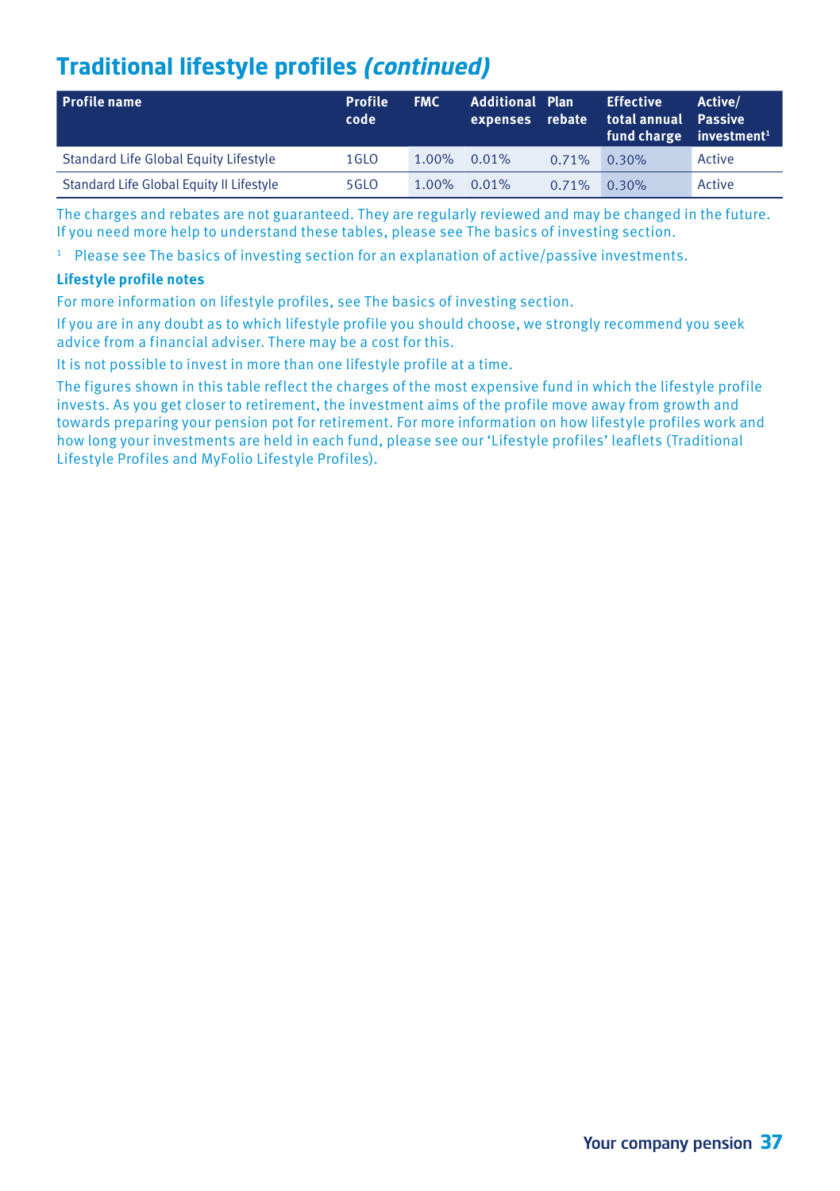## Traditional lifestyle profiles *(continued)*

| Profile name | Profile code | FMC | Additional expenses | Plan rebate | Effective total annual fund charge | Active/ Passive investment[1] |
|---|---|---|---|---|---|---|
| Standard Life Global Equity Lifestyle | 1GLO | 1.00% | 0.01% | 0.71% | 0.30% | Active |
| Standard Life Global Equity II Lifestyle | 5GLO | 1.00% | 0.01% | 0.71% | 0.30% | Active |

The charges and rebates are not guaranteed. They are regularly reviewed and may be changed in the future. If you need more help to understand these tables, please see The basics of investing section.

[1] Please see The basics of investing section for an explanation of active/passive investments.

**Lifestyle profile notes**

For more information on lifestyle profiles, see The basics of investing section.

If you are in any doubt as to which lifestyle profile you should choose, we strongly recommend you seek advice from a financial adviser. There may be a cost for this.

It is not possible to invest in more than one lifestyle profile at a time.

The figures shown in this table reflect the charges of the most expensive fund in which the lifestyle profile invests. As you get closer to retirement, the investment aims of the profile move away from growth and towards preparing your pension pot for retirement. For more information on how lifestyle profiles work and how long your investments are held in each fund, please see our 'Lifestyle profiles' leaflets (Traditional Lifestyle Profiles and MyFolio Lifestyle Profiles).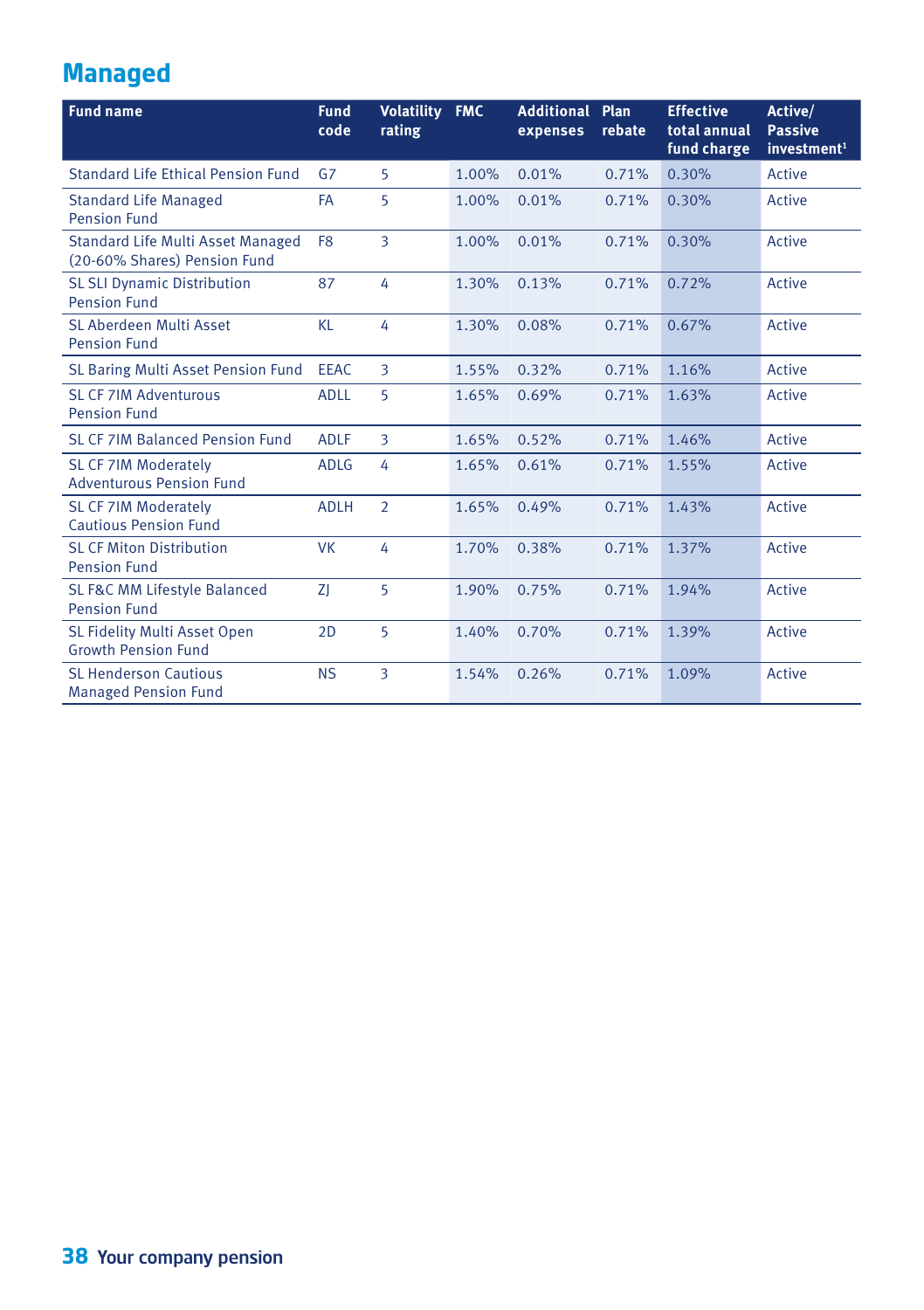## Managed

| Fund name | Fund code | Volatility rating | FMC | Additional expenses | Plan rebate | Effective total annual fund charge | Active/ Passive investment[1] |
|---|---|---|---|---|---|---|---|
| Standard Life Ethical Pension Fund | G7 | 5 | 1.00% | 0.01% | 0.71% | 0.30% | Active |
| Standard Life Managed Pension Fund | FA | 5 | 1.00% | 0.01% | 0.71% | 0.30% | Active |
| Standard Life Multi Asset Managed (20-60% Shares) Pension Fund | F8 | 3 | 1.00% | 0.01% | 0.71% | 0.30% | Active |
| SL SLI Dynamic Distribution Pension Fund | 87 | 4 | 1.30% | 0.13% | 0.71% | 0.72% | Active |
| SL Aberdeen Multi Asset Pension Fund | KL | 4 | 1.30% | 0.08% | 0.71% | 0.67% | Active |
| SL Baring Multi Asset Pension Fund | EEAC | 3 | 1.55% | 0.32% | 0.71% | 1.16% | Active |
| SL CF 7IM Adventurous Pension Fund | ADLL | 5 | 1.65% | 0.69% | 0.71% | 1.63% | Active |
| SL CF 7IM Balanced Pension Fund | ADLF | 3 | 1.65% | 0.52% | 0.71% | 1.46% | Active |
| SL CF 7IM Moderately Adventurous Pension Fund | ADLG | 4 | 1.65% | 0.61% | 0.71% | 1.55% | Active |
| SL CF 7IM Moderately Cautious Pension Fund | ADLH | 2 | 1.65% | 0.49% | 0.71% | 1.43% | Active |
| SL CF Miton Distribution Pension Fund | VK | 4 | 1.70% | 0.38% | 0.71% | 1.37% | Active |
| SL F&C MM Lifestyle Balanced Pension Fund | ZJ | 5 | 1.90% | 0.75% | 0.71% | 1.94% | Active |
| SL Fidelity Multi Asset Open Growth Pension Fund | 2D | 5 | 1.40% | 0.70% | 0.71% | 1.39% | Active |
| SL Henderson Cautious Managed Pension Fund | NS | 3 | 1.54% | 0.26% | 0.71% | 1.09% | Active |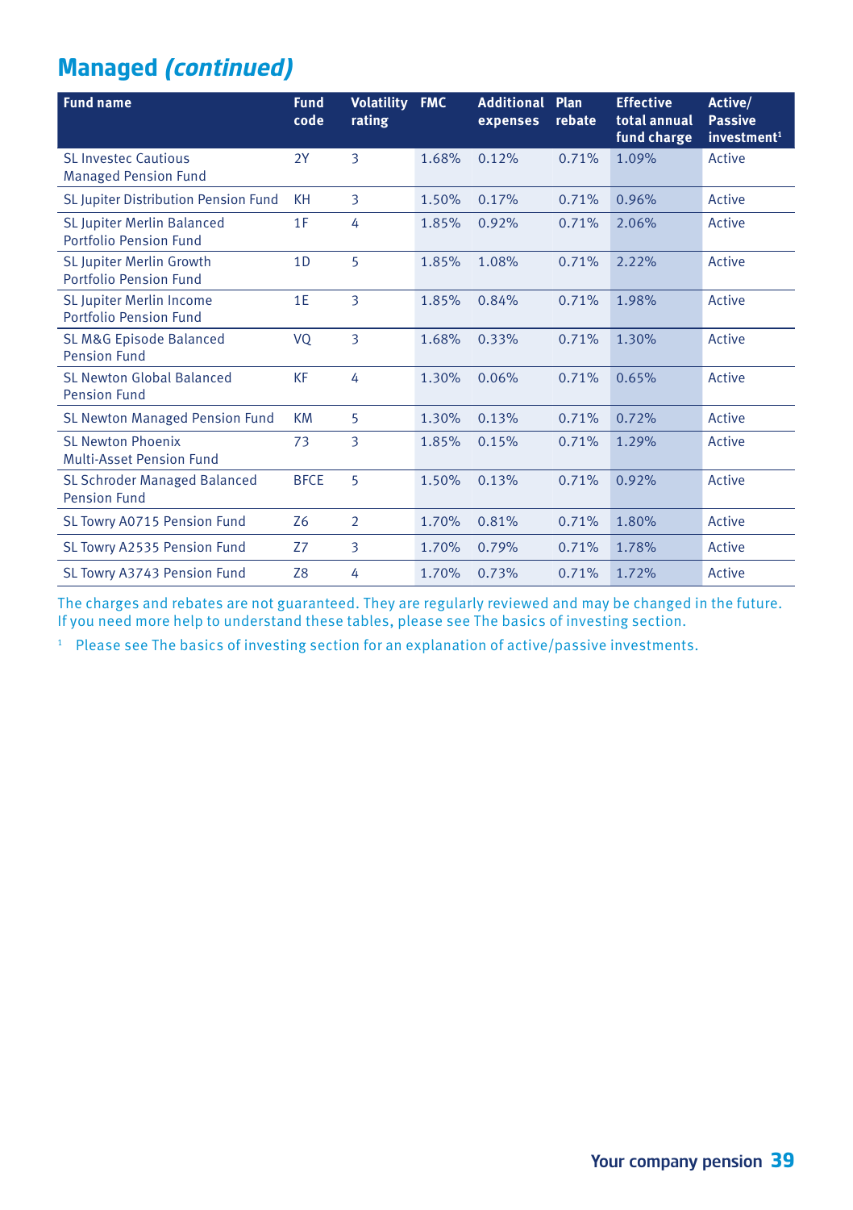## Managed *(continued)*

| Fund name | Fund code | Volatility rating | FMC | Additional expenses | Plan rebate | Effective total annual fund charge | Active/ Passive investment[1] |
|---|---|---|---|---|---|---|---|
| SL Investec Cautious Managed Pension Fund | 2Y | 3 | 1.68% | 0.12% | 0.71% | 1.09% | Active |
| SL Jupiter Distribution Pension Fund | KH | 3 | 1.50% | 0.17% | 0.71% | 0.96% | Active |
| SL Jupiter Merlin Balanced Portfolio Pension Fund | 1F | 4 | 1.85% | 0.92% | 0.71% | 2.06% | Active |
| SL Jupiter Merlin Growth Portfolio Pension Fund | 1D | 5 | 1.85% | 1.08% | 0.71% | 2.22% | Active |
| SL Jupiter Merlin Income Portfolio Pension Fund | 1E | 3 | 1.85% | 0.84% | 0.71% | 1.98% | Active |
| SL M&G Episode Balanced Pension Fund | VQ | 3 | 1.68% | 0.33% | 0.71% | 1.30% | Active |
| SL Newton Global Balanced Pension Fund | KF | 4 | 1.30% | 0.06% | 0.71% | 0.65% | Active |
| SL Newton Managed Pension Fund | KM | 5 | 1.30% | 0.13% | 0.71% | 0.72% | Active |
| SL Newton Phoenix Multi-Asset Pension Fund | 73 | 3 | 1.85% | 0.15% | 0.71% | 1.29% | Active |
| SL Schroder Managed Balanced Pension Fund | BFCE | 5 | 1.50% | 0.13% | 0.71% | 0.92% | Active |
| SL Towry A0715 Pension Fund | Z6 | 2 | 1.70% | 0.81% | 0.71% | 1.80% | Active |
| SL Towry A2535 Pension Fund | Z7 | 3 | 1.70% | 0.79% | 0.71% | 1.78% | Active |
| SL Towry A3743 Pension Fund | Z8 | 4 | 1.70% | 0.73% | 0.71% | 1.72% | Active |

The charges and rebates are not guaranteed. They are regularly reviewed and may be changed in the future. If you need more help to understand these tables, please see The basics of investing section.

[1] Please see The basics of investing section for an explanation of active/passive investments.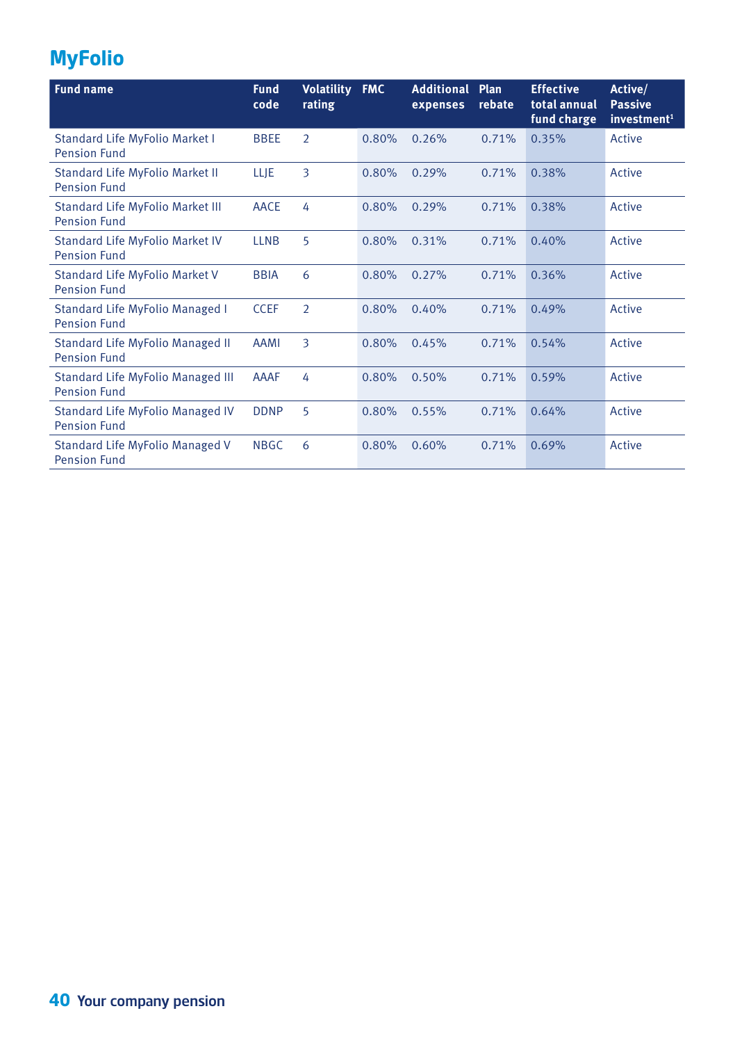# MyFolio

| Fund name | Fund code | Volatility rating | FMC | Additional expenses | Plan rebate | Effective total annual fund charge | Active/ Passive investment[1] |
|---|---|---|---|---|---|---|---|
| Standard Life MyFolio Market I Pension Fund | BBEE | 2 | 0.80% | 0.26% | 0.71% | 0.35% | Active |
| Standard Life MyFolio Market II Pension Fund | LLJE | 3 | 0.80% | 0.29% | 0.71% | 0.38% | Active |
| Standard Life MyFolio Market III Pension Fund | AACE | 4 | 0.80% | 0.29% | 0.71% | 0.38% | Active |
| Standard Life MyFolio Market IV Pension Fund | LLNB | 5 | 0.80% | 0.31% | 0.71% | 0.40% | Active |
| Standard Life MyFolio Market V Pension Fund | BBIA | 6 | 0.80% | 0.27% | 0.71% | 0.36% | Active |
| Standard Life MyFolio Managed I Pension Fund | CCEF | 2 | 0.80% | 0.40% | 0.71% | 0.49% | Active |
| Standard Life MyFolio Managed II Pension Fund | AAMI | 3 | 0.80% | 0.45% | 0.71% | 0.54% | Active |
| Standard Life MyFolio Managed III Pension Fund | AAAF | 4 | 0.80% | 0.50% | 0.71% | 0.59% | Active |
| Standard Life MyFolio Managed IV Pension Fund | DDNP | 5 | 0.80% | 0.55% | 0.71% | 0.64% | Active |
| Standard Life MyFolio Managed V Pension Fund | NBGC | 6 | 0.80% | 0.60% | 0.71% | 0.69% | Active |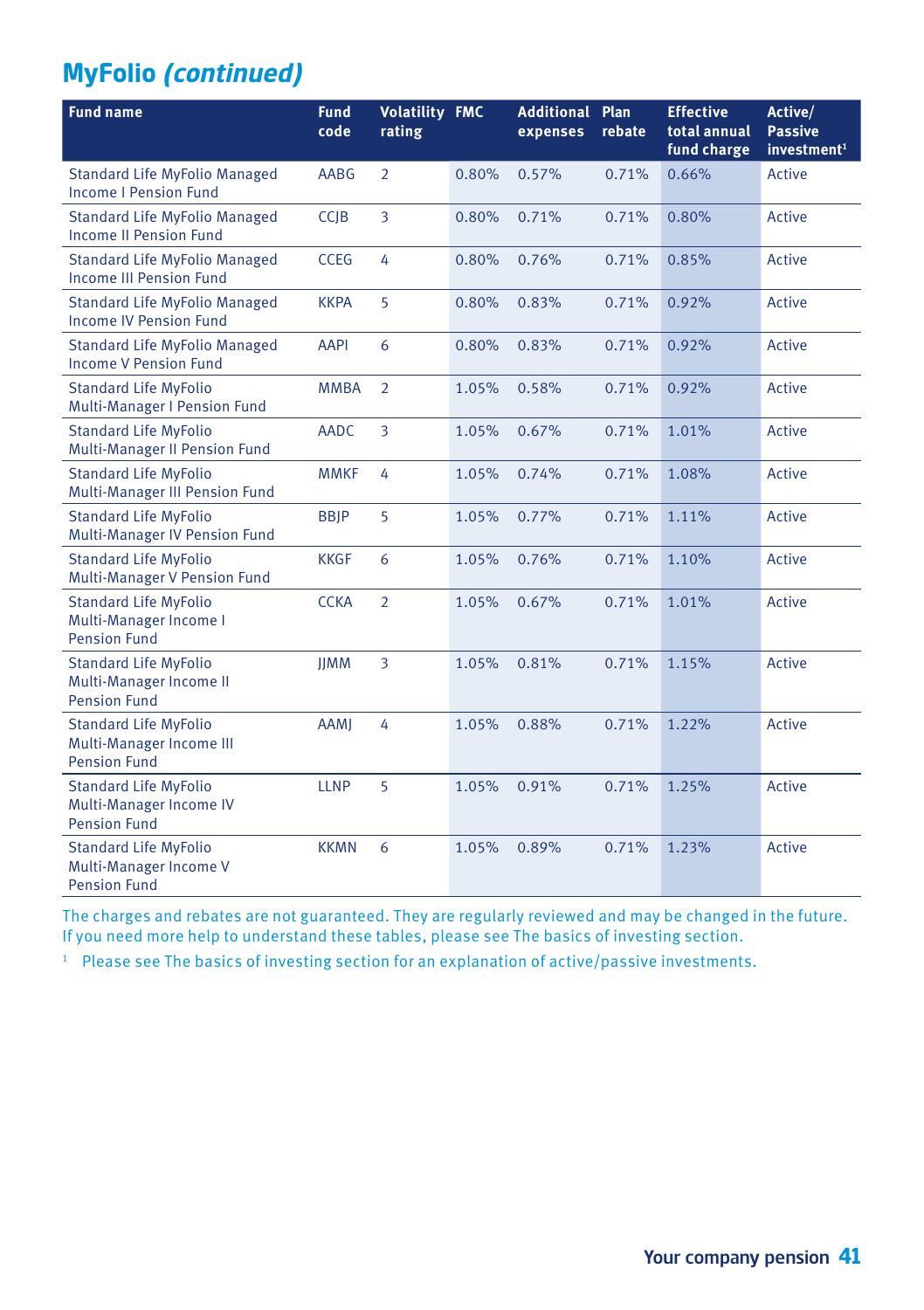# MyFolio *(continued)*

| Fund name | Fund code | Volatility rating | FMC | Additional expenses | Plan rebate | Effective total annual fund charge | Active/ Passive investment[1] |
|---|---|---|---|---|---|---|---|
| Standard Life MyFolio Managed Income I Pension Fund | AABG | 2 | 0.80% | 0.57% | 0.71% | 0.66% | Active |
| Standard Life MyFolio Managed Income II Pension Fund | CCJB | 3 | 0.80% | 0.71% | 0.71% | 0.80% | Active |
| Standard Life MyFolio Managed Income III Pension Fund | CCEG | 4 | 0.80% | 0.76% | 0.71% | 0.85% | Active |
| Standard Life MyFolio Managed Income IV Pension Fund | KKPA | 5 | 0.80% | 0.83% | 0.71% | 0.92% | Active |
| Standard Life MyFolio Managed Income V Pension Fund | AAPI | 6 | 0.80% | 0.83% | 0.71% | 0.92% | Active |
| Standard Life MyFolio Multi-Manager I Pension Fund | MMBA | 2 | 1.05% | 0.58% | 0.71% | 0.92% | Active |
| Standard Life MyFolio Multi-Manager II Pension Fund | AADC | 3 | 1.05% | 0.67% | 0.71% | 1.01% | Active |
| Standard Life MyFolio Multi-Manager III Pension Fund | MMKF | 4 | 1.05% | 0.74% | 0.71% | 1.08% | Active |
| Standard Life MyFolio Multi-Manager IV Pension Fund | BBJP | 5 | 1.05% | 0.77% | 0.71% | 1.11% | Active |
| Standard Life MyFolio Multi-Manager V Pension Fund | KKGF | 6 | 1.05% | 0.76% | 0.71% | 1.10% | Active |
| Standard Life MyFolio Multi-Manager Income I Pension Fund | CCKA | 2 | 1.05% | 0.67% | 0.71% | 1.01% | Active |
| Standard Life MyFolio Multi-Manager Income II Pension Fund | JJMM | 3 | 1.05% | 0.81% | 0.71% | 1.15% | Active |
| Standard Life MyFolio Multi-Manager Income III Pension Fund | AAMJ | 4 | 1.05% | 0.88% | 0.71% | 1.22% | Active |
| Standard Life MyFolio Multi-Manager Income IV Pension Fund | LLNP | 5 | 1.05% | 0.91% | 0.71% | 1.25% | Active |
| Standard Life MyFolio Multi-Manager Income V Pension Fund | KKMN | 6 | 1.05% | 0.89% | 0.71% | 1.23% | Active |

The charges and rebates are not guaranteed. They are regularly reviewed and may be changed in the future. If you need more help to understand these tables, please see The basics of investing section.

[1] Please see The basics of investing section for an explanation of active/passive investments.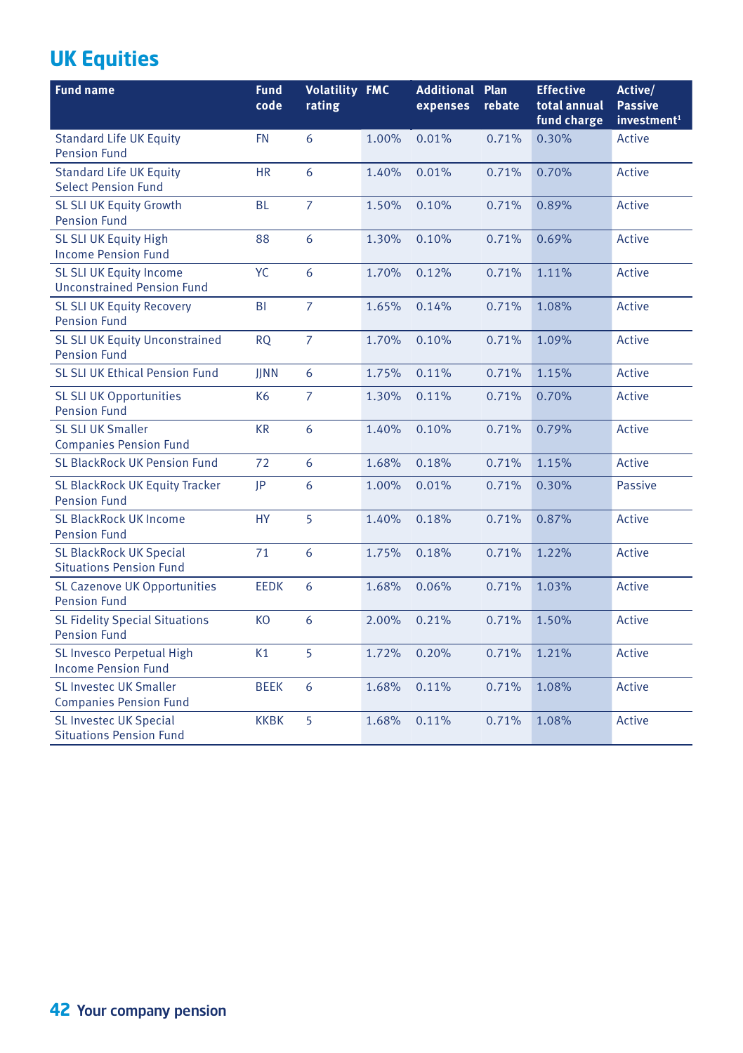## UK Equities

| Fund name | Fund code | Volatility rating | FMC | Additional expenses | Plan rebate | Effective total annual fund charge | Active/ Passive investment[1] |
|---|---|---|---|---|---|---|---|
| Standard Life UK Equity Pension Fund | FN | 6 | 1.00% | 0.01% | 0.71% | 0.30% | Active |
| Standard Life UK Equity Select Pension Fund | HR | 6 | 1.40% | 0.01% | 0.71% | 0.70% | Active |
| SL SLI UK Equity Growth Pension Fund | BL | 7 | 1.50% | 0.10% | 0.71% | 0.89% | Active |
| SL SLI UK Equity High Income Pension Fund | 88 | 6 | 1.30% | 0.10% | 0.71% | 0.69% | Active |
| SL SLI UK Equity Income Unconstrained Pension Fund | YC | 6 | 1.70% | 0.12% | 0.71% | 1.11% | Active |
| SL SLI UK Equity Recovery Pension Fund | BI | 7 | 1.65% | 0.14% | 0.71% | 1.08% | Active |
| SL SLI UK Equity Unconstrained Pension Fund | RQ | 7 | 1.70% | 0.10% | 0.71% | 1.09% | Active |
| SL SLI UK Ethical Pension Fund | JJNN | 6 | 1.75% | 0.11% | 0.71% | 1.15% | Active |
| SL SLI UK Opportunities Pension Fund | K6 | 7 | 1.30% | 0.11% | 0.71% | 0.70% | Active |
| SL SLI UK Smaller Companies Pension Fund | KR | 6 | 1.40% | 0.10% | 0.71% | 0.79% | Active |
| SL BlackRock UK Pension Fund | 72 | 6 | 1.68% | 0.18% | 0.71% | 1.15% | Active |
| SL BlackRock UK Equity Tracker Pension Fund | JP | 6 | 1.00% | 0.01% | 0.71% | 0.30% | Passive |
| SL BlackRock UK Income Pension Fund | HY | 5 | 1.40% | 0.18% | 0.71% | 0.87% | Active |
| SL BlackRock UK Special Situations Pension Fund | 71 | 6 | 1.75% | 0.18% | 0.71% | 1.22% | Active |
| SL Cazenove UK Opportunities Pension Fund | EEDK | 6 | 1.68% | 0.06% | 0.71% | 1.03% | Active |
| SL Fidelity Special Situations Pension Fund | KO | 6 | 2.00% | 0.21% | 0.71% | 1.50% | Active |
| SL Invesco Perpetual High Income Pension Fund | K1 | 5 | 1.72% | 0.20% | 0.71% | 1.21% | Active |
| SL Investec UK Smaller Companies Pension Fund | BEEK | 6 | 1.68% | 0.11% | 0.71% | 1.08% | Active |
| SL Investec UK Special Situations Pension Fund | KKBK | 5 | 1.68% | 0.11% | 0.71% | 1.08% | Active |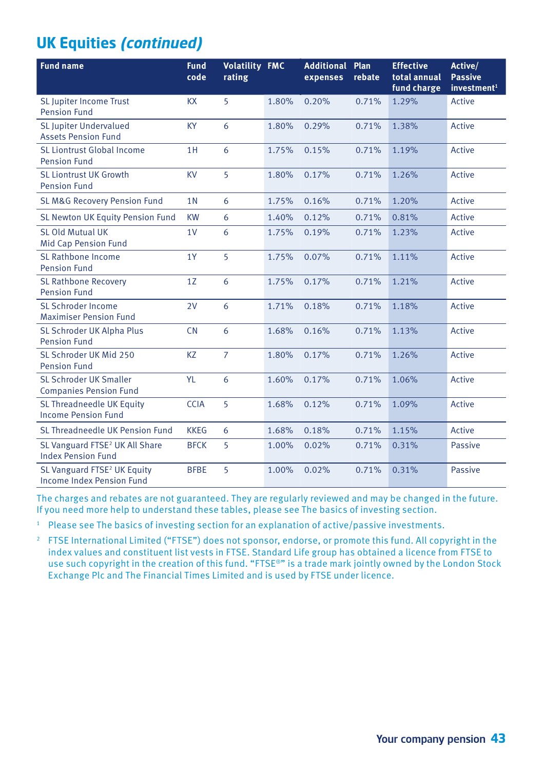## UK Equities *(continued)*

| Fund name | Fund code | Volatility rating | FMC | Additional expenses | Plan rebate | Effective total annual fund charge | Active/ Passive investment[1] |
|---|---|---|---|---|---|---|---|
| SL Jupiter Income Trust Pension Fund | KX | 5 | 1.80% | 0.20% | 0.71% | 1.29% | Active |
| SL Jupiter Undervalued Assets Pension Fund | KY | 6 | 1.80% | 0.29% | 0.71% | 1.38% | Active |
| SL Liontrust Global Income Pension Fund | 1H | 6 | 1.75% | 0.15% | 0.71% | 1.19% | Active |
| SL Liontrust UK Growth Pension Fund | KV | 5 | 1.80% | 0.17% | 0.71% | 1.26% | Active |
| SL M&G Recovery Pension Fund | 1N | 6 | 1.75% | 0.16% | 0.71% | 1.20% | Active |
| SL Newton UK Equity Pension Fund | KW | 6 | 1.40% | 0.12% | 0.71% | 0.81% | Active |
| SL Old Mutual UK Mid Cap Pension Fund | 1V | 6 | 1.75% | 0.19% | 0.71% | 1.23% | Active |
| SL Rathbone Income Pension Fund | 1Y | 5 | 1.75% | 0.07% | 0.71% | 1.11% | Active |
| SL Rathbone Recovery Pension Fund | 1Z | 6 | 1.75% | 0.17% | 0.71% | 1.21% | Active |
| SL Schroder Income Maximiser Pension Fund | 2V | 6 | 1.71% | 0.18% | 0.71% | 1.18% | Active |
| SL Schroder UK Alpha Plus Pension Fund | CN | 6 | 1.68% | 0.16% | 0.71% | 1.13% | Active |
| SL Schroder UK Mid 250 Pension Fund | KZ | 7 | 1.80% | 0.17% | 0.71% | 1.26% | Active |
| SL Schroder UK Smaller Companies Pension Fund | YL | 6 | 1.60% | 0.17% | 0.71% | 1.06% | Active |
| SL Threadneedle UK Equity Income Pension Fund | CCIA | 5 | 1.68% | 0.12% | 0.71% | 1.09% | Active |
| SL Threadneedle UK Pension Fund | KKEG | 6 | 1.68% | 0.18% | 0.71% | 1.15% | Active |
| SL Vanguard FTSE[2] UK All Share Index Pension Fund | BFCK | 5 | 1.00% | 0.02% | 0.71% | 0.31% | Passive |
| SL Vanguard FTSE[2] UK Equity Income Index Pension Fund | BFBE | 5 | 1.00% | 0.02% | 0.71% | 0.31% | Passive |

The charges and rebates are not guaranteed. They are regularly reviewed and may be changed in the future. If you need more help to understand these tables, please see The basics of investing section.

[1] Please see The basics of investing section for an explanation of active/passive investments.

[2] FTSE International Limited ("FTSE") does not sponsor, endorse, or promote this fund. All copyright in the index values and constituent list vests in FTSE. Standard Life group has obtained a licence from FTSE to use such copyright in the creation of this fund. "FTSE®" is a trade mark jointly owned by the London Stock Exchange Plc and The Financial Times Limited and is used by FTSE under licence.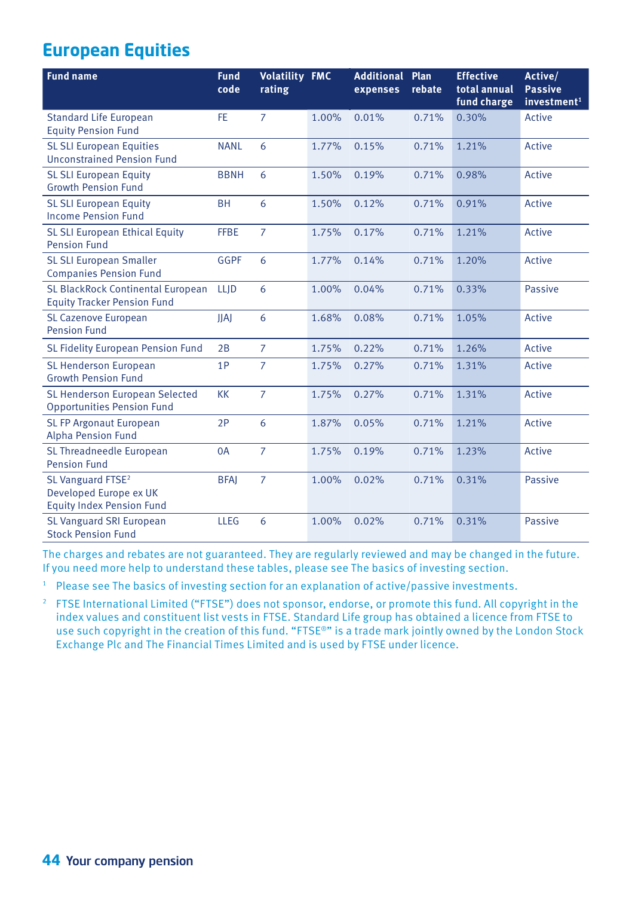# European Equities

| Fund name | Fund code | Volatility rating | FMC | Additional expenses | Plan rebate | Effective total annual fund charge | Active/ Passive investment[1] |
|---|---|---|---|---|---|---|---|
| Standard Life European Equity Pension Fund | FE | 7 | 1.00% | 0.01% | 0.71% | 0.30% | Active |
| SL SLI European Equities Unconstrained Pension Fund | NANL | 6 | 1.77% | 0.15% | 0.71% | 1.21% | Active |
| SL SLI European Equity Growth Pension Fund | BBNH | 6 | 1.50% | 0.19% | 0.71% | 0.98% | Active |
| SL SLI European Equity Income Pension Fund | BH | 6 | 1.50% | 0.12% | 0.71% | 0.91% | Active |
| SL SLI European Ethical Equity Pension Fund | FFBE | 7 | 1.75% | 0.17% | 0.71% | 1.21% | Active |
| SL SLI European Smaller Companies Pension Fund | GGPF | 6 | 1.77% | 0.14% | 0.71% | 1.20% | Active |
| SL BlackRock Continental European Equity Tracker Pension Fund | LLJD | 6 | 1.00% | 0.04% | 0.71% | 0.33% | Passive |
| SL Cazenove European Pension Fund | JJAJ | 6 | 1.68% | 0.08% | 0.71% | 1.05% | Active |
| SL Fidelity European Pension Fund | 2B | 7 | 1.75% | 0.22% | 0.71% | 1.26% | Active |
| SL Henderson European Growth Pension Fund | 1P | 7 | 1.75% | 0.27% | 0.71% | 1.31% | Active |
| SL Henderson European Selected Opportunities Pension Fund | KK | 7 | 1.75% | 0.27% | 0.71% | 1.31% | Active |
| SL FP Argonaut European Alpha Pension Fund | 2P | 6 | 1.87% | 0.05% | 0.71% | 1.21% | Active |
| SL Threadneedle European Pension Fund | 0A | 7 | 1.75% | 0.19% | 0.71% | 1.23% | Active |
| SL Vanguard FTSE[2] Developed Europe ex UK Equity Index Pension Fund | BFAJ | 7 | 1.00% | 0.02% | 0.71% | 0.31% | Passive |
| SL Vanguard SRI European Stock Pension Fund | LLEG | 6 | 1.00% | 0.02% | 0.71% | 0.31% | Passive |

The charges and rebates are not guaranteed. They are regularly reviewed and may be changed in the future. If you need more help to understand these tables, please see The basics of investing section.

[1] Please see The basics of investing section for an explanation of active/passive investments.

[2] FTSE International Limited ("FTSE") does not sponsor, endorse, or promote this fund. All copyright in the index values and constituent list vests in FTSE. Standard Life group has obtained a licence from FTSE to use such copyright in the creation of this fund. "FTSE®" is a trade mark jointly owned by the London Stock Exchange Plc and The Financial Times Limited and is used by FTSE under licence.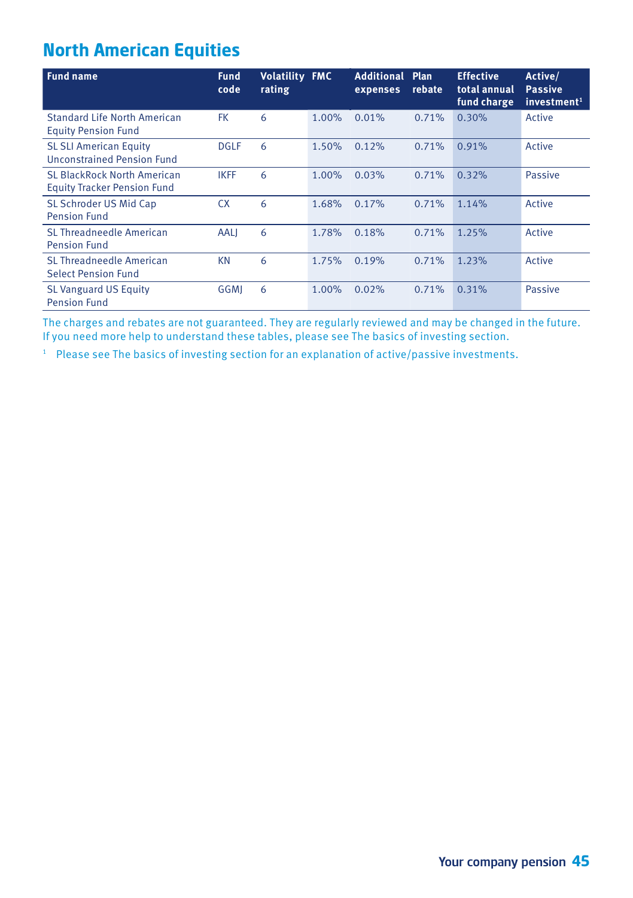# North American Equities

| Fund name | Fund code | Volatility rating | FMC | Additional expenses | Plan rebate | Effective total annual fund charge | Active/ Passive investment[1] |
|---|---|---|---|---|---|---|---|
| Standard Life North American Equity Pension Fund | FK | 6 | 1.00% | 0.01% | 0.71% | 0.30% | Active |
| SL SLI American Equity Unconstrained Pension Fund | DGLF | 6 | 1.50% | 0.12% | 0.71% | 0.91% | Active |
| SL BlackRock North American Equity Tracker Pension Fund | IKFF | 6 | 1.00% | 0.03% | 0.71% | 0.32% | Passive |
| SL Schroder US Mid Cap Pension Fund | CX | 6 | 1.68% | 0.17% | 0.71% | 1.14% | Active |
| SL Threadneedle American Pension Fund | AALJ | 6 | 1.78% | 0.18% | 0.71% | 1.25% | Active |
| SL Threadneedle American Select Pension Fund | KN | 6 | 1.75% | 0.19% | 0.71% | 1.23% | Active |
| SL Vanguard US Equity Pension Fund | GGMJ | 6 | 1.00% | 0.02% | 0.71% | 0.31% | Passive |

The charges and rebates are not guaranteed. They are regularly reviewed and may be changed in the future. If you need more help to understand these tables, please see The basics of investing section.

[1] Please see The basics of investing section for an explanation of active/passive investments.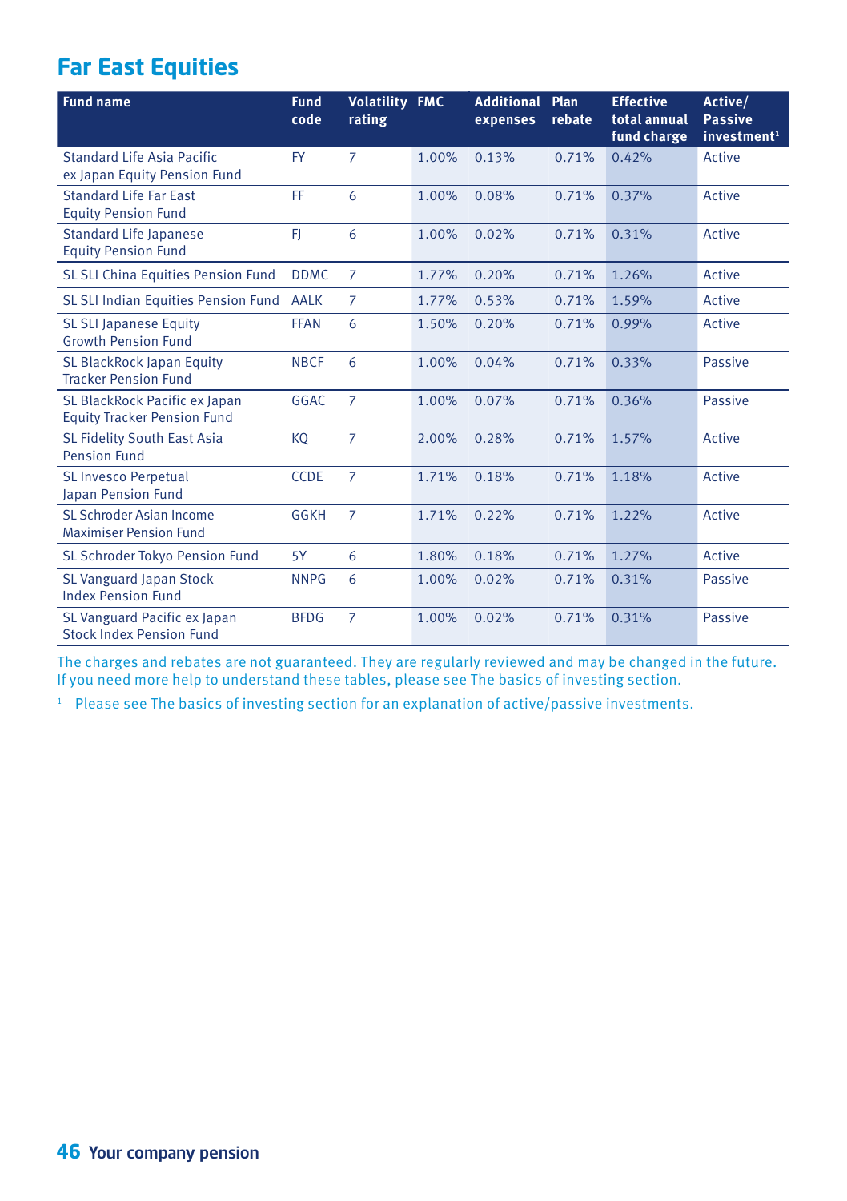# Far East Equities

| Fund name | Fund code | Volatility rating | FMC | Additional expenses | Plan rebate | Effective total annual fund charge | Active/ Passive investment[1] |
|---|---|---|---|---|---|---|---|
| Standard Life Asia Pacific ex Japan Equity Pension Fund | FY | 7 | 1.00% | 0.13% | 0.71% | 0.42% | Active |
| Standard Life Far East Equity Pension Fund | FF | 6 | 1.00% | 0.08% | 0.71% | 0.37% | Active |
| Standard Life Japanese Equity Pension Fund | FJ | 6 | 1.00% | 0.02% | 0.71% | 0.31% | Active |
| SL SLI China Equities Pension Fund | DDMC | 7 | 1.77% | 0.20% | 0.71% | 1.26% | Active |
| SL SLI Indian Equities Pension Fund | AALK | 7 | 1.77% | 0.53% | 0.71% | 1.59% | Active |
| SL SLI Japanese Equity Growth Pension Fund | FFAN | 6 | 1.50% | 0.20% | 0.71% | 0.99% | Active |
| SL BlackRock Japan Equity Tracker Pension Fund | NBCF | 6 | 1.00% | 0.04% | 0.71% | 0.33% | Passive |
| SL BlackRock Pacific ex Japan Equity Tracker Pension Fund | GGAC | 7 | 1.00% | 0.07% | 0.71% | 0.36% | Passive |
| SL Fidelity South East Asia Pension Fund | KQ | 7 | 2.00% | 0.28% | 0.71% | 1.57% | Active |
| SL Invesco Perpetual Japan Pension Fund | CCDE | 7 | 1.71% | 0.18% | 0.71% | 1.18% | Active |
| SL Schroder Asian Income Maximiser Pension Fund | GGKH | 7 | 1.71% | 0.22% | 0.71% | 1.22% | Active |
| SL Schroder Tokyo Pension Fund | 5Y | 6 | 1.80% | 0.18% | 0.71% | 1.27% | Active |
| SL Vanguard Japan Stock Index Pension Fund | NNPG | 6 | 1.00% | 0.02% | 0.71% | 0.31% | Passive |
| SL Vanguard Pacific ex Japan Stock Index Pension Fund | BFDG | 7 | 1.00% | 0.02% | 0.71% | 0.31% | Passive |

The charges and rebates are not guaranteed. They are regularly reviewed and may be changed in the future. If you need more help to understand these tables, please see The basics of investing section.

[1] Please see The basics of investing section for an explanation of active/passive investments.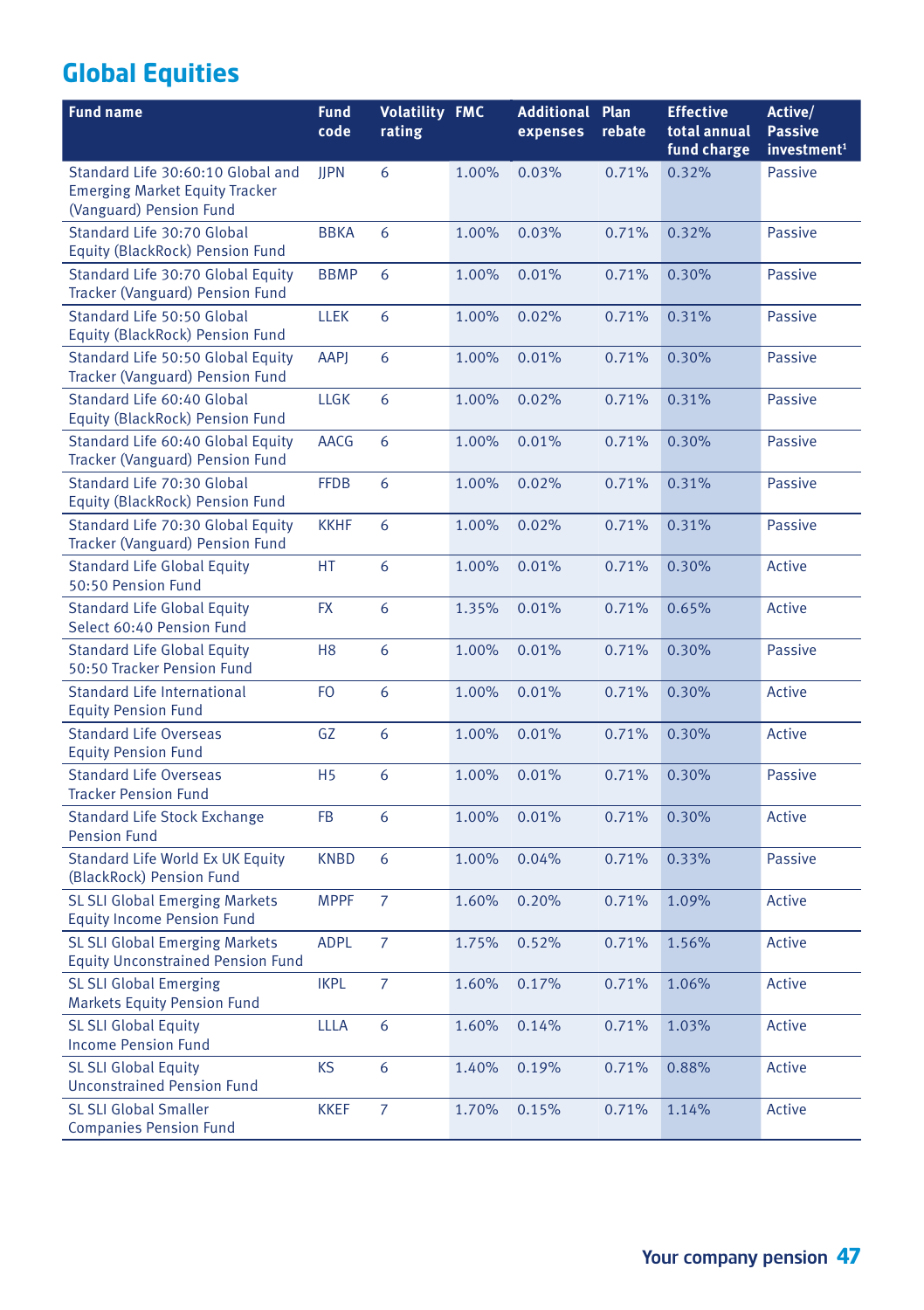## Global Equities

| Fund name | Fund code | Volatility rating | FMC | Additional expenses | Plan rebate | Effective total annual fund charge | Active/ Passive investment[1] |
|---|---|---|---|---|---|---|---|
| Standard Life 30:60:10 Global and Emerging Market Equity Tracker (Vanguard) Pension Fund | JJPN | 6 | 1.00% | 0.03% | 0.71% | 0.32% | Passive |
| Standard Life 30:70 Global Equity (BlackRock) Pension Fund | BBKA | 6 | 1.00% | 0.03% | 0.71% | 0.32% | Passive |
| Standard Life 30:70 Global Equity Tracker (Vanguard) Pension Fund | BBMP | 6 | 1.00% | 0.01% | 0.71% | 0.30% | Passive |
| Standard Life 50:50 Global Equity (BlackRock) Pension Fund | LLEK | 6 | 1.00% | 0.02% | 0.71% | 0.31% | Passive |
| Standard Life 50:50 Global Equity Tracker (Vanguard) Pension Fund | AAPJ | 6 | 1.00% | 0.01% | 0.71% | 0.30% | Passive |
| Standard Life 60:40 Global Equity (BlackRock) Pension Fund | LLGK | 6 | 1.00% | 0.02% | 0.71% | 0.31% | Passive |
| Standard Life 60:40 Global Equity Tracker (Vanguard) Pension Fund | AACG | 6 | 1.00% | 0.01% | 0.71% | 0.30% | Passive |
| Standard Life 70:30 Global Equity (BlackRock) Pension Fund | FFDB | 6 | 1.00% | 0.02% | 0.71% | 0.31% | Passive |
| Standard Life 70:30 Global Equity Tracker (Vanguard) Pension Fund | KKHF | 6 | 1.00% | 0.02% | 0.71% | 0.31% | Passive |
| Standard Life Global Equity 50:50 Pension Fund | HT | 6 | 1.00% | 0.01% | 0.71% | 0.30% | Active |
| Standard Life Global Equity Select 60:40 Pension Fund | FX | 6 | 1.35% | 0.01% | 0.71% | 0.65% | Active |
| Standard Life Global Equity 50:50 Tracker Pension Fund | H8 | 6 | 1.00% | 0.01% | 0.71% | 0.30% | Passive |
| Standard Life International Equity Pension Fund | FO | 6 | 1.00% | 0.01% | 0.71% | 0.30% | Active |
| Standard Life Overseas Equity Pension Fund | GZ | 6 | 1.00% | 0.01% | 0.71% | 0.30% | Active |
| Standard Life Overseas Tracker Pension Fund | H5 | 6 | 1.00% | 0.01% | 0.71% | 0.30% | Passive |
| Standard Life Stock Exchange Pension Fund | FB | 6 | 1.00% | 0.01% | 0.71% | 0.30% | Active |
| Standard Life World Ex UK Equity (BlackRock) Pension Fund | KNBD | 6 | 1.00% | 0.04% | 0.71% | 0.33% | Passive |
| SL SLI Global Emerging Markets Equity Income Pension Fund | MPPF | 7 | 1.60% | 0.20% | 0.71% | 1.09% | Active |
| SL SLI Global Emerging Markets Equity Unconstrained Pension Fund | ADPL | 7 | 1.75% | 0.52% | 0.71% | 1.56% | Active |
| SL SLI Global Emerging Markets Equity Pension Fund | IKPL | 7 | 1.60% | 0.17% | 0.71% | 1.06% | Active |
| SL SLI Global Equity Income Pension Fund | LLLA | 6 | 1.60% | 0.14% | 0.71% | 1.03% | Active |
| SL SLI Global Equity Unconstrained Pension Fund | KS | 6 | 1.40% | 0.19% | 0.71% | 0.88% | Active |
| SL SLI Global Smaller Companies Pension Fund | KKEF | 7 | 1.70% | 0.15% | 0.71% | 1.14% | Active |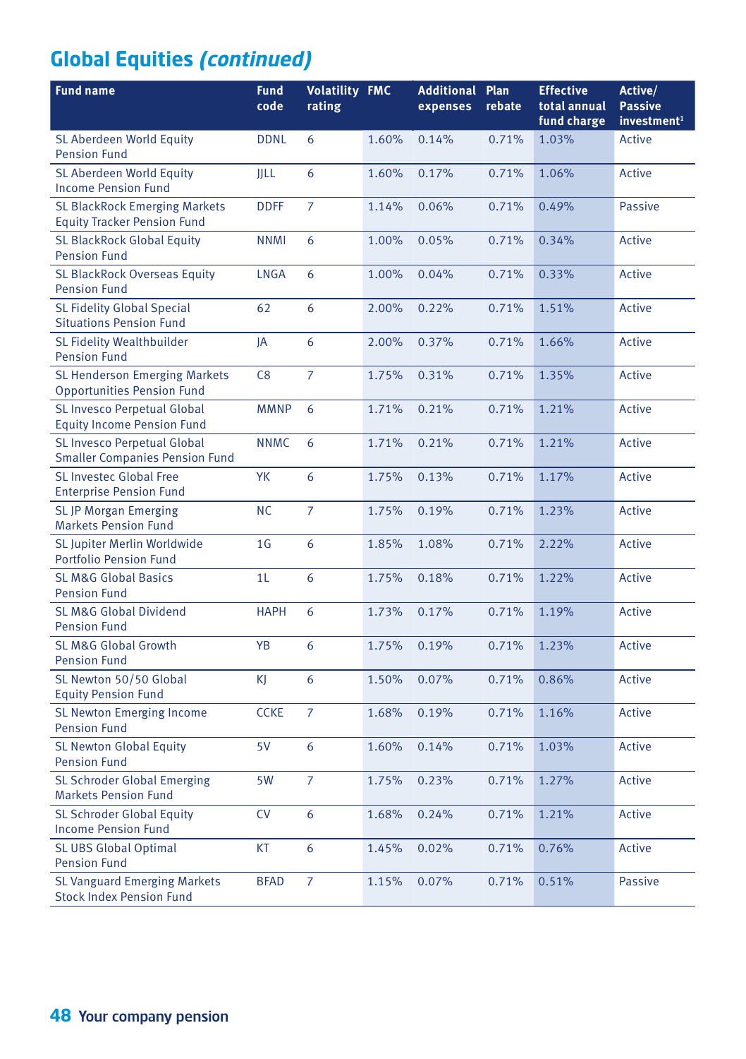## Global Equities *(continued)*

| Fund name | Fund code | Volatility rating | FMC | Additional expenses | Plan rebate | Effective total annual fund charge | Active/ Passive investment[1] |
|---|---|---|---|---|---|---|---|
| SL Aberdeen World Equity Pension Fund | DDNL | 6 | 1.60% | 0.14% | 0.71% | 1.03% | Active |
| SL Aberdeen World Equity Income Pension Fund | JJLL | 6 | 1.60% | 0.17% | 0.71% | 1.06% | Active |
| SL BlackRock Emerging Markets Equity Tracker Pension Fund | DDFF | 7 | 1.14% | 0.06% | 0.71% | 0.49% | Passive |
| SL BlackRock Global Equity Pension Fund | NNMI | 6 | 1.00% | 0.05% | 0.71% | 0.34% | Active |
| SL BlackRock Overseas Equity Pension Fund | LNGA | 6 | 1.00% | 0.04% | 0.71% | 0.33% | Active |
| SL Fidelity Global Special Situations Pension Fund | 62 | 6 | 2.00% | 0.22% | 0.71% | 1.51% | Active |
| SL Fidelity Wealthbuilder Pension Fund | JA | 6 | 2.00% | 0.37% | 0.71% | 1.66% | Active |
| SL Henderson Emerging Markets Opportunities Pension Fund | C8 | 7 | 1.75% | 0.31% | 0.71% | 1.35% | Active |
| SL Invesco Perpetual Global Equity Income Pension Fund | MMNP | 6 | 1.71% | 0.21% | 0.71% | 1.21% | Active |
| SL Invesco Perpetual Global Smaller Companies Pension Fund | NNMC | 6 | 1.71% | 0.21% | 0.71% | 1.21% | Active |
| SL Investec Global Free Enterprise Pension Fund | YK | 6 | 1.75% | 0.13% | 0.71% | 1.17% | Active |
| SL JP Morgan Emerging Markets Pension Fund | NC | 7 | 1.75% | 0.19% | 0.71% | 1.23% | Active |
| SL Jupiter Merlin Worldwide Portfolio Pension Fund | 1G | 6 | 1.85% | 1.08% | 0.71% | 2.22% | Active |
| SL M&G Global Basics Pension Fund | 1L | 6 | 1.75% | 0.18% | 0.71% | 1.22% | Active |
| SL M&G Global Dividend Pension Fund | HAPH | 6 | 1.73% | 0.17% | 0.71% | 1.19% | Active |
| SL M&G Global Growth Pension Fund | YB | 6 | 1.75% | 0.19% | 0.71% | 1.23% | Active |
| SL Newton 50/50 Global Equity Pension Fund | KJ | 6 | 1.50% | 0.07% | 0.71% | 0.86% | Active |
| SL Newton Emerging Income Pension Fund | CCKE | 7 | 1.68% | 0.19% | 0.71% | 1.16% | Active |
| SL Newton Global Equity Pension Fund | 5V | 6 | 1.60% | 0.14% | 0.71% | 1.03% | Active |
| SL Schroder Global Emerging Markets Pension Fund | 5W | 7 | 1.75% | 0.23% | 0.71% | 1.27% | Active |
| SL Schroder Global Equity Income Pension Fund | CV | 6 | 1.68% | 0.24% | 0.71% | 1.21% | Active |
| SL UBS Global Optimal Pension Fund | KT | 6 | 1.45% | 0.02% | 0.71% | 0.76% | Active |
| SL Vanguard Emerging Markets Stock Index Pension Fund | BFAD | 7 | 1.15% | 0.07% | 0.71% | 0.51% | Passive |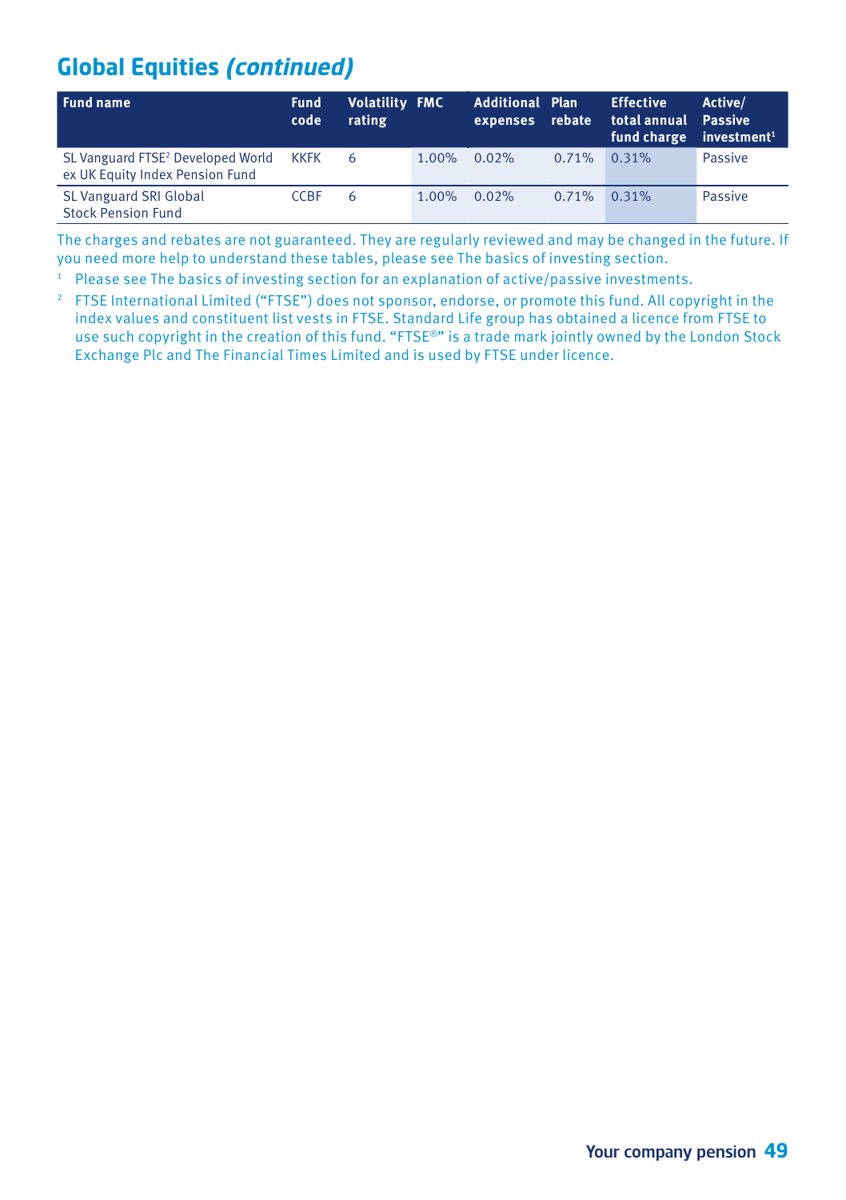## Global Equities *(continued)*

| Fund name | Fund code | Volatility rating | FMC | Additional expenses | Plan rebate | Effective total annual fund charge | Active/ Passive investment[1] |
|---|---|---|---|---|---|---|---|
| SL Vanguard FTSE[2] Developed World ex UK Equity Index Pension Fund | KKFK | 6 | 1.00% | 0.02% | 0.71% | 0.31% | Passive |
| SL Vanguard SRI Global Stock Pension Fund | CCBF | 6 | 1.00% | 0.02% | 0.71% | 0.31% | Passive |

The charges and rebates are not guaranteed. They are regularly reviewed and may be changed in the future. If you need more help to understand these tables, please see The basics of investing section.

[1] Please see The basics of investing section for an explanation of active/passive investments.

[2] FTSE International Limited ("FTSE") does not sponsor, endorse, or promote this fund. All copyright in the index values and constituent list vests in FTSE. Standard Life group has obtained a licence from FTSE to use such copyright in the creation of this fund. "FTSE®" is a trade mark jointly owned by the London Stock Exchange Plc and The Financial Times Limited and is used by FTSE under licence.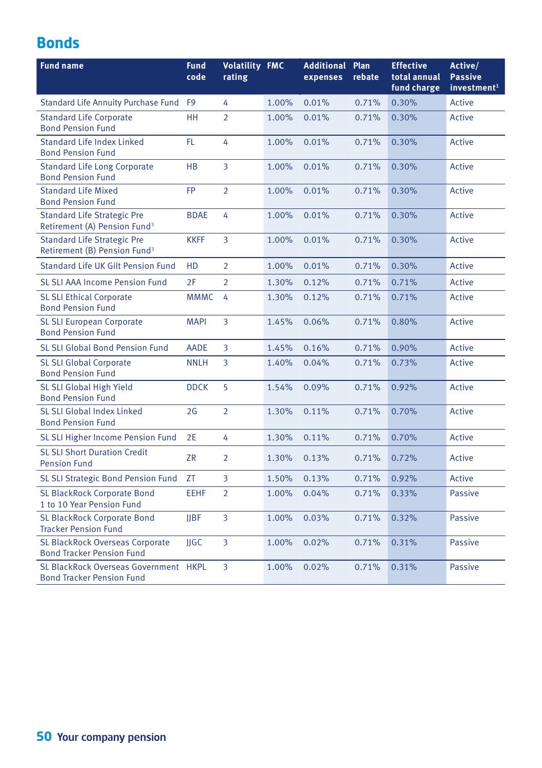# Bonds

| Fund name | Fund code | Volatility rating | FMC | Additional expenses | Plan rebate | Effective total annual fund charge | Active/ Passive investment[1] |
|---|---|---|---|---|---|---|---|
| Standard Life Annuity Purchase Fund | F9 | 4 | 1.00% | 0.01% | 0.71% | 0.30% | Active |
| Standard Life Corporate Bond Pension Fund | HH | 2 | 1.00% | 0.01% | 0.71% | 0.30% | Active |
| Standard Life Index Linked Bond Pension Fund | FL | 4 | 1.00% | 0.01% | 0.71% | 0.30% | Active |
| Standard Life Long Corporate Bond Pension Fund | HB | 3 | 1.00% | 0.01% | 0.71% | 0.30% | Active |
| Standard Life Mixed Bond Pension Fund | FP | 2 | 1.00% | 0.01% | 0.71% | 0.30% | Active |
| Standard Life Strategic Pre Retirement (A) Pension Fund[3] | BDAE | 4 | 1.00% | 0.01% | 0.71% | 0.30% | Active |
| Standard Life Strategic Pre Retirement (B) Pension Fund[3] | KKFF | 3 | 1.00% | 0.01% | 0.71% | 0.30% | Active |
| Standard Life UK Gilt Pension Fund | HD | 2 | 1.00% | 0.01% | 0.71% | 0.30% | Active |
| SL SLI AAA Income Pension Fund | 2F | 2 | 1.30% | 0.12% | 0.71% | 0.71% | Active |
| SL SLI Ethical Corporate Bond Pension Fund | MMMC | 4 | 1.30% | 0.12% | 0.71% | 0.71% | Active |
| SL SLI European Corporate Bond Pension Fund | MAPI | 3 | 1.45% | 0.06% | 0.71% | 0.80% | Active |
| SL SLI Global Bond Pension Fund | AADE | 3 | 1.45% | 0.16% | 0.71% | 0.90% | Active |
| SL SLI Global Corporate Bond Pension Fund | NNLH | 3 | 1.40% | 0.04% | 0.71% | 0.73% | Active |
| SL SLI Global High Yield Bond Pension Fund | DDCK | 5 | 1.54% | 0.09% | 0.71% | 0.92% | Active |
| SL SLI Global Index Linked Bond Pension Fund | 2G | 2 | 1.30% | 0.11% | 0.71% | 0.70% | Active |
| SL SLI Higher Income Pension Fund | 2E | 4 | 1.30% | 0.11% | 0.71% | 0.70% | Active |
| SL SLI Short Duration Credit Pension Fund | ZR | 2 | 1.30% | 0.13% | 0.71% | 0.72% | Active |
| SL SLI Strategic Bond Pension Fund | ZT | 3 | 1.50% | 0.13% | 0.71% | 0.92% | Active |
| SL BlackRock Corporate Bond 1 to 10 Year Pension Fund | EEHF | 2 | 1.00% | 0.04% | 0.71% | 0.33% | Passive |
| SL BlackRock Corporate Bond Tracker Pension Fund | JJBF | 3 | 1.00% | 0.03% | 0.71% | 0.32% | Passive |
| SL BlackRock Overseas Corporate Bond Tracker Pension Fund | JJGC | 3 | 1.00% | 0.02% | 0.71% | 0.31% | Passive |
| SL BlackRock Overseas Government Bond Tracker Pension Fund | HKPL | 3 | 1.00% | 0.02% | 0.71% | 0.31% | Passive |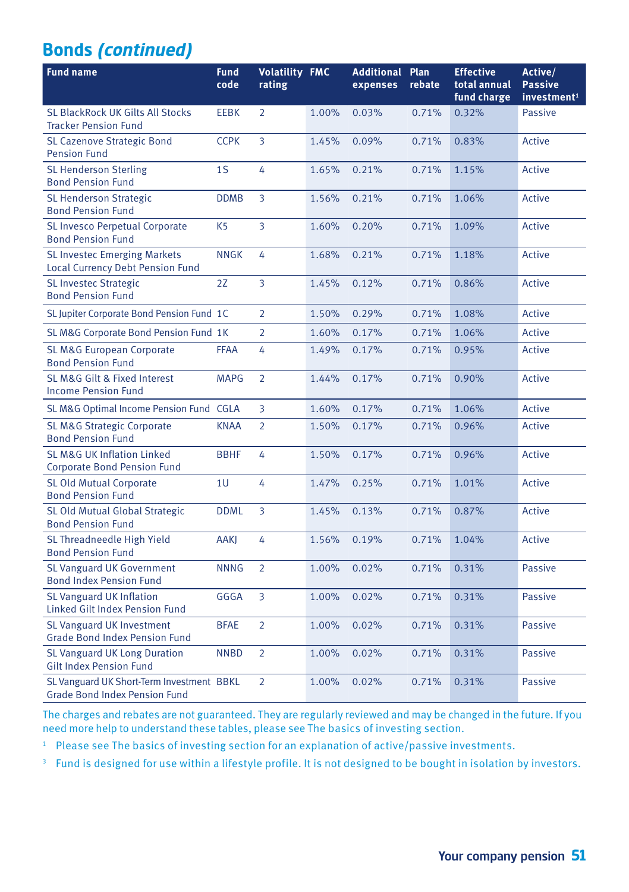## Bonds *(continued)*

| Fund name | Fund code | Volatility rating | FMC | Additional expenses | Plan rebate | Effective total annual fund charge | Active/ Passive investment[1] |
|---|---|---|---|---|---|---|---|
| SL BlackRock UK Gilts All Stocks Tracker Pension Fund | EEBK | 2 | 1.00% | 0.03% | 0.71% | 0.32% | Passive |
| SL Cazenove Strategic Bond Pension Fund | CCPK | 3 | 1.45% | 0.09% | 0.71% | 0.83% | Active |
| SL Henderson Sterling Bond Pension Fund | 1S | 4 | 1.65% | 0.21% | 0.71% | 1.15% | Active |
| SL Henderson Strategic Bond Pension Fund | DDMB | 3 | 1.56% | 0.21% | 0.71% | 1.06% | Active |
| SL Invesco Perpetual Corporate Bond Pension Fund | K5 | 3 | 1.60% | 0.20% | 0.71% | 1.09% | Active |
| SL Investec Emerging Markets Local Currency Debt Pension Fund | NNGK | 4 | 1.68% | 0.21% | 0.71% | 1.18% | Active |
| SL Investec Strategic Bond Pension Fund | 2Z | 3 | 1.45% | 0.12% | 0.71% | 0.86% | Active |
| SL Jupiter Corporate Bond Pension Fund | 1C | 2 | 1.50% | 0.29% | 0.71% | 1.08% | Active |
| SL M&G Corporate Bond Pension Fund | 1K | 2 | 1.60% | 0.17% | 0.71% | 1.06% | Active |
| SL M&G European Corporate Bond Pension Fund | FFAA | 4 | 1.49% | 0.17% | 0.71% | 0.95% | Active |
| SL M&G Gilt & Fixed Interest Income Pension Fund | MAPG | 2 | 1.44% | 0.17% | 0.71% | 0.90% | Active |
| SL M&G Optimal Income Pension Fund | CGLA | 3 | 1.60% | 0.17% | 0.71% | 1.06% | Active |
| SL M&G Strategic Corporate Bond Pension Fund | KNAA | 2 | 1.50% | 0.17% | 0.71% | 0.96% | Active |
| SL M&G UK Inflation Linked Corporate Bond Pension Fund | BBHF | 4 | 1.50% | 0.17% | 0.71% | 0.96% | Active |
| SL Old Mutual Corporate Bond Pension Fund | 1U | 4 | 1.47% | 0.25% | 0.71% | 1.01% | Active |
| SL Old Mutual Global Strategic Bond Pension Fund | DDML | 3 | 1.45% | 0.13% | 0.71% | 0.87% | Active |
| SL Threadneedle High Yield Bond Pension Fund | AAKJ | 4 | 1.56% | 0.19% | 0.71% | 1.04% | Active |
| SL Vanguard UK Government Bond Index Pension Fund | NNNG | 2 | 1.00% | 0.02% | 0.71% | 0.31% | Passive |
| SL Vanguard UK Inflation Linked Gilt Index Pension Fund | GGGA | 3 | 1.00% | 0.02% | 0.71% | 0.31% | Passive |
| SL Vanguard UK Investment Grade Bond Index Pension Fund | BFAE | 2 | 1.00% | 0.02% | 0.71% | 0.31% | Passive |
| SL Vanguard UK Long Duration Gilt Index Pension Fund | NNBD | 2 | 1.00% | 0.02% | 0.71% | 0.31% | Passive |
| SL Vanguard UK Short-Term Investment Grade Bond Index Pension Fund | BBKL | 2 | 1.00% | 0.02% | 0.71% | 0.31% | Passive |

The charges and rebates are not guaranteed. They are regularly reviewed and may be changed in the future. If you need more help to understand these tables, please see The basics of investing section.

[1] Please see The basics of investing section for an explanation of active/passive investments.

[3] Fund is designed for use within a lifestyle profile. It is not designed to be bought in isolation by investors.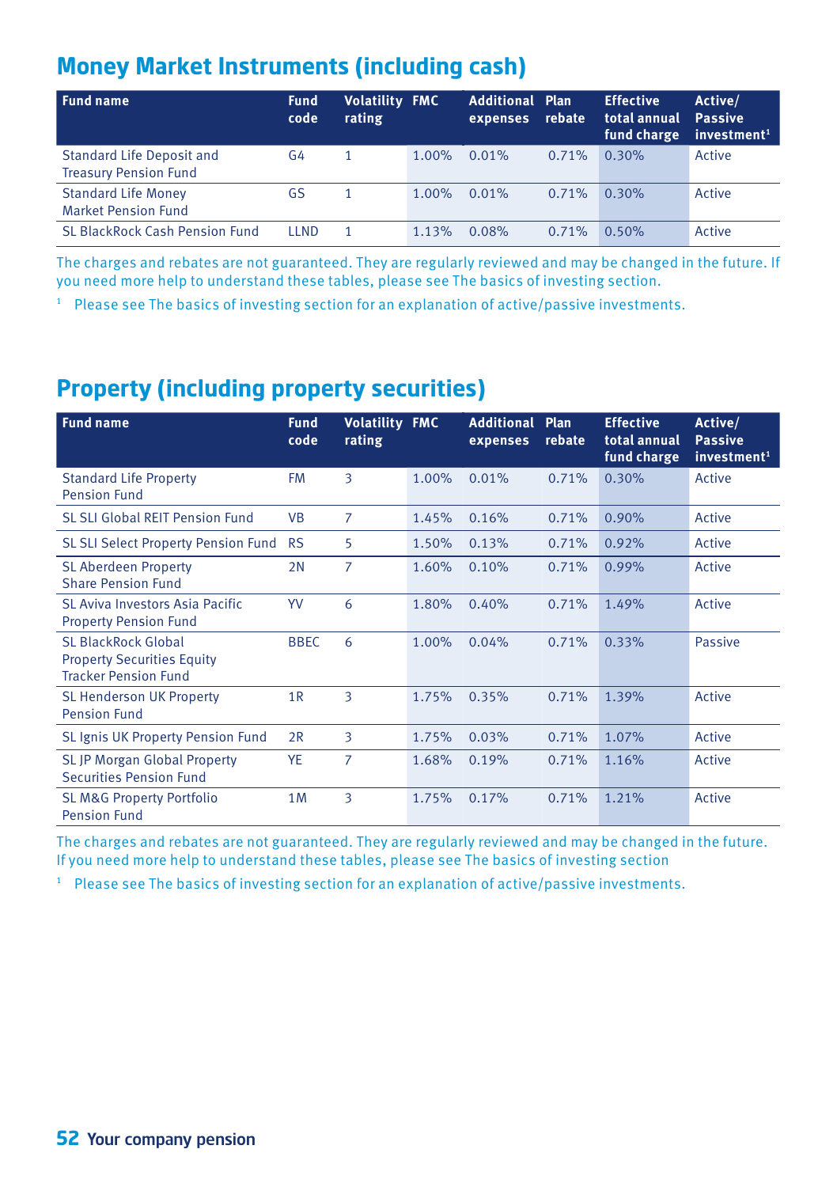## Money Market Instruments (including cash)

| Fund name | Fund code | Volatility rating | FMC | Additional expenses | Plan rebate | Effective total annual fund charge | Active/ Passive investment[1] |
|---|---|---|---|---|---|---|---|
| Standard Life Deposit and Treasury Pension Fund | G4 | 1 | 1.00% | 0.01% | 0.71% | 0.30% | Active |
| Standard Life Money Market Pension Fund | GS | 1 | 1.00% | 0.01% | 0.71% | 0.30% | Active |
| SL BlackRock Cash Pension Fund | LLND | 1 | 1.13% | 0.08% | 0.71% | 0.50% | Active |

The charges and rebates are not guaranteed. They are regularly reviewed and may be changed in the future. If you need more help to understand these tables, please see The basics of investing section.

[1] Please see The basics of investing section for an explanation of active/passive investments.

## Property (including property securities)

| Fund name | Fund code | Volatility rating | FMC | Additional expenses | Plan rebate | Effective total annual fund charge | Active/ Passive investment[1] |
|---|---|---|---|---|---|---|---|
| Standard Life Property Pension Fund | FM | 3 | 1.00% | 0.01% | 0.71% | 0.30% | Active |
| SL SLI Global REIT Pension Fund | VB | 7 | 1.45% | 0.16% | 0.71% | 0.90% | Active |
| SL SLI Select Property Pension Fund | RS | 5 | 1.50% | 0.13% | 0.71% | 0.92% | Active |
| SL Aberdeen Property Share Pension Fund | 2N | 7 | 1.60% | 0.10% | 0.71% | 0.99% | Active |
| SL Aviva Investors Asia Pacific Property Pension Fund | YV | 6 | 1.80% | 0.40% | 0.71% | 1.49% | Active |
| SL BlackRock Global Property Securities Equity Tracker Pension Fund | BBEC | 6 | 1.00% | 0.04% | 0.71% | 0.33% | Passive |
| SL Henderson UK Property Pension Fund | 1R | 3 | 1.75% | 0.35% | 0.71% | 1.39% | Active |
| SL Ignis UK Property Pension Fund | 2R | 3 | 1.75% | 0.03% | 0.71% | 1.07% | Active |
| SL JP Morgan Global Property Securities Pension Fund | YE | 7 | 1.68% | 0.19% | 0.71% | 1.16% | Active |
| SL M&G Property Portfolio Pension Fund | 1M | 3 | 1.75% | 0.17% | 0.71% | 1.21% | Active |

The charges and rebates are not guaranteed. They are regularly reviewed and may be changed in the future. If you need more help to understand these tables, please see The basics of investing section

[1] Please see The basics of investing section for an explanation of active/passive investments.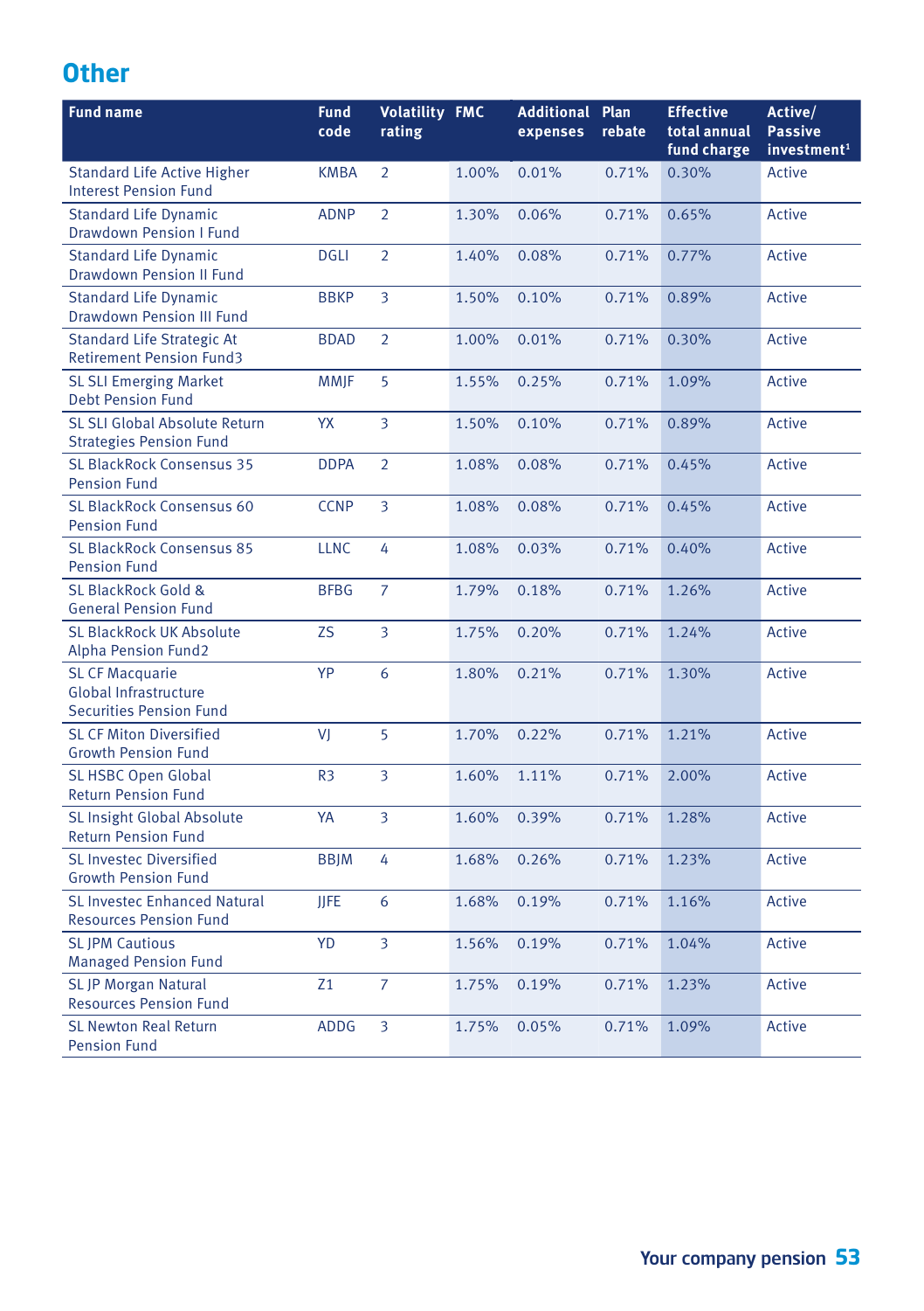# Other

| Fund name | Fund code | Volatility rating | FMC | Additional expenses | Plan rebate | Effective total annual fund charge | Active/ Passive investment[1] |
|---|---|---|---|---|---|---|---|
| Standard Life Active Higher Interest Pension Fund | KMBA | 2 | 1.00% | 0.01% | 0.71% | 0.30% | Active |
| Standard Life Dynamic Drawdown Pension I Fund | ADNP | 2 | 1.30% | 0.06% | 0.71% | 0.65% | Active |
| Standard Life Dynamic Drawdown Pension II Fund | DGLI | 2 | 1.40% | 0.08% | 0.71% | 0.77% | Active |
| Standard Life Dynamic Drawdown Pension III Fund | BBKP | 3 | 1.50% | 0.10% | 0.71% | 0.89% | Active |
| Standard Life Strategic At Retirement Pension Fund3 | BDAD | 2 | 1.00% | 0.01% | 0.71% | 0.30% | Active |
| SL SLI Emerging Market Debt Pension Fund | MMJF | 5 | 1.55% | 0.25% | 0.71% | 1.09% | Active |
| SL SLI Global Absolute Return Strategies Pension Fund | YX | 3 | 1.50% | 0.10% | 0.71% | 0.89% | Active |
| SL BlackRock Consensus 35 Pension Fund | DDPA | 2 | 1.08% | 0.08% | 0.71% | 0.45% | Active |
| SL BlackRock Consensus 60 Pension Fund | CCNP | 3 | 1.08% | 0.08% | 0.71% | 0.45% | Active |
| SL BlackRock Consensus 85 Pension Fund | LLNC | 4 | 1.08% | 0.03% | 0.71% | 0.40% | Active |
| SL BlackRock Gold & General Pension Fund | BFBG | 7 | 1.79% | 0.18% | 0.71% | 1.26% | Active |
| SL BlackRock UK Absolute Alpha Pension Fund2 | ZS | 3 | 1.75% | 0.20% | 0.71% | 1.24% | Active |
| SL CF Macquarie Global Infrastructure Securities Pension Fund | YP | 6 | 1.80% | 0.21% | 0.71% | 1.30% | Active |
| SL CF Miton Diversified Growth Pension Fund | VJ | 5 | 1.70% | 0.22% | 0.71% | 1.21% | Active |
| SL HSBC Open Global Return Pension Fund | R3 | 3 | 1.60% | 1.11% | 0.71% | 2.00% | Active |
| SL Insight Global Absolute Return Pension Fund | YA | 3 | 1.60% | 0.39% | 0.71% | 1.28% | Active |
| SL Investec Diversified Growth Pension Fund | BBJM | 4 | 1.68% | 0.26% | 0.71% | 1.23% | Active |
| SL Investec Enhanced Natural Resources Pension Fund | JJFE | 6 | 1.68% | 0.19% | 0.71% | 1.16% | Active |
| SL JPM Cautious Managed Pension Fund | YD | 3 | 1.56% | 0.19% | 0.71% | 1.04% | Active |
| SL JP Morgan Natural Resources Pension Fund | Z1 | 7 | 1.75% | 0.19% | 0.71% | 1.23% | Active |
| SL Newton Real Return Pension Fund | ADDG | 3 | 1.75% | 0.05% | 0.71% | 1.09% | Active |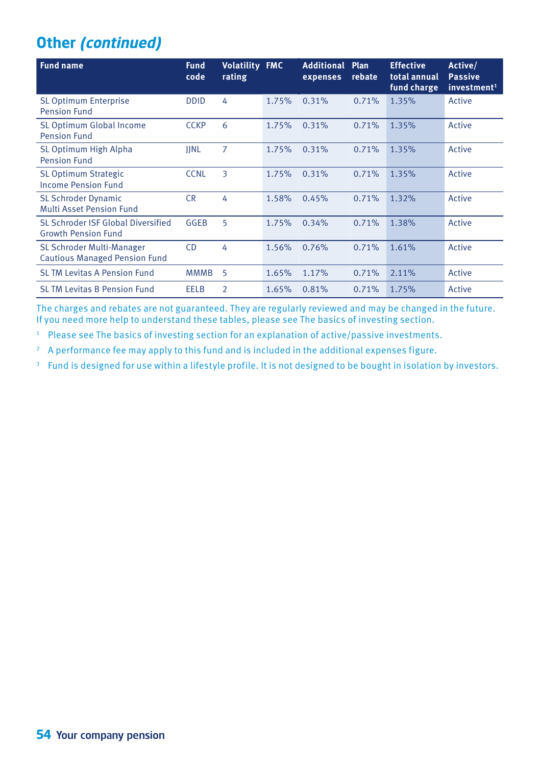## Other *(continued)*

| Fund name | Fund code | Volatility rating | FMC | Additional expenses | Plan rebate | Effective total annual fund charge | Active/ Passive investment[1] |
|---|---|---|---|---|---|---|---|
| SL Optimum Enterprise Pension Fund | DDID | 4 | 1.75% | 0.31% | 0.71% | 1.35% | Active |
| SL Optimum Global Income Pension Fund | CCKP | 6 | 1.75% | 0.31% | 0.71% | 1.35% | Active |
| SL Optimum High Alpha Pension Fund | JJNL | 7 | 1.75% | 0.31% | 0.71% | 1.35% | Active |
| SL Optimum Strategic Income Pension Fund | CCNL | 3 | 1.75% | 0.31% | 0.71% | 1.35% | Active |
| SL Schroder Dynamic Multi Asset Pension Fund | CR | 4 | 1.58% | 0.45% | 0.71% | 1.32% | Active |
| SL Schroder ISF Global Diversified Growth Pension Fund | GGEB | 5 | 1.75% | 0.34% | 0.71% | 1.38% | Active |
| SL Schroder Multi-Manager Cautious Managed Pension Fund | CD | 4 | 1.56% | 0.76% | 0.71% | 1.61% | Active |
| SL TM Levitas A Pension Fund | MMMB | 5 | 1.65% | 1.17% | 0.71% | 2.11% | Active |
| SL TM Levitas B Pension Fund | EELB | 2 | 1.65% | 0.81% | 0.71% | 1.75% | Active |

The charges and rebates are not guaranteed. They are regularly reviewed and may be changed in the future. If you need more help to understand these tables, please see The basics of investing section.

[1] Please see The basics of investing section for an explanation of active/passive investments.

[2] A performance fee may apply to this fund and is included in the additional expenses figure.

[3] Fund is designed for use within a lifestyle profile. It is not designed to be bought in isolation by investors.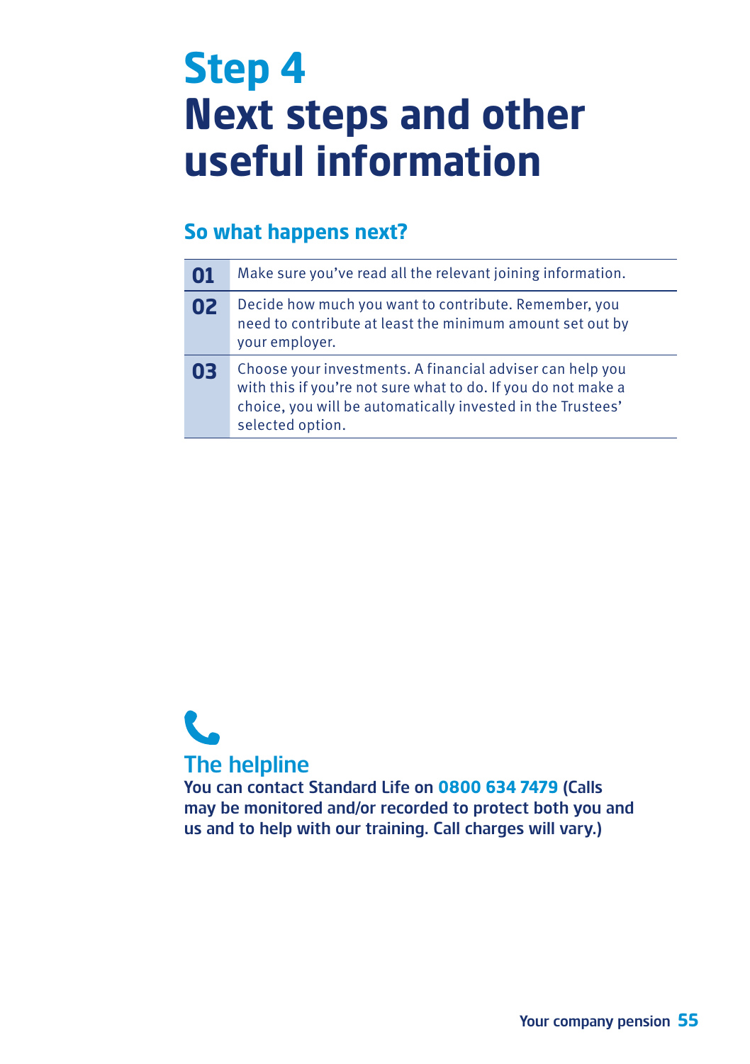# Step 4
# Next steps and other useful information

## So what happens next?

| | |
|---|---|
| **01** | Make sure you've read all the relevant joining information. |
| **02** | Decide how much you want to contribute. Remember, you need to contribute at least the minimum amount set out by your employer. |
| **03** | Choose your investments. A financial adviser can help you with this if you're not sure what to do. If you do not make a choice, you will be automatically invested in the Trustees' selected option. |

### The helpline

**You can contact Standard Life on 0800 634 7479 (Calls may be monitored and/or recorded to protect both you and us and to help with our training. Call charges will vary.)**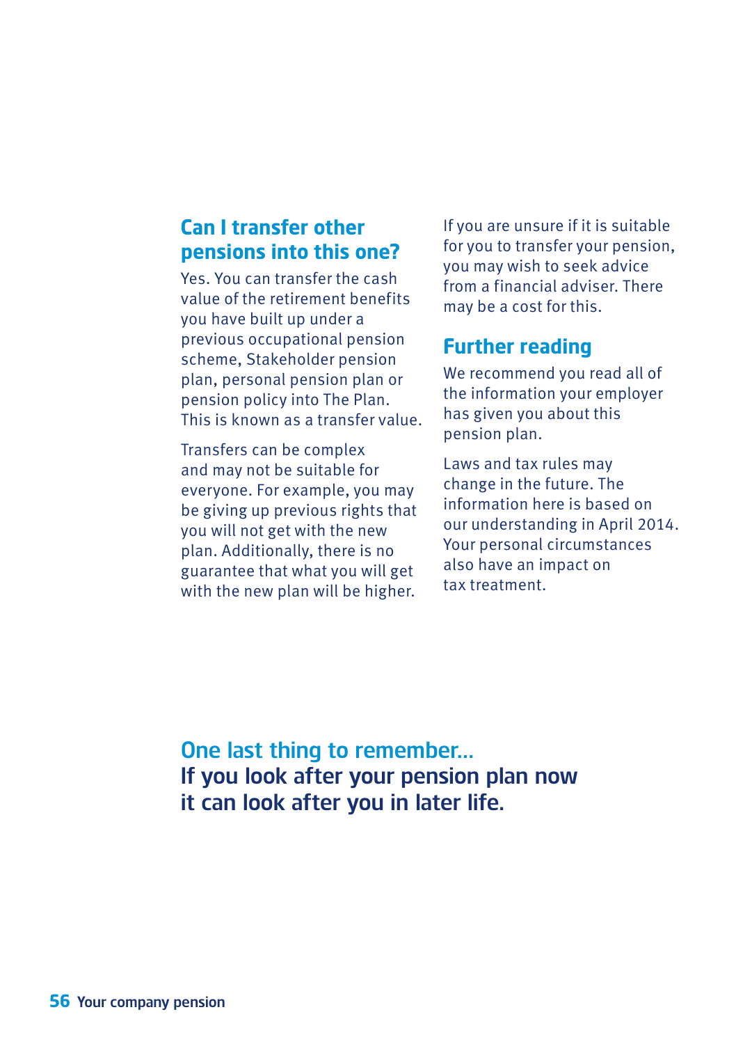## Can I transfer other pensions into this one?

Yes. You can transfer the cash value of the retirement benefits you have built up under a previous occupational pension scheme, Stakeholder pension plan, personal pension plan or pension policy into The Plan. This is known as a transfer value.

Transfers can be complex and may not be suitable for everyone. For example, you may be giving up previous rights that you will not get with the new plan. Additionally, there is no guarantee that what you will get with the new plan will be higher.

If you are unsure if it is suitable for you to transfer your pension, you may wish to seek advice from a financial adviser. There may be a cost for this.

## Further reading

We recommend you read all of the information your employer has given you about this pension plan.

Laws and tax rules may change in the future. The information here is based on our understanding in April 2014. Your personal circumstances also have an impact on tax treatment.

## One last thing to remember...

**If you look after your pension plan now it can look after you in later life.**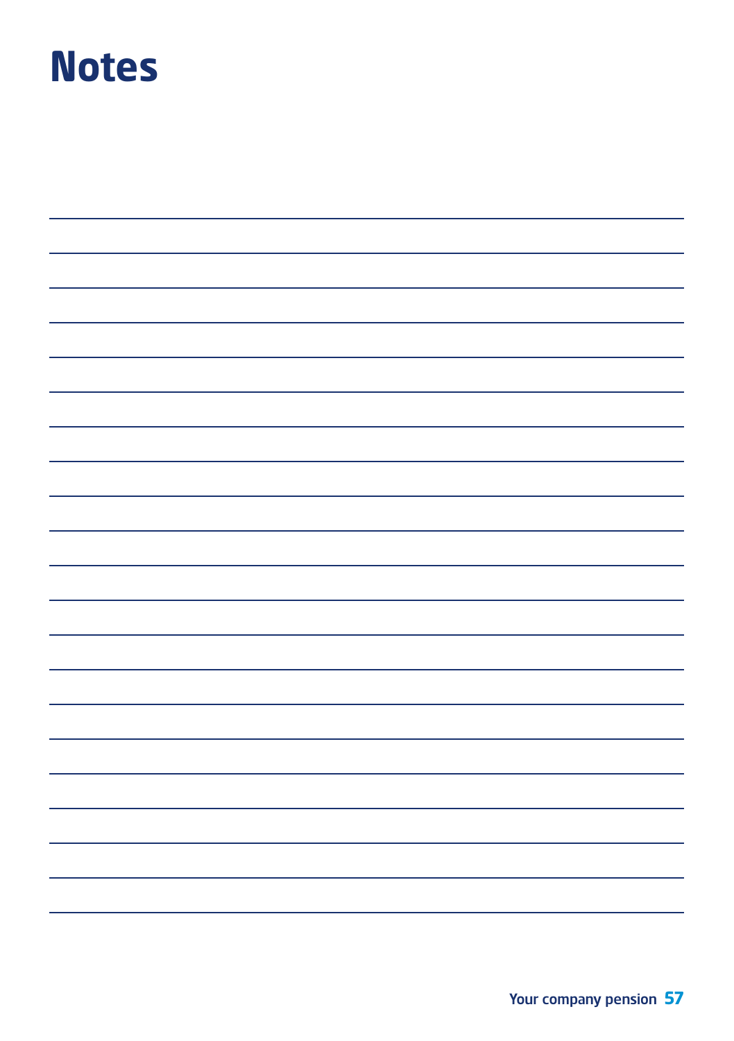# Notes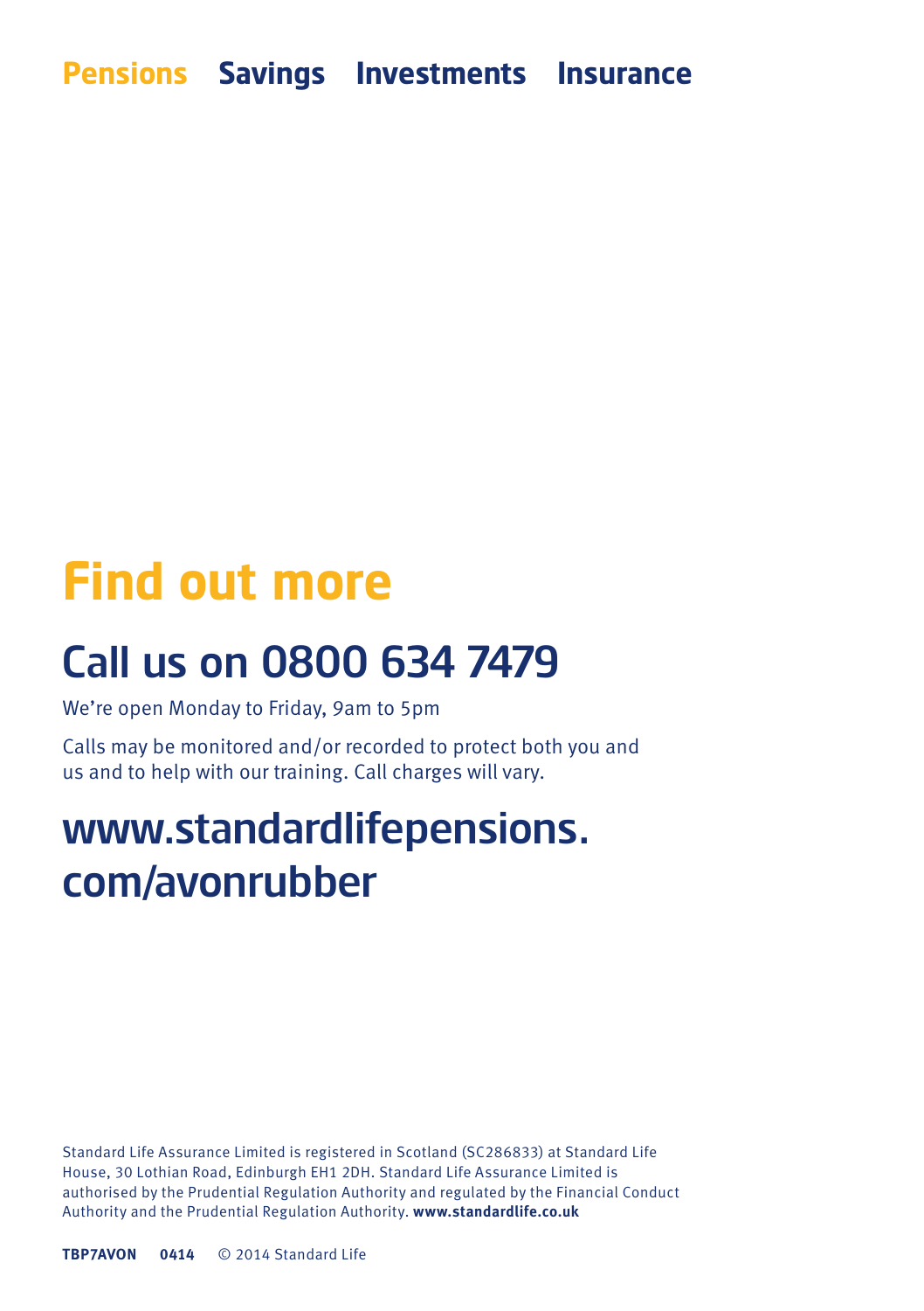**Pensions** **Savings** **Investments** **Insurance**

# Find out more

## Call us on 0800 634 7479

We're open Monday to Friday, 9am to 5pm

Calls may be monitored and/or recorded to protect both you and us and to help with our training. Call charges will vary.

## www.standardlifepensions.com/avonrubber

Standard Life Assurance Limited is registered in Scotland (SC286833) at Standard Life House, 30 Lothian Road, Edinburgh EH1 2DH. Standard Life Assurance Limited is authorised by the Prudential Regulation Authority and regulated by the Financial Conduct Authority and the Prudential Regulation Authority. **www.standardlife.co.uk**

**TBP7AVON** **0414** © 2014 Standard Life